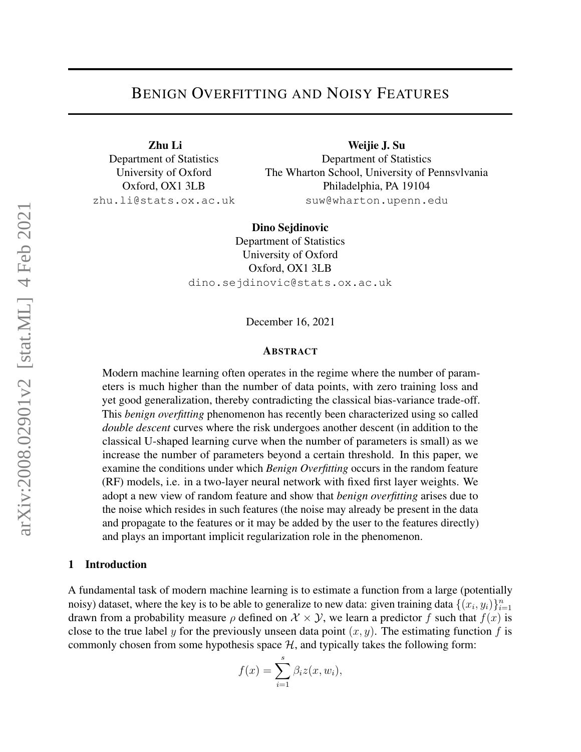# Benign Overfitting and Noisy Features

**Zhu Li**
Department of Statistics
University of Oxford
Oxford, OX1 3LB
zhu.li@stats.ox.ac.uk

**Weijie J. Su**
Department of Statistics
The Wharton School, University of Pennsvlvania
Philadelphia, PA 19104
suw@wharton.upenn.edu

**Dino Sejdinovic**
Department of Statistics
University of Oxford
Oxford, OX1 3LB
dino.sejdinovic@stats.ox.ac.uk

December 16, 2021

## Abstract

Modern machine learning often operates in the regime where the number of parameters is much higher than the number of data points, with zero training loss and yet good generalization, thereby contradicting the classical bias-variance trade-off. This *benign overfitting* phenomenon has recently been characterized using so called *double descent* curves where the risk undergoes another descent (in addition to the classical U-shaped learning curve when the number of parameters is small) as we increase the number of parameters beyond a certain threshold. In this paper, we examine the conditions under which *Benign Overfitting* occurs in the random feature (RF) models, i.e. in a two-layer neural network with fixed first layer weights. We adopt a new view of random feature and show that *benign overfitting* arises due to the noise which resides in such features (the noise may already be present in the data and propagate to the features or it may be added by the user to the features directly) and plays an important implicit regularization role in the phenomenon.

## 1 Introduction

A fundamental task of modern machine learning is to estimate a function from a large (potentially noisy) dataset, where the key is to be able to generalize to new data: given training data $\{(x_i, y_i)\}_{i=1}^n$ drawn from a probability measure $\rho$ defined on $\mathcal{X} \times \mathcal{Y}$, we learn a predictor $f$ such that $f(x)$ is close to the true label $y$ for the previously unseen data point $(x, y)$. The estimating function $f$ is commonly chosen from some hypothesis space $\mathcal{H}$, and typically takes the following form:

$$f(x) = \sum_{i=1}^{s} \beta_i z(x, w_i),$$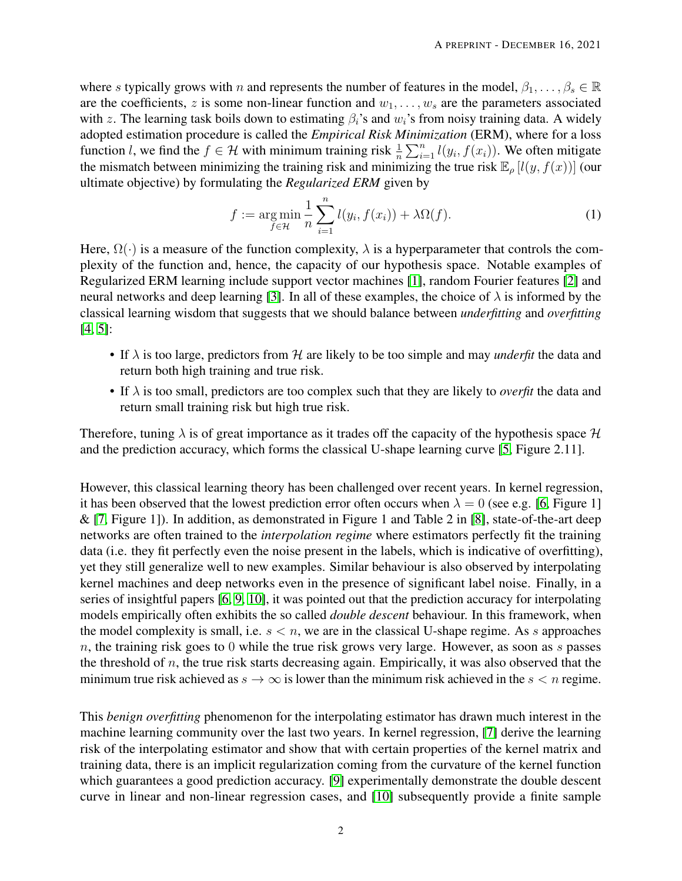where $s$ typically grows with $n$ and represents the number of features in the model, $\beta_1, \dots, \beta_s \in \mathbb{R}$ are the coefficients, $z$ is some non-linear function and $w_1, \dots, w_s$ are the parameters associated with $z$. The learning task boils down to estimating $\beta_i$'s and $w_i$'s from noisy training data. A widely adopted estimation procedure is called the *Empirical Risk Minimization* (ERM), where for a loss function $l$, we find the $f \in \mathcal{H}$ with minimum training risk $\frac{1}{n}\sum_{i=1}^{n} l(y_i, f(x_i))$. We often mitigate the mismatch between minimizing the training risk and minimizing the true risk $\mathbb{E}_\rho\left[l(y, f(x))\right]$ (our ultimate objective) by formulating the *Regularized ERM* given by

$$f := \underset{f \in \mathcal{H}}{\arg\min} \frac{1}{n} \sum_{i=1}^{n} l(y_i, f(x_i)) + \lambda \Omega(f). \tag{1}$$

Here, $\Omega(\cdot)$ is a measure of the function complexity, $\lambda$ is a hyperparameter that controls the complexity of the function and, hence, the capacity of our hypothesis space. Notable examples of Regularized ERM learning include support vector machines [1], random Fourier features [2] and neural networks and deep learning [3]. In all of these examples, the choice of $\lambda$ is informed by the classical learning wisdom that suggests that we should balance between *underfitting* and *overfitting* [4, 5]:

- If $\lambda$ is too large, predictors from $\mathcal{H}$ are likely to be too simple and may *underfit* the data and return both high training and true risk.
- If $\lambda$ is too small, predictors are too complex such that they are likely to *overfit* the data and return small training risk but high true risk.

Therefore, tuning $\lambda$ is of great importance as it trades off the capacity of the hypothesis space $\mathcal{H}$ and the prediction accuracy, which forms the classical U-shape learning curve [5, Figure 2.11].

However, this classical learning theory has been challenged over recent years. In kernel regression, it has been observed that the lowest prediction error often occurs when $\lambda = 0$ (see e.g. [6, Figure 1] & [7, Figure 1]). In addition, as demonstrated in Figure 1 and Table 2 in [8], state-of-the-art deep networks are often trained to the *interpolation regime* where estimators perfectly fit the training data (i.e. they fit perfectly even the noise present in the labels, which is indicative of overfitting), yet they still generalize well to new examples. Similar behaviour is also observed by interpolating kernel machines and deep networks even in the presence of significant label noise. Finally, in a series of insightful papers [6, 9, 10], it was pointed out that the prediction accuracy for interpolating models empirically often exhibits the so called *double descent* behaviour. In this framework, when the model complexity is small, i.e. $s < n$, we are in the classical U-shape regime. As $s$ approaches $n$, the training risk goes to 0 while the true risk grows very large. However, as soon as $s$ passes the threshold of $n$, the true risk starts decreasing again. Empirically, it was also observed that the minimum true risk achieved as $s \to \infty$ is lower than the minimum risk achieved in the $s < n$ regime.

This *benign overfitting* phenomenon for the interpolating estimator has drawn much interest in the machine learning community over the last two years. In kernel regression, [7] derive the learning risk of the interpolating estimator and show that with certain properties of the kernel matrix and training data, there is an implicit regularization coming from the curvature of the kernel function which guarantees a good prediction accuracy. [9] experimentally demonstrate the double descent curve in linear and non-linear regression cases, and [10] subsequently provide a finite sample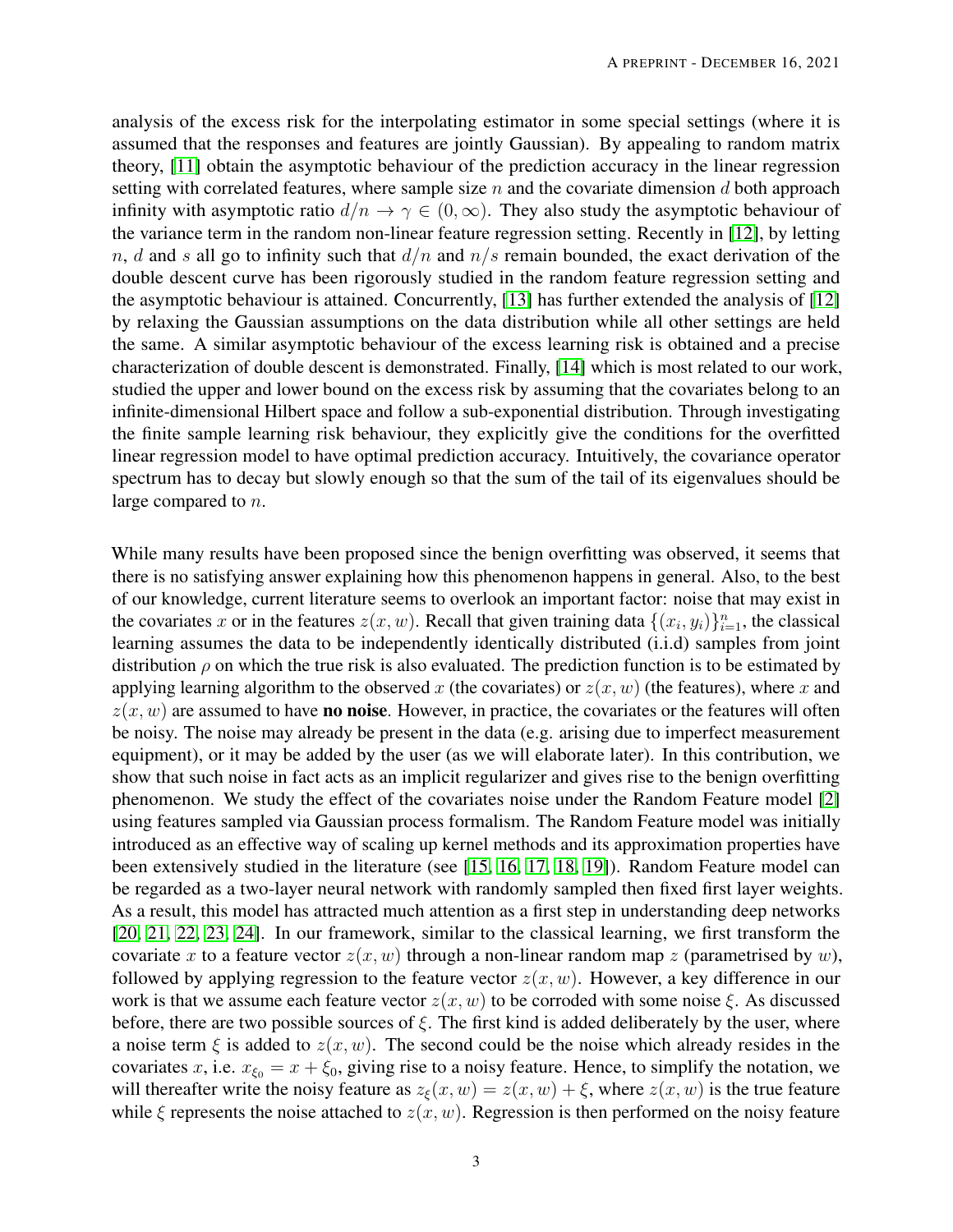analysis of the excess risk for the interpolating estimator in some special settings (where it is assumed that the responses and features are jointly Gaussian). By appealing to random matrix theory, [11] obtain the asymptotic behaviour of the prediction accuracy in the linear regression setting with correlated features, where sample size $n$ and the covariate dimension $d$ both approach infinity with asymptotic ratio $d/n \to \gamma \in (0, \infty)$. They also study the asymptotic behaviour of the variance term in the random non-linear feature regression setting. Recently in [12], by letting $n$, $d$ and $s$ all go to infinity such that $d/n$ and $n/s$ remain bounded, the exact derivation of the double descent curve has been rigorously studied in the random feature regression setting and the asymptotic behaviour is attained. Concurrently, [13] has further extended the analysis of [12] by relaxing the Gaussian assumptions on the data distribution while all other settings are held the same. A similar asymptotic behaviour of the excess learning risk is obtained and a precise characterization of double descent is demonstrated. Finally, [14] which is most related to our work, studied the upper and lower bound on the excess risk by assuming that the covariates belong to an infinite-dimensional Hilbert space and follow a sub-exponential distribution. Through investigating the finite sample learning risk behaviour, they explicitly give the conditions for the overfitted linear regression model to have optimal prediction accuracy. Intuitively, the covariance operator spectrum has to decay but slowly enough so that the sum of the tail of its eigenvalues should be large compared to $n$.

While many results have been proposed since the benign overfitting was observed, it seems that there is no satisfying answer explaining how this phenomenon happens in general. Also, to the best of our knowledge, current literature seems to overlook an important factor: noise that may exist in the covariates $x$ or in the features $z(x, w)$. Recall that given training data $\{(x_i, y_i)\}_{i=1}^n$, the classical learning assumes the data to be independently identically distributed (i.i.d) samples from joint distribution $\rho$ on which the true risk is also evaluated. The prediction function is to be estimated by applying learning algorithm to the observed $x$ (the covariates) or $z(x, w)$ (the features), where $x$ and $z(x, w)$ are assumed to have **no noise**. However, in practice, the covariates or the features will often be noisy. The noise may already be present in the data (e.g. arising due to imperfect measurement equipment), or it may be added by the user (as we will elaborate later). In this contribution, we show that such noise in fact acts as an implicit regularizer and gives rise to the benign overfitting phenomenon. We study the effect of the covariates noise under the Random Feature model [2] using features sampled via Gaussian process formalism. The Random Feature model was initially introduced as an effective way of scaling up kernel methods and its approximation properties have been extensively studied in the literature (see [15, 16, 17, 18, 19]). Random Feature model can be regarded as a two-layer neural network with randomly sampled then fixed first layer weights. As a result, this model has attracted much attention as a first step in understanding deep networks [20, 21, 22, 23, 24]. In our framework, similar to the classical learning, we first transform the covariate $x$ to a feature vector $z(x, w)$ through a non-linear random map $z$ (parametrised by $w$), followed by applying regression to the feature vector $z(x, w)$. However, a key difference in our work is that we assume each feature vector $z(x, w)$ to be corroded with some noise $\xi$. As discussed before, there are two possible sources of $\xi$. The first kind is added deliberately by the user, where a noise term $\xi$ is added to $z(x, w)$. The second could be the noise which already resides in the covariates $x$, i.e. $x_{\xi_0} = x + \xi_0$, giving rise to a noisy feature. Hence, to simplify the notation, we will thereafter write the noisy feature as $z_\xi(x, w) = z(x, w) + \xi$, where $z(x, w)$ is the true feature while $\xi$ represents the noise attached to $z(x, w)$. Regression is then performed on the noisy feature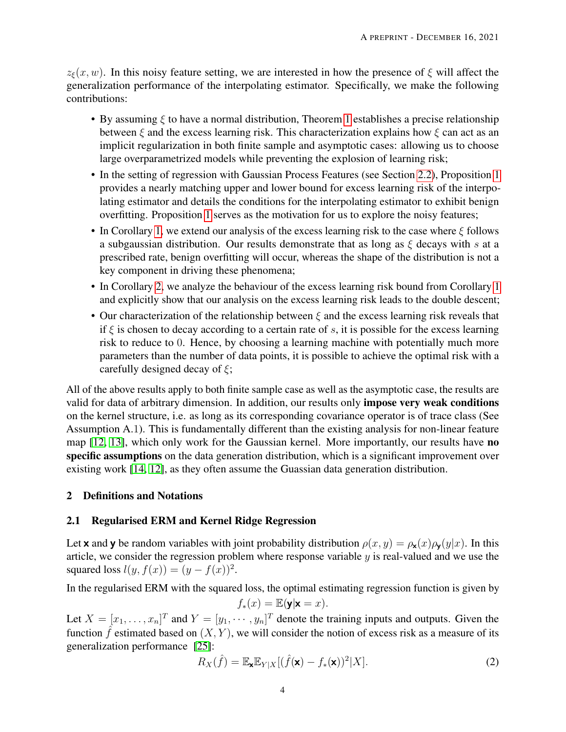$z_\xi(x, w)$. In this noisy feature setting, we are interested in how the presence of $\xi$ will affect the generalization performance of the interpolating estimator. Specifically, we make the following contributions:

- By assuming $\xi$ to have a normal distribution, Theorem 1 establishes a precise relationship between $\xi$ and the excess learning risk. This characterization explains how $\xi$ can act as an implicit regularization in both finite sample and asymptotic cases: allowing us to choose large overparametrized models while preventing the explosion of learning risk;
- In the setting of regression with Gaussian Process Features (see Section 2.2), Proposition 1 provides a nearly matching upper and lower bound for excess learning risk of the interpolating estimator and details the conditions for the interpolating estimator to exhibit benign overfitting. Proposition 1 serves as the motivation for us to explore the noisy features;
- In Corollary 1, we extend our analysis of the excess learning risk to the case where $\xi$ follows a subgaussian distribution. Our results demonstrate that as long as $\xi$ decays with $s$ at a prescribed rate, benign overfitting will occur, whereas the shape of the distribution is not a key component in driving these phenomena;
- In Corollary 2, we analyze the behaviour of the excess learning risk bound from Corollary 1 and explicitly show that our analysis on the excess learning risk leads to the double descent;
- Our characterization of the relationship between $\xi$ and the excess learning risk reveals that if $\xi$ is chosen to decay according to a certain rate of $s$, it is possible for the excess learning risk to reduce to $0$. Hence, by choosing a learning machine with potentially much more parameters than the number of data points, it is possible to achieve the optimal risk with a carefully designed decay of $\xi$;

All of the above results apply to both finite sample case as well as the asymptotic case, the results are valid for data of arbitrary dimension. In addition, our results only **impose very weak conditions** on the kernel structure, i.e. as long as its corresponding covariance operator is of trace class (See Assumption A.1). This is fundamentally different than the existing analysis for non-linear feature map [12, 13], which only work for the Gaussian kernel. More importantly, our results have **no specific assumptions** on the data generation distribution, which is a significant improvement over existing work [14, 12], as they often assume the Guassian data generation distribution.

## 2 Definitions and Notations

### 2.1 Regularised ERM and Kernel Ridge Regression

Let $\mathbf{x}$ and $\mathbf{y}$ be random variables with joint probability distribution $\rho(x, y) = \rho_{\mathbf{x}}(x)\rho_{\mathbf{y}}(y|x)$. In this article, we consider the regression problem where response variable $y$ is real-valued and we use the squared loss $l(y, f(x)) = (y - f(x))^2$.

In the regularised ERM with the squared loss, the optimal estimating regression function is given by

$$f_*(x) = \mathbb{E}(\mathbf{y}|\mathbf{x} = x).$$

Let $X = [x_1, \dots, x_n]^T$ and $Y = [y_1, \cdots, y_n]^T$ denote the training inputs and outputs. Given the function $\hat{f}$ estimated based on $(X, Y)$, we will consider the notion of excess risk as a measure of its generalization performance [25]:

$$R_X(\hat{f}) = \mathbb{E}_{\mathbf{x}}\mathbb{E}_{Y|X}[(\hat{f}(\mathbf{x}) - f_*(\mathbf{x}))^2|X]. \tag{2}$$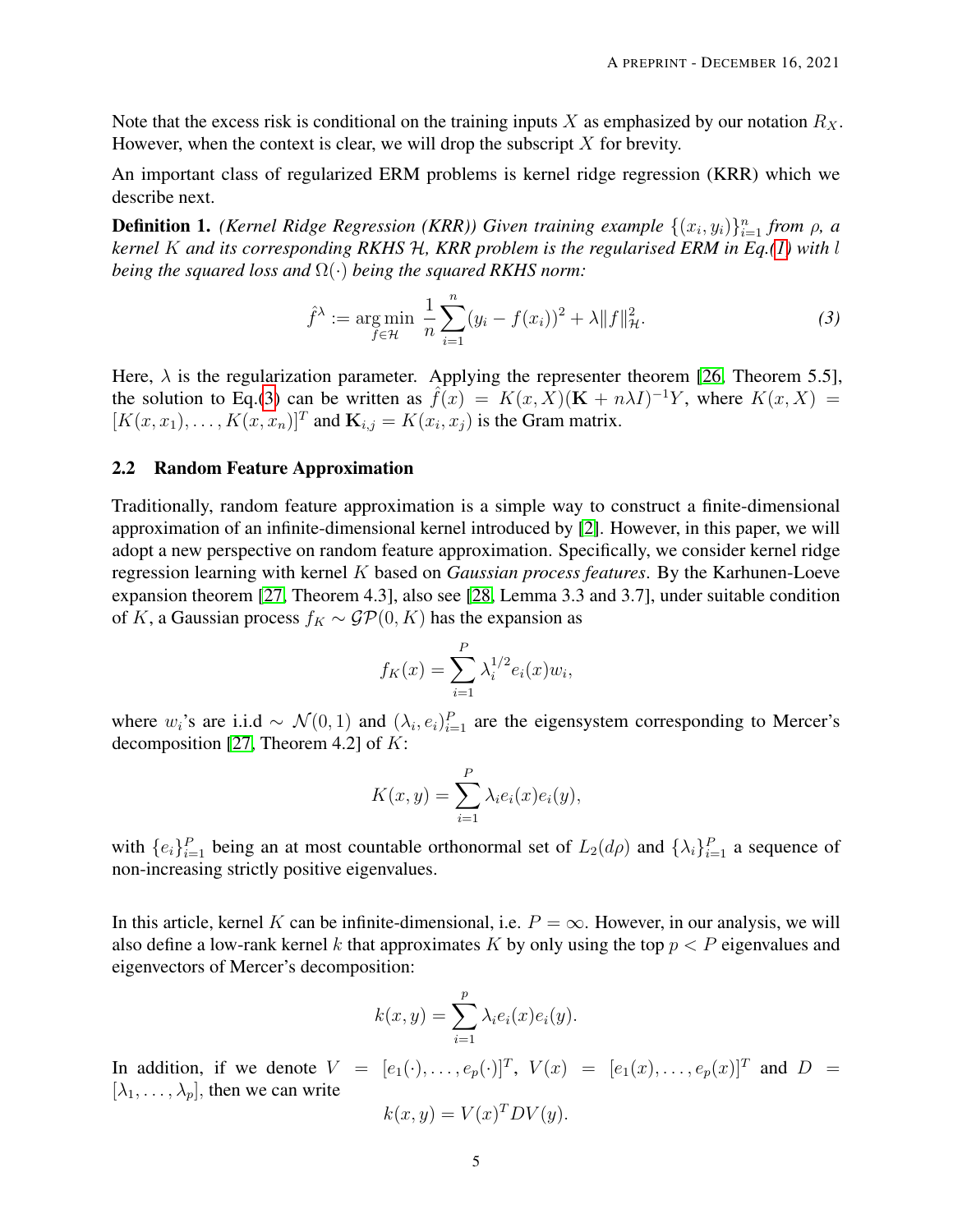Note that the excess risk is conditional on the training inputs $X$ as emphasized by our notation $R_X$. However, when the context is clear, we will drop the subscript $X$ for brevity.

An important class of regularized ERM problems is kernel ridge regression (KRR) which we describe next.

**Definition 1.** *(Kernel Ridge Regression (KRR)) Given training example $\{(x_i, y_i)\}_{i=1}^n$ from $\rho$, a kernel $K$ and its corresponding RKHS $\mathcal{H}$, KRR problem is the regularised ERM in Eq.(1) with $l$ being the squared loss and $\Omega(\cdot)$ being the squared RKHS norm:*

$$\hat{f}^\lambda := \underset{f \in \mathcal{H}}{\arg\min} \ \frac{1}{n} \sum_{i=1}^n (y_i - f(x_i))^2 + \lambda \|f\|_{\mathcal{H}}^2. \tag{3}$$

Here, $\lambda$ is the regularization parameter. Applying the representer theorem [26, Theorem 5.5], the solution to Eq.(3) can be written as $\hat{f}(x) = K(x, X)(\mathbf{K} + n\lambda I)^{-1} Y$, where $K(x, X) = [K(x, x_1), \ldots, K(x, x_n)]^T$ and $\mathbf{K}_{i,j} = K(x_i, x_j)$ is the Gram matrix.

## 2.2 Random Feature Approximation

Traditionally, random feature approximation is a simple way to construct a finite-dimensional approximation of an infinite-dimensional kernel introduced by [2]. However, in this paper, we will adopt a new perspective on random feature approximation. Specifically, we consider kernel ridge regression learning with kernel $K$ based on *Gaussian process features*. By the Karhunen-Loeve expansion theorem [27, Theorem 4.3], also see [28, Lemma 3.3 and 3.7], under suitable condition of $K$, a Gaussian process $f_K \sim \mathcal{GP}(0, K)$ has the expansion as

$$f_K(x) = \sum_{i=1}^P \lambda_i^{1/2} e_i(x) w_i,$$

where $w_i$'s are i.i.d $\sim \mathcal{N}(0, 1)$ and $(\lambda_i, e_i)_{i=1}^P$ are the eigensystem corresponding to Mercer's decomposition [27, Theorem 4.2] of $K$:

$$K(x, y) = \sum_{i=1}^P \lambda_i e_i(x) e_i(y),$$

with $\{e_i\}_{i=1}^P$ being an at most countable orthonormal set of $L_2(d\rho)$ and $\{\lambda_i\}_{i=1}^P$ a sequence of non-increasing strictly positive eigenvalues.

In this article, kernel $K$ can be infinite-dimensional, i.e. $P = \infty$. However, in our analysis, we will also define a low-rank kernel $k$ that approximates $K$ by only using the top $p < P$ eigenvalues and eigenvectors of Mercer's decomposition:

$$k(x, y) = \sum_{i=1}^p \lambda_i e_i(x) e_i(y).$$

In addition, if we denote $V = [e_1(\cdot), \ldots, e_p(\cdot)]^T$, $V(x) = [e_1(x), \ldots, e_p(x)]^T$ and $D = [\lambda_1, \ldots, \lambda_p]$, then we can write

$$k(x, y) = V(x)^T D V(y).$$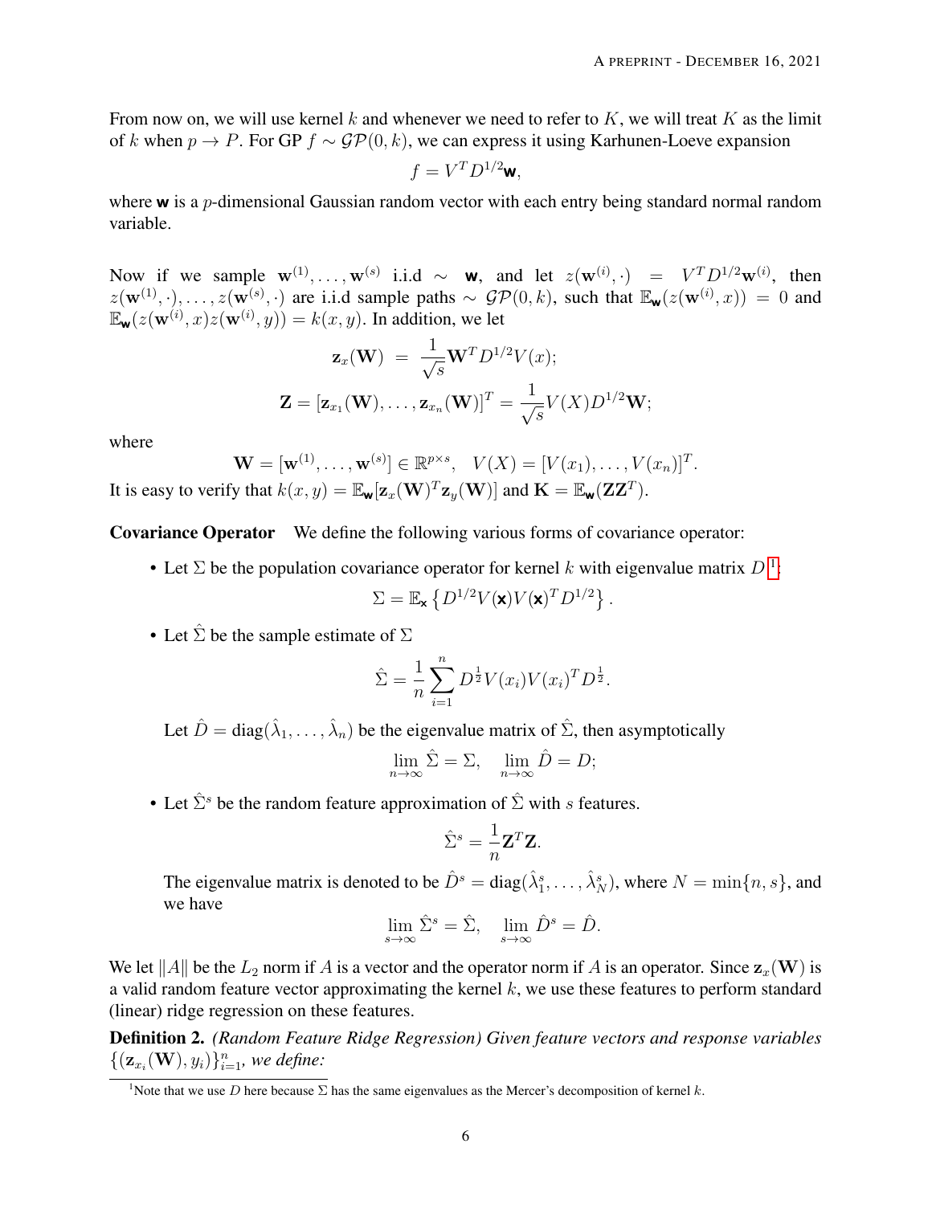From now on, we will use kernel $k$ and whenever we need to refer to $K$, we will treat $K$ as the limit of $k$ when $p \to P$. For GP $f \sim \mathcal{GP}(0, k)$, we can express it using Karhunen-Loeve expansion

$$f = V^T D^{1/2}\mathbf{w},$$

where $\mathbf{w}$ is a $p$-dimensional Gaussian random vector with each entry being standard normal random variable.

Now if we sample $\mathbf{w}^{(1)}, \ldots, \mathbf{w}^{(s)}$ i.i.d $\sim$ $\mathbf{w}$, and let $z(\mathbf{w}^{(i)}, \cdot) = V^T D^{1/2}\mathbf{w}^{(i)}$, then $z(\mathbf{w}^{(1)}, \cdot), \ldots, z(\mathbf{w}^{(s)}, \cdot)$ are i.i.d sample paths $\sim \mathcal{GP}(0, k)$, such that $\mathbb{E}_{\mathbf{w}}(z(\mathbf{w}^{(i)}, x)) = 0$ and $\mathbb{E}_{\mathbf{w}}(z(\mathbf{w}^{(i)}, x)z(\mathbf{w}^{(i)}, y)) = k(x, y)$. In addition, we let

$$\mathbf{z}_x(\mathbf{W}) = \frac{1}{\sqrt{s}}\mathbf{W}^T D^{1/2} V(x);$$

$$\mathbf{Z} = [\mathbf{z}_{x_1}(\mathbf{W}), \ldots, \mathbf{z}_{x_n}(\mathbf{W})]^T = \frac{1}{\sqrt{s}} V(X) D^{1/2}\mathbf{W};$$

where

$$\mathbf{W} = [\mathbf{w}^{(1)}, \ldots, \mathbf{w}^{(s)}] \in \mathbb{R}^{p \times s}, \quad V(X) = [V(x_1), \ldots, V(x_n)]^T.$$

It is easy to verify that $k(x, y) = \mathbb{E}_{\mathbf{w}}[\mathbf{z}_x(\mathbf{W})^T \mathbf{z}_y(\mathbf{W})]$ and $\mathbf{K} = \mathbb{E}_{\mathbf{w}}(\mathbf{Z}\mathbf{Z}^T)$.

**Covariance Operator** We define the following various forms of covariance operator:

- Let $\Sigma$ be the population covariance operator for kernel $k$ with eigenvalue matrix $D$ [1]:

$$\Sigma = \mathbb{E}_{\mathbf{x}}\left\{D^{1/2}V(\mathbf{x})V(\mathbf{x})^T D^{1/2}\right\}.$$

- Let $\hat{\Sigma}$ be the sample estimate of $\Sigma$

$$\hat{\Sigma} = \frac{1}{n}\sum_{i=1}^{n} D^{\frac{1}{2}} V(x_i) V(x_i)^T D^{\frac{1}{2}}.$$

  Let $\hat{D} = \text{diag}(\hat{\lambda}_1, \ldots, \hat{\lambda}_n)$ be the eigenvalue matrix of $\hat{\Sigma}$, then asymptotically

$$\lim_{n\to\infty} \hat{\Sigma} = \Sigma, \quad \lim_{n\to\infty} \hat{D} = D;$$

- Let $\hat{\Sigma}^s$ be the random feature approximation of $\hat{\Sigma}$ with $s$ features.

$$\hat{\Sigma}^s = \frac{1}{n}\mathbf{Z}^T\mathbf{Z}.$$

  The eigenvalue matrix is denoted to be $\hat{D}^s = \text{diag}(\hat{\lambda}_1^s, \ldots, \hat{\lambda}_N^s)$, where $N = \min\{n, s\}$, and we have

$$\lim_{s\to\infty} \hat{\Sigma}^s = \hat{\Sigma}, \quad \lim_{s\to\infty} \hat{D}^s = \hat{D}.$$

We let $\|A\|$ be the $L_2$ norm if $A$ is a vector and the operator norm if $A$ is an operator. Since $\mathbf{z}_x(\mathbf{W})$ is a valid random feature vector approximating the kernel $k$, we use these features to perform standard (linear) ridge regression on these features.

**Definition 2.** *(Random Feature Ridge Regression) Given feature vectors and response variables $\{(\mathbf{z}_{x_i}(\mathbf{W}), y_i)\}_{i=1}^n$, we define:*

[1] Note that we use $D$ here because $\Sigma$ has the same eigenvalues as the Mercer's decomposition of kernel $k$.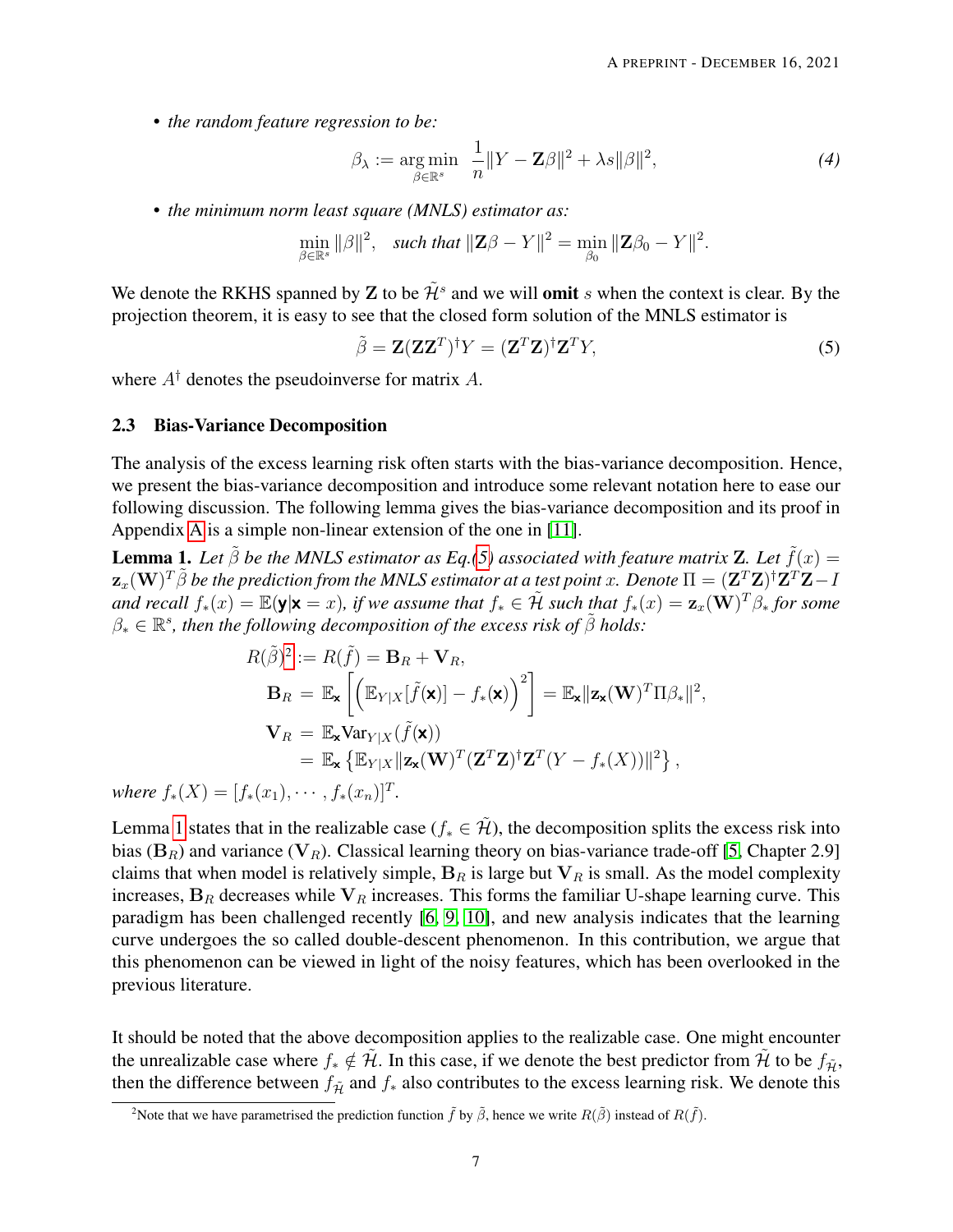- *the random feature regression to be:*

$$\beta_\lambda := \arg\min_{\beta \in \mathbb{R}^s} \ \frac{1}{n}\|Y - \mathbf{Z}\beta\|^2 + \lambda s \|\beta\|^2, \tag{4}$$

- *the minimum norm least square (MNLS) estimator as:*

$$\min_{\beta \in \mathbb{R}^s} \|\beta\|^2, \quad \textit{such that } \|\mathbf{Z}\beta - Y\|^2 = \min_{\beta_0} \|\mathbf{Z}\beta_0 - Y\|^2.$$

We denote the RKHS spanned by $\mathbf{Z}$ to be $\tilde{\mathcal{H}}^s$ and we will **omit** $s$ when the context is clear. By the projection theorem, it is easy to see that the closed form solution of the MNLS estimator is

$$\tilde{\beta} = \mathbf{Z}(\mathbf{Z}\mathbf{Z}^T)^\dagger Y = (\mathbf{Z}^T\mathbf{Z})^\dagger \mathbf{Z}^T Y, \tag{5}$$

where $A^\dagger$ denotes the pseudoinverse for matrix $A$.

### 2.3 Bias-Variance Decomposition

The analysis of the excess learning risk often starts with the bias-variance decomposition. Hence, we present the bias-variance decomposition and introduce some relevant notation here to ease our following discussion. The following lemma gives the bias-variance decomposition and its proof in Appendix A is a simple non-linear extension of the one in [11].

**Lemma 1.** *Let $\tilde{\beta}$ be the MNLS estimator as Eq.(5) associated with feature matrix $\mathbf{Z}$. Let $\tilde{f}(x) = \mathbf{z}_x(\mathbf{W})^T\tilde{\beta}$ be the prediction from the MNLS estimator at a test point $x$. Denote $\Pi = (\mathbf{Z}^T\mathbf{Z})^\dagger\mathbf{Z}^T\mathbf{Z} - I$ and recall $f_*(x) = \mathbb{E}(\mathbf{y}|\mathbf{x} = x)$, if we assume that $f_* \in \tilde{\mathcal{H}}$ such that $f_*(x) = \mathbf{z}_x(\mathbf{W})^T\beta_*$ for some $\beta_* \in \mathbb{R}^s$, then the following decomposition of the excess risk of $\tilde{\beta}$ holds:*

$$\begin{aligned}
R(\tilde{\beta})^{2} &:= R(\tilde{f}) = \mathbf{B}_R + \mathbf{V}_R, \\
\mathbf{B}_R &= \mathbb{E}_{\mathbf{x}}\left[\left(\mathbb{E}_{Y|X}[\tilde{f}(\mathbf{x})] - f_*(\mathbf{x})\right)^2\right] = \mathbb{E}_{\mathbf{x}}\|\mathbf{z}_{\mathbf{x}}(\mathbf{W})^T\Pi\beta_*\|^2, \\
\mathbf{V}_R &= \mathbb{E}_{\mathbf{x}}\mathrm{Var}_{Y|X}(\tilde{f}(\mathbf{x})) \\
&= \mathbb{E}_{\mathbf{x}}\left\{\mathbb{E}_{Y|X}\|\mathbf{z}_{\mathbf{x}}(\mathbf{W})^T(\mathbf{Z}^T\mathbf{Z})^\dagger\mathbf{Z}^T(Y - f_*(X))\|^2\right\},
\end{aligned}$$

*where $f_*(X) = [f_*(x_1), \cdots, f_*(x_n)]^T$.*

Lemma 1 states that in the realizable case ($f_* \in \tilde{\mathcal{H}}$), the decomposition splits the excess risk into bias ($\mathbf{B}_R$) and variance ($\mathbf{V}_R$). Classical learning theory on bias-variance trade-off [5, Chapter 2.9] claims that when model is relatively simple, $\mathbf{B}_R$ is large but $\mathbf{V}_R$ is small. As the model complexity increases, $\mathbf{B}_R$ decreases while $\mathbf{V}_R$ increases. This forms the familiar U-shape learning curve. This paradigm has been challenged recently [6, 9, 10], and new analysis indicates that the learning curve undergoes the so called double-descent phenomenon. In this contribution, we argue that this phenomenon can be viewed in light of the noisy features, which has been overlooked in the previous literature.

It should be noted that the above decomposition applies to the realizable case. One might encounter the unrealizable case where $f_* \notin \tilde{\mathcal{H}}$. In this case, if we denote the best predictor from $\tilde{\mathcal{H}}$ to be $f_{\tilde{\mathcal{H}}}$, then the difference between $f_{\tilde{\mathcal{H}}}$ and $f_*$ also contributes to the excess learning risk. We denote this

[2] Note that we have parametrised the prediction function $\tilde{f}$ by $\tilde{\beta}$, hence we write $R(\tilde{\beta})$ instead of $R(\tilde{f})$.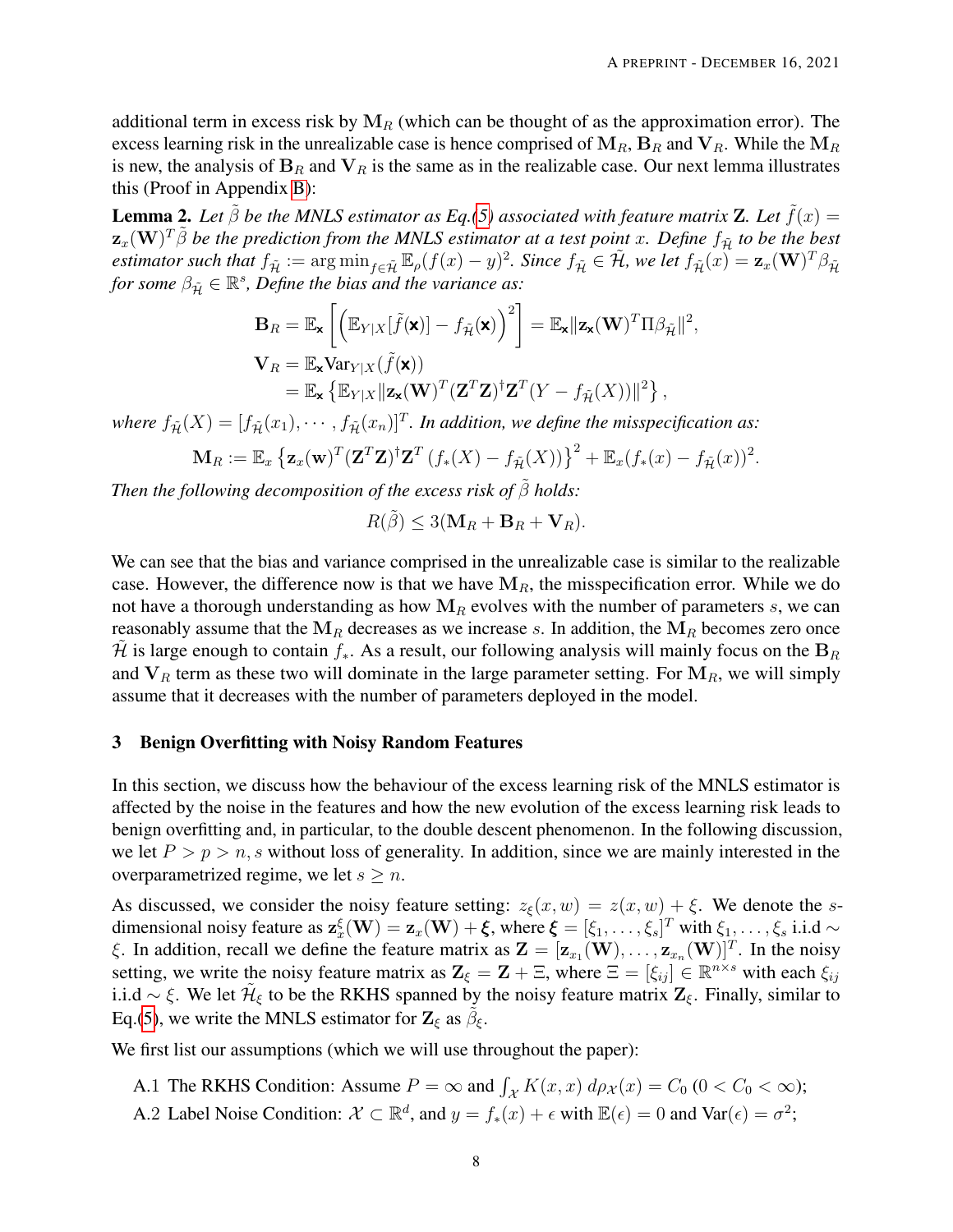additional term in excess risk by $\mathbf{M}_R$ (which can be thought of as the approximation error). The excess learning risk in the unrealizable case is hence comprised of $\mathbf{M}_R$, $\mathbf{B}_R$ and $\mathbf{V}_R$. While the $\mathbf{M}_R$ is new, the analysis of $\mathbf{B}_R$ and $\mathbf{V}_R$ is the same as in the realizable case. Our next lemma illustrates this (Proof in Appendix B):

**Lemma 2.** *Let $\tilde{\beta}$ be the MNLS estimator as Eq.(5) associated with feature matrix $\mathbf{Z}$. Let $\tilde{f}(x) = \mathbf{z}_x(\mathbf{W})^T\tilde{\beta}$ be the prediction from the MNLS estimator at a test point $x$. Define $f_{\tilde{\mathcal{H}}}$ to be the best estimator such that $f_{\tilde{\mathcal{H}}} := \arg\min_{f\in\tilde{\mathcal{H}}} \mathbb{E}_\rho(f(x)-y)^2$. Since $f_{\tilde{\mathcal{H}}} \in \tilde{\mathcal{H}}$, we let $f_{\tilde{\mathcal{H}}}(x) = \mathbf{z}_x(\mathbf{W})^T\beta_{\tilde{\mathcal{H}}}$ for some $\beta_{\tilde{\mathcal{H}}} \in \mathbb{R}^s$, Define the bias and the variance as:*

$$
\begin{aligned}
\mathbf{B}_R &= \mathbb{E}_{\mathbf{x}}\left[\left(\mathbb{E}_{Y|X}[\tilde{f}(\mathbf{x})] - f_{\tilde{\mathcal{H}}}(\mathbf{x})\right)^2\right] = \mathbb{E}_{\mathbf{x}}\|\mathbf{z}_{\mathbf{x}}(\mathbf{W})^T\Pi\beta_{\tilde{\mathcal{H}}}\|^2,\\
\mathbf{V}_R &= \mathbb{E}_{\mathbf{x}}\mathrm{Var}_{Y|X}(\tilde{f}(\mathbf{x}))\\
&= \mathbb{E}_{\mathbf{x}}\left\{\mathbb{E}_{Y|X}\|\mathbf{z}_{\mathbf{x}}(\mathbf{W})^T(\mathbf{Z}^T\mathbf{Z})^\dagger\mathbf{Z}^T(Y - f_{\tilde{\mathcal{H}}}(X))\|^2\right\},
\end{aligned}
$$

*where $f_{\tilde{\mathcal{H}}}(X) = [f_{\tilde{\mathcal{H}}}(x_1),\cdots,f_{\tilde{\mathcal{H}}}(x_n)]^T$. In addition, we define the misspecification as:*

$$
\mathbf{M}_R := \mathbb{E}_x\left\{\mathbf{z}_x(\mathbf{w})^T(\mathbf{Z}^T\mathbf{Z})^\dagger\mathbf{Z}^T\left(f_*(X) - f_{\tilde{\mathcal{H}}}(X)\right)\right\}^2 + \mathbb{E}_x(f_*(x) - f_{\tilde{\mathcal{H}}}(x))^2.
$$

*Then the following decomposition of the excess risk of $\tilde{\beta}$ holds:*

$$
R(\tilde{\beta}) \leq 3(\mathbf{M}_R + \mathbf{B}_R + \mathbf{V}_R).
$$

We can see that the bias and variance comprised in the unrealizable case is similar to the realizable case. However, the difference now is that we have $\mathbf{M}_R$, the misspecification error. While we do not have a thorough understanding as how $\mathbf{M}_R$ evolves with the number of parameters $s$, we can reasonably assume that the $\mathbf{M}_R$ decreases as we increase $s$. In addition, the $\mathbf{M}_R$ becomes zero once $\tilde{\mathcal{H}}$ is large enough to contain $f_*$. As a result, our following analysis will mainly focus on the $\mathbf{B}_R$ and $\mathbf{V}_R$ term as these two will dominate in the large parameter setting. For $\mathbf{M}_R$, we will simply assume that it decreases with the number of parameters deployed in the model.

## 3 Benign Overfitting with Noisy Random Features

In this section, we discuss how the behaviour of the excess learning risk of the MNLS estimator is affected by the noise in the features and how the new evolution of the excess learning risk leads to benign overfitting and, in particular, to the double descent phenomenon. In the following discussion, we let $P > p > n, s$ without loss of generality. In addition, since we are mainly interested in the overparametrized regime, we let $s \geq n$.

As discussed, we consider the noisy feature setting: $z_\xi(x,w) = z(x,w) + \xi$. We denote the $s$-dimensional noisy feature as $\mathbf{z}_x^\xi(\mathbf{W}) = \mathbf{z}_x(\mathbf{W}) + \boldsymbol{\xi}$, where $\boldsymbol{\xi} = [\xi_1,\ldots,\xi_s]^T$ with $\xi_1,\ldots,\xi_s$ i.i.d $\sim \xi$. In addition, recall we define the feature matrix as $\mathbf{Z} = [\mathbf{z}_{x_1}(\mathbf{W}),\ldots,\mathbf{z}_{x_n}(\mathbf{W})]^T$. In the noisy setting, we write the noisy feature matrix as $\mathbf{Z}_\xi = \mathbf{Z} + \Xi$, where $\Xi = [\xi_{ij}] \in \mathbb{R}^{n\times s}$ with each $\xi_{ij}$ i.i.d $\sim \xi$. We let $\tilde{\mathcal{H}}_\xi$ to be the RKHS spanned by the noisy feature matrix $\mathbf{Z}_\xi$. Finally, similar to Eq.(5), we write the MNLS estimator for $\mathbf{Z}_\xi$ as $\tilde{\beta}_\xi$.

We first list our assumptions (which we will use throughout the paper):

A.1 The RKHS Condition: Assume $P = \infty$ and $\int_{\mathcal{X}} K(x,x)\,d\rho_{\mathcal{X}}(x) = C_0$ $(0 < C_0 < \infty)$;

A.2 Label Noise Condition: $\mathcal{X} \subset \mathbb{R}^d$, and $y = f_*(x) + \epsilon$ with $\mathbb{E}(\epsilon) = 0$ and $\mathrm{Var}(\epsilon) = \sigma^2$;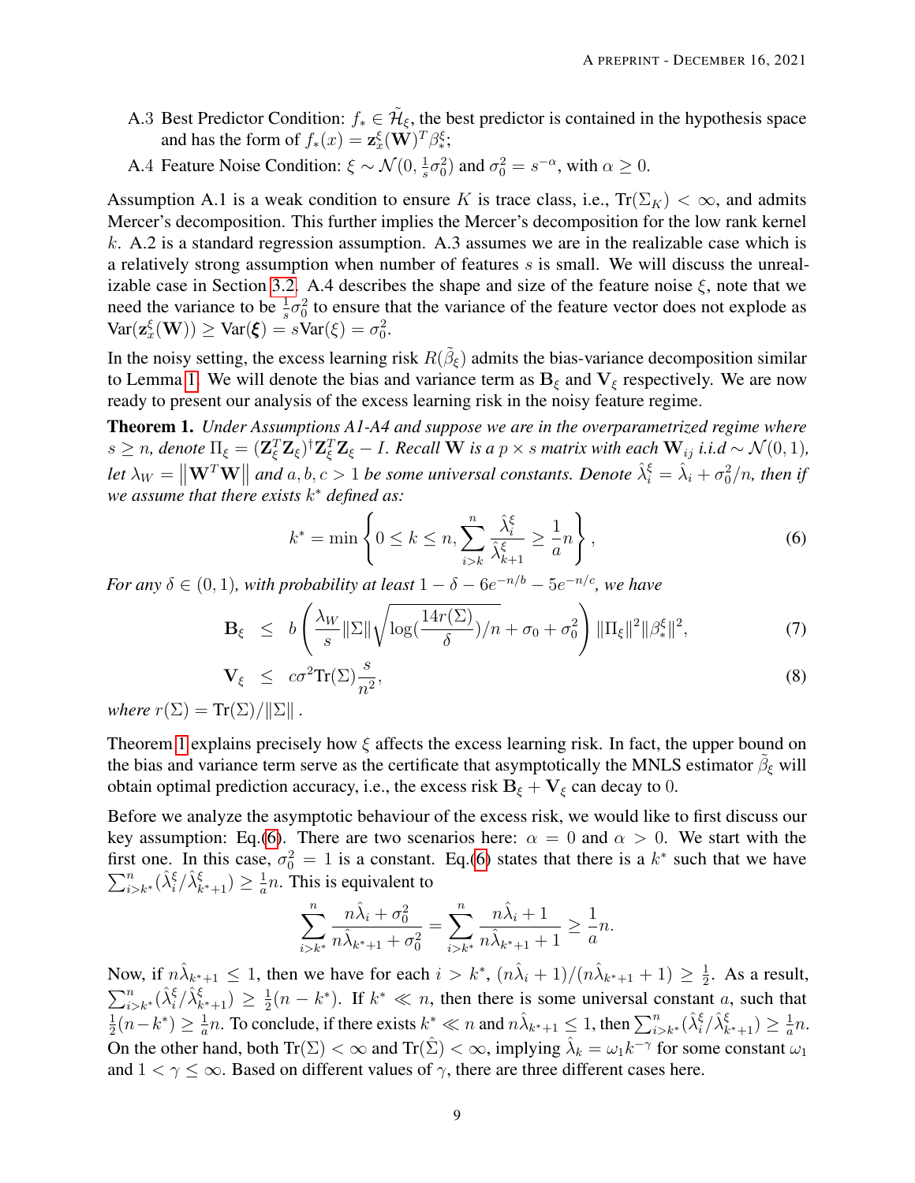A.3 Best Predictor Condition: $f_* \in \tilde{\mathcal{H}}_\xi$, the best predictor is contained in the hypothesis space and has the form of $f_*(x) = \mathbf{z}_x^\xi(\mathbf{W})^T \beta_*^\xi$;

A.4 Feature Noise Condition: $\xi \sim \mathcal{N}(0, \frac{1}{s}\sigma_0^2)$ and $\sigma_0^2 = s^{-\alpha}$, with $\alpha \geq 0$.

Assumption A.1 is a weak condition to ensure $K$ is trace class, i.e., $\mathrm{Tr}(\Sigma_K) < \infty$, and admits Mercer's decomposition. This further implies the Mercer's decomposition for the low rank kernel $k$. A.2 is a standard regression assumption. A.3 assumes we are in the realizable case which is a relatively strong assumption when number of features $s$ is small. We will discuss the unrealizable case in Section 3.2. A.4 describes the shape and size of the feature noise $\xi$, note that we need the variance to be $\frac{1}{s}\sigma_0^2$ to ensure that the variance of the feature vector does not explode as $\mathrm{Var}(\mathbf{z}_x^\xi(\mathbf{W})) \geq \mathrm{Var}(\boldsymbol{\xi}) = s\mathrm{Var}(\xi) = \sigma_0^2$.

In the noisy setting, the excess learning risk $R(\tilde{\beta}_\xi)$ admits the bias-variance decomposition similar to Lemma 1. We will denote the bias and variance term as $\mathbf{B}_\xi$ and $\mathbf{V}_\xi$ respectively. We are now ready to present our analysis of the excess learning risk in the noisy feature regime.

**Theorem 1.** *Under Assumptions A1-A4 and suppose we are in the overparametrized regime where $s \geq n$, denote $\Pi_\xi = (\mathbf{Z}_\xi^T\mathbf{Z}_\xi)^\dagger \mathbf{Z}_\xi^T\mathbf{Z}_\xi - I$. Recall $\mathbf{W}$ is a $p \times s$ matrix with each $\mathbf{W}_{ij}$ i.i.d $\sim \mathcal{N}(0,1)$, let $\lambda_W = \left\|\mathbf{W}^T\mathbf{W}\right\|$ and $a, b, c > 1$ be some universal constants. Denote $\hat{\lambda}_i^\xi = \hat{\lambda}_i + \sigma_0^2/n$, then if we assume that there exists $k^*$ defined as:*

$$k^* = \min\left\{0 \leq k \leq n, \sum_{i>k}^n \frac{\hat{\lambda}_i^\xi}{\hat{\lambda}_{k+1}^\xi} \geq \frac{1}{a}n\right\}, \tag{6}$$

*For any $\delta \in (0,1)$, with probability at least $1 - \delta - 6e^{-n/b} - 5e^{-n/c}$, we have*

$$\mathbf{B}_\xi \;\leq\; b\left(\frac{\lambda_W}{s}\|\Sigma\|\sqrt{\log(\frac{14r(\Sigma)}{\delta})/n} + \sigma_0 + \sigma_0^2\right)\|\Pi_\xi\|^2\|\beta_*^\xi\|^2, \tag{7}$$

$$\mathbf{V}_\xi \;\leq\; c\sigma^2\mathrm{Tr}(\Sigma)\frac{s}{n^2}, \tag{8}$$

*where $r(\Sigma) = \mathrm{Tr}(\Sigma)/\|\Sigma\|$.*

Theorem 1 explains precisely how $\xi$ affects the excess learning risk. In fact, the upper bound on the bias and variance term serve as the certificate that asymptotically the MNLS estimator $\tilde{\beta}_\xi$ will obtain optimal prediction accuracy, i.e., the excess risk $\mathbf{B}_\xi + \mathbf{V}_\xi$ can decay to 0.

Before we analyze the asymptotic behaviour of the excess risk, we would like to first discuss our key assumption: Eq.(6). There are two scenarios here: $\alpha = 0$ and $\alpha > 0$. We start with the first one. In this case, $\sigma_0^2 = 1$ is a constant. Eq.(6) states that there is a $k^*$ such that we have $\sum_{i>k^*}^n(\hat{\lambda}_i^\xi/\hat{\lambda}_{k^*+1}^\xi) \geq \frac{1}{a}n$. This is equivalent to

$$\sum_{i>k^*}^n \frac{n\hat{\lambda}_i + \sigma_0^2}{n\hat{\lambda}_{k^*+1} + \sigma_0^2} = \sum_{i>k^*}^n \frac{n\hat{\lambda}_i + 1}{n\hat{\lambda}_{k^*+1} + 1} \geq \frac{1}{a}n.$$

Now, if $n\hat{\lambda}_{k^*+1} \leq 1$, then we have for each $i > k^*$, $(n\hat{\lambda}_i + 1)/(n\hat{\lambda}_{k^*+1} + 1) \geq \frac{1}{2}$. As a result, $\sum_{i>k^*}^n(\hat{\lambda}_i^\xi/\hat{\lambda}_{k^*+1}^\xi) \geq \frac{1}{2}(n - k^*)$. If $k^* \ll n$, then there is some universal constant $a$, such that $\frac{1}{2}(n - k^*) \geq \frac{1}{a}n$. To conclude, if there exists $k^* \ll n$ and $n\hat{\lambda}_{k^*+1} \leq 1$, then $\sum_{i>k^*}^n(\hat{\lambda}_i^\xi/\hat{\lambda}_{k^*+1}^\xi) \geq \frac{1}{a}n$. On the other hand, both $\mathrm{Tr}(\Sigma) < \infty$ and $\mathrm{Tr}(\hat{\Sigma}) < \infty$, implying $\hat{\lambda}_k = \omega_1 k^{-\gamma}$ for some constant $\omega_1$ and $1 < \gamma \leq \infty$. Based on different values of $\gamma$, there are three different cases here.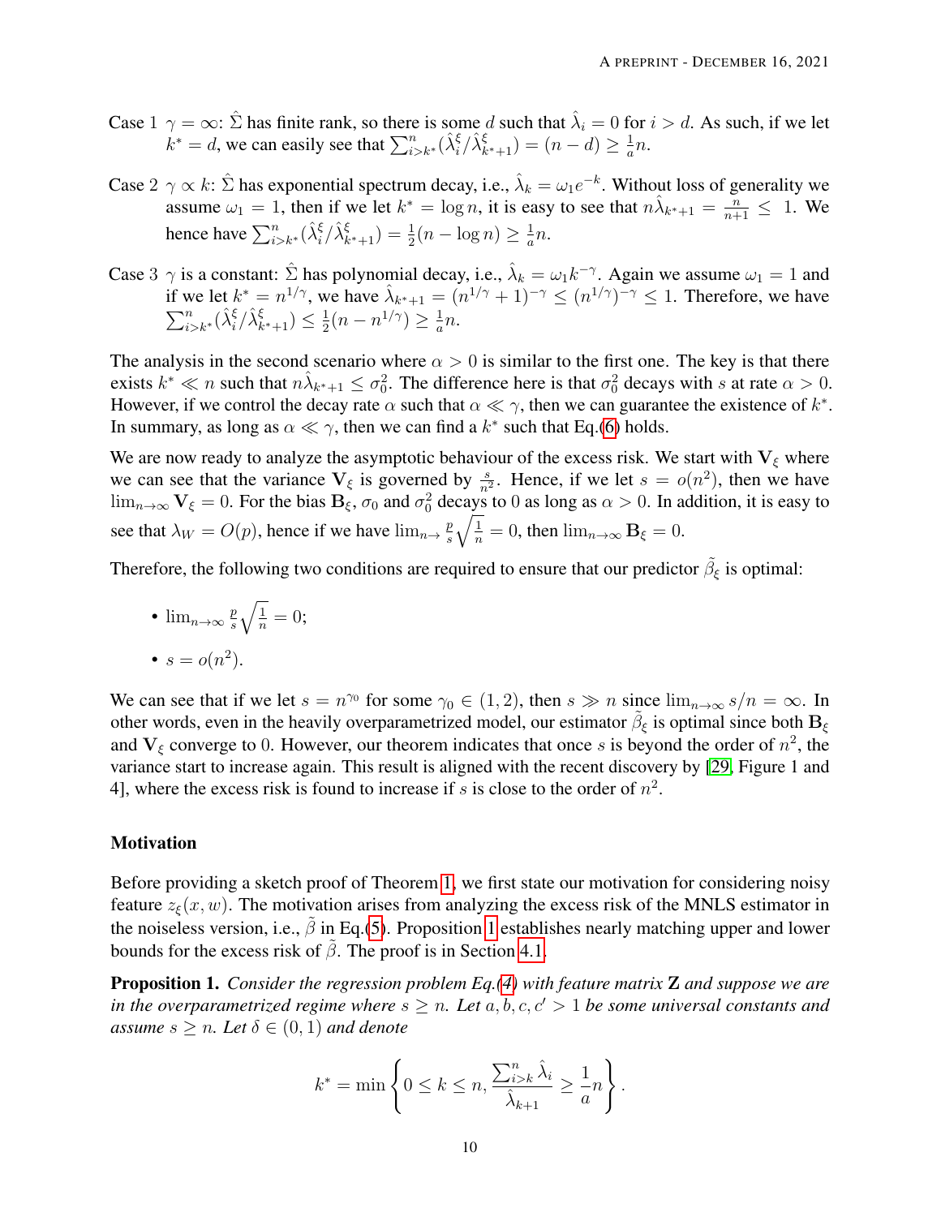Case 1 $\gamma = \infty$: $\hat{\Sigma}$ has finite rank, so there is some $d$ such that $\hat{\lambda}_i = 0$ for $i > d$. As such, if we let $k^* = d$, we can easily see that $\sum_{i>k^*}^n (\hat{\lambda}_i^\xi / \hat{\lambda}_{k^*+1}^\xi) = (n-d) \geq \frac{1}{a} n$.

Case 2 $\gamma \propto k$: $\hat{\Sigma}$ has exponential spectrum decay, i.e., $\hat{\lambda}_k = \omega_1 e^{-k}$. Without loss of generality we assume $\omega_1 = 1$, then if we let $k^* = \log n$, it is easy to see that $n\hat{\lambda}_{k^*+1} = \frac{n}{n+1} \leq 1$. We hence have $\sum_{i>k^*}^n (\hat{\lambda}_i^\xi / \hat{\lambda}_{k^*+1}^\xi) = \frac{1}{2}(n - \log n) \geq \frac{1}{a} n$.

Case 3 $\gamma$ is a constant: $\hat{\Sigma}$ has polynomial decay, i.e., $\hat{\lambda}_k = \omega_1 k^{-\gamma}$. Again we assume $\omega_1 = 1$ and if we let $k^* = n^{1/\gamma}$, we have $\hat{\lambda}_{k^*+1} = (n^{1/\gamma} + 1)^{-\gamma} \leq (n^{1/\gamma})^{-\gamma} \leq 1$. Therefore, we have $\sum_{i>k^*}^n (\hat{\lambda}_i^\xi / \hat{\lambda}_{k^*+1}^\xi) \leq \frac{1}{2}(n - n^{1/\gamma}) \geq \frac{1}{a} n$.

The analysis in the second scenario where $\alpha > 0$ is similar to the first one. The key is that there exists $k^* \ll n$ such that $n\hat{\lambda}_{k^*+1} \leq \sigma_0^2$. The difference here is that $\sigma_0^2$ decays with $s$ at rate $\alpha > 0$. However, if we control the decay rate $\alpha$ such that $\alpha \ll \gamma$, then we can guarantee the existence of $k^*$. In summary, as long as $\alpha \ll \gamma$, then we can find a $k^*$ such that Eq.(6) holds.

We are now ready to analyze the asymptotic behaviour of the excess risk. We start with $\mathbf{V}_\xi$ where we can see that the variance $\mathbf{V}_\xi$ is governed by $\frac{s}{n^2}$. Hence, if we let $s = o(n^2)$, then we have $\lim_{n\to\infty} \mathbf{V}_\xi = 0$. For the bias $\mathbf{B}_\xi$, $\sigma_0$ and $\sigma_0^2$ decays to 0 as long as $\alpha > 0$. In addition, it is easy to see that $\lambda_W = O(p)$, hence if we have $\lim_{n\to} \frac{p}{s}\sqrt{\frac{1}{n}} = 0$, then $\lim_{n\to\infty} \mathbf{B}_\xi = 0$.

Therefore, the following two conditions are required to ensure that our predictor $\tilde{\beta}_\xi$ is optimal:

- $\lim_{n\to\infty} \frac{p}{s}\sqrt{\frac{1}{n}} = 0$;
- $s = o(n^2)$.

We can see that if we let $s = n^{\gamma_0}$ for some $\gamma_0 \in (1, 2)$, then $s \gg n$ since $\lim_{n\to\infty} s/n = \infty$. In other words, even in the heavily overparametrized model, our estimator $\tilde{\beta}_\xi$ is optimal since both $\mathbf{B}_\xi$ and $\mathbf{V}_\xi$ converge to 0. However, our theorem indicates that once $s$ is beyond the order of $n^2$, the variance start to increase again. This result is aligned with the recent discovery by [29, Figure 1 and 4], where the excess risk is found to increase if $s$ is close to the order of $n^2$.

### Motivation

Before providing a sketch proof of Theorem 1, we first state our motivation for considering noisy feature $z_\xi(x, w)$. The motivation arises from analyzing the excess risk of the MNLS estimator in the noiseless version, i.e., $\tilde{\beta}$ in Eq.(5). Proposition 1 establishes nearly matching upper and lower bounds for the excess risk of $\tilde{\beta}$. The proof is in Section 4.1.

**Proposition 1.** *Consider the regression problem Eq.(4) with feature matrix $\mathbf{Z}$ and suppose we are in the overparametrized regime where $s \geq n$. Let $a, b, c, c' > 1$ be some universal constants and assume $s \geq n$. Let $\delta \in (0, 1)$ and denote*

$$
k^* = \min\left\{0 \leq k \leq n, \frac{\sum_{i>k}^n \hat{\lambda}_i}{\hat{\lambda}_{k+1}} \geq \frac{1}{a} n\right\}.
$$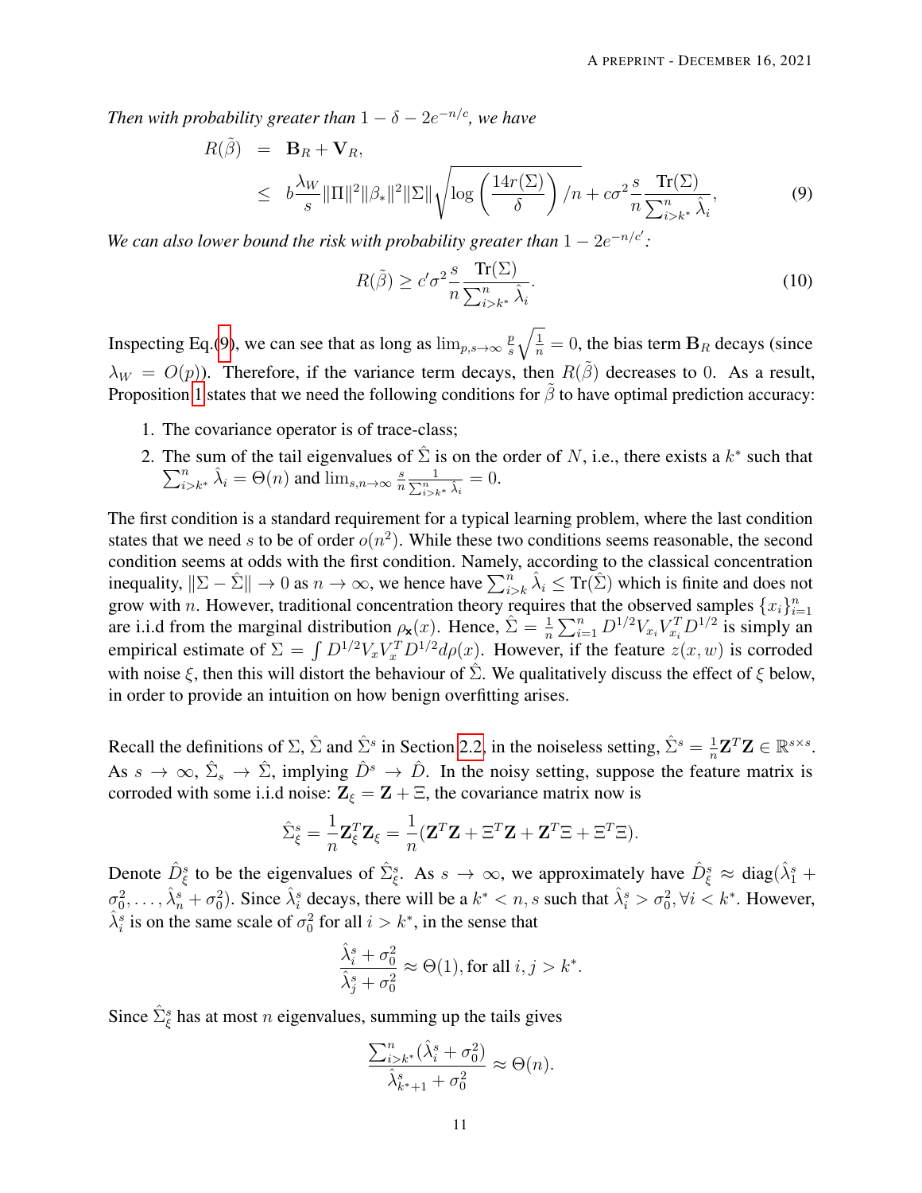*Then with probability greater than $1 - \delta - 2e^{-n/c}$, we have*

$$
\begin{aligned}
R(\tilde{\beta}) &= \mathbf{B}_R + \mathbf{V}_R, \\
&\leq b\frac{\lambda_W}{s}\|\Pi\|^2\|\beta_*\|^2\|\Sigma\|\sqrt{\log\left(\frac{14r(\Sigma)}{\delta}\right)/n} + c\sigma^2\frac{s}{n}\frac{\text{Tr}(\Sigma)}{\sum_{i>k^*}^n \hat{\lambda}_i},
\end{aligned} \tag{9}
$$

*We can also lower bound the risk with probability greater than $1 - 2e^{-n/c'}$:*

$$
R(\tilde{\beta}) \geq c'\sigma^2\frac{s}{n}\frac{\text{Tr}(\Sigma)}{\sum_{i>k^*}^n \hat{\lambda}_i}. \tag{10}
$$

Inspecting Eq.(9), we can see that as long as $\lim_{p,s\to\infty}\frac{p}{s}\sqrt{\frac{1}{n}} = 0$, the bias term $\mathbf{B}_R$ decays (since $\lambda_W = O(p)$). Therefore, if the variance term decays, then $R(\tilde{\beta})$ decreases to 0. As a result, Proposition 1 states that we need the following conditions for $\tilde{\beta}$ to have optimal prediction accuracy:

1. The covariance operator is of trace-class;
2. The sum of the tail eigenvalues of $\hat{\Sigma}$ is on the order of $N$, i.e., there exists a $k^*$ such that $\sum_{i>k^*}^n \hat{\lambda}_i = \Theta(n)$ and $\lim_{s,n\to\infty}\frac{s}{n}\frac{1}{\sum_{i>k^*}^n \hat{\lambda}_i} = 0$.

The first condition is a standard requirement for a typical learning problem, where the last condition states that we need $s$ to be of order $o(n^2)$. While these two conditions seems reasonable, the second condition seems at odds with the first condition. Namely, according to the classical concentration inequality, $\|\Sigma - \hat{\Sigma}\| \to 0$ as $n \to \infty$, we hence have $\sum_{i>k}^n \hat{\lambda}_i \leq \text{Tr}(\hat{\Sigma})$ which is finite and does not grow with $n$. However, traditional concentration theory requires that the observed samples $\{x_i\}_{i=1}^n$ are i.i.d from the marginal distribution $\rho_{\mathbf{x}}(x)$. Hence, $\hat{\Sigma} = \frac{1}{n}\sum_{i=1}^n D^{1/2}V_{x_i}V_{x_i}^T D^{1/2}$ is simply an empirical estimate of $\Sigma = \int D^{1/2}V_x V_x^T D^{1/2} d\rho(x)$. However, if the feature $z(x, w)$ is corroded with noise $\xi$, then this will distort the behaviour of $\hat{\Sigma}$. We qualitatively discuss the effect of $\xi$ below, in order to provide an intuition on how benign overfitting arises.

Recall the definitions of $\Sigma$, $\hat{\Sigma}$ and $\hat{\Sigma}^s$ in Section 2.2, in the noiseless setting, $\hat{\Sigma}^s = \frac{1}{n}\mathbf{Z}^T\mathbf{Z} \in \mathbb{R}^{s\times s}$. As $s \to \infty$, $\hat{\Sigma}_s \to \hat{\Sigma}$, implying $\hat{D}^s \to \hat{D}$. In the noisy setting, suppose the feature matrix is corroded with some i.i.d noise: $\mathbf{Z}_\xi = \mathbf{Z} + \Xi$, the covariance matrix now is

$$
\hat{\Sigma}_\xi^s = \frac{1}{n}\mathbf{Z}_\xi^T\mathbf{Z}_\xi = \frac{1}{n}(\mathbf{Z}^T\mathbf{Z} + \Xi^T\mathbf{Z} + \mathbf{Z}^T\Xi + \Xi^T\Xi).
$$

Denote $\hat{D}_\xi^s$ to be the eigenvalues of $\hat{\Sigma}_\xi^s$. As $s \to \infty$, we approximately have $\hat{D}_\xi^s \approx \text{diag}(\hat{\lambda}_1^s + \sigma_0^2, \ldots, \hat{\lambda}_n^s + \sigma_0^2)$. Since $\hat{\lambda}_i^s$ decays, there will be a $k^* < n, s$ such that $\hat{\lambda}_i^s > \sigma_0^2, \forall i < k^*$. However, $\hat{\lambda}_i^s$ is on the same scale of $\sigma_0^2$ for all $i > k^*$, in the sense that

$$
\frac{\hat{\lambda}_i^s + \sigma_0^2}{\hat{\lambda}_j^s + \sigma_0^2} \approx \Theta(1), \text{for all } i, j > k^*.
$$

Since $\hat{\Sigma}_\xi^s$ has at most $n$ eigenvalues, summing up the tails gives

$$
\frac{\sum_{i>k^*}^n(\hat{\lambda}_i^s + \sigma_0^2)}{\hat{\lambda}_{k^*+1}^s + \sigma_0^2} \approx \Theta(n).
$$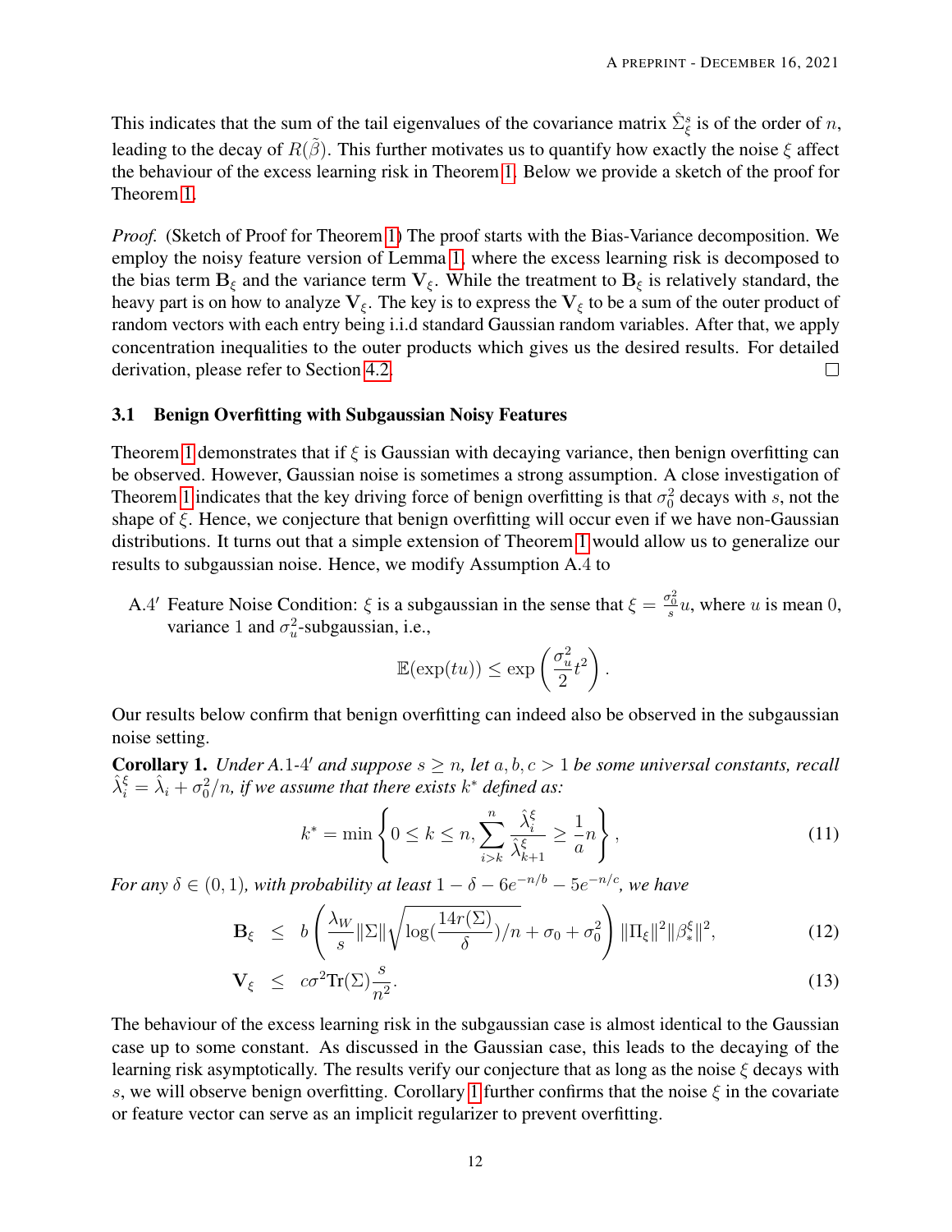This indicates that the sum of the tail eigenvalues of the covariance matrix $\hat{\Sigma}^s_\xi$ is of the order of $n$, leading to the decay of $R(\tilde{\beta})$. This further motivates us to quantify how exactly the noise $\xi$ affect the behaviour of the excess learning risk in Theorem 1. Below we provide a sketch of the proof for Theorem 1.

*Proof.* (Sketch of Proof for Theorem 1) The proof starts with the Bias-Variance decomposition. We employ the noisy feature version of Lemma 1, where the excess learning risk is decomposed to the bias term $\mathbf{B}_\xi$ and the variance term $\mathbf{V}_\xi$. While the treatment to $\mathbf{B}_\xi$ is relatively standard, the heavy part is on how to analyze $\mathbf{V}_\xi$. The key is to express the $\mathbf{V}_\xi$ to be a sum of the outer product of random vectors with each entry being i.i.d standard Gaussian random variables. After that, we apply concentration inequalities to the outer products which gives us the desired results. For detailed derivation, please refer to Section 4.2. □

### 3.1 Benign Overfitting with Subgaussian Noisy Features

Theorem 1 demonstrates that if $\xi$ is Gaussian with decaying variance, then benign overfitting can be observed. However, Gaussian noise is sometimes a strong assumption. A close investigation of Theorem 1 indicates that the key driving force of benign overfitting is that $\sigma_0^2$ decays with $s$, not the shape of $\xi$. Hence, we conjecture that benign overfitting will occur even if we have non-Gaussian distributions. It turns out that a simple extension of Theorem 1 would allow us to generalize our results to subgaussian noise. Hence, we modify Assumption A.4 to

A.4′ Feature Noise Condition: $\xi$ is a subgaussian in the sense that $\xi = \frac{\sigma_0^2}{s} u$, where $u$ is mean 0, variance 1 and $\sigma_u^2$-subgaussian, i.e.,

$$\mathbb{E}(\exp(tu)) \leq \exp\left(\frac{\sigma_u^2}{2} t^2\right).$$

Our results below confirm that benign overfitting can indeed also be observed in the subgaussian noise setting.

**Corollary 1.** *Under A.1-4′ and suppose $s \geq n$, let $a, b, c > 1$ be some universal constants, recall $\hat{\lambda}^\xi_i = \hat{\lambda}_i + \sigma_0^2/n$, if we assume that there exists $k^*$ defined as:*

$$k^* = \min\left\{0 \leq k \leq n, \sum_{i>k}^{n} \frac{\hat{\lambda}^\xi_i}{\hat{\lambda}^\xi_{k+1}} \geq \frac{1}{a} n\right\}, \tag{11}$$

*For any $\delta \in (0,1)$, with probability at least $1 - \delta - 6e^{-n/b} - 5e^{-n/c}$, we have*

$$\mathbf{B}_\xi \leq b\left(\frac{\lambda_W}{s}\|\Sigma\|\sqrt{\log(\frac{14r(\Sigma)}{\delta})/n} + \sigma_0 + \sigma_0^2\right)\|\Pi_\xi\|^2\|\beta^\xi_*\|^2, \tag{12}$$

$$\mathbf{V}_\xi \leq c\sigma^2 \mathrm{Tr}(\Sigma)\frac{s}{n^2}. \tag{13}$$

The behaviour of the excess learning risk in the subgaussian case is almost identical to the Gaussian case up to some constant. As discussed in the Gaussian case, this leads to the decaying of the learning risk asymptotically. The results verify our conjecture that as long as the noise $\xi$ decays with $s$, we will observe benign overfitting. Corollary 1 further confirms that the noise $\xi$ in the covariate or feature vector can serve as an implicit regularizer to prevent overfitting.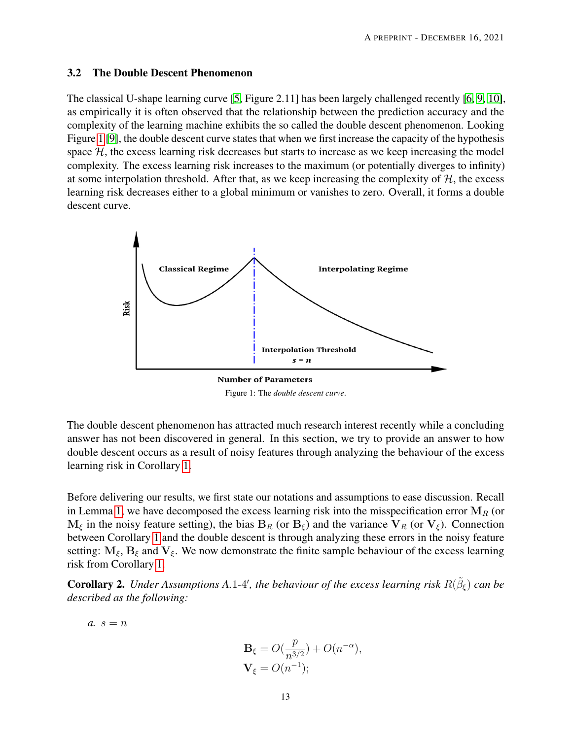### 3.2 The Double Descent Phenomenon

The classical U-shape learning curve [5, Figure 2.11] has been largely challenged recently [6, 9, 10], as empirically it is often observed that the relationship between the prediction accuracy and the complexity of the learning machine exhibits the so called the double descent phenomenon. Looking Figure 1 [9], the double descent curve states that when we first increase the capacity of the hypothesis space $\mathcal{H}$, the excess learning risk decreases but starts to increase as we keep increasing the model complexity. The excess learning risk increases to the maximum (or potentially diverges to infinity) at some interpolation threshold. After that, as we keep increasing the complexity of $\mathcal{H}$, the excess learning risk decreases either to a global minimum or vanishes to zero. Overall, it forms a double descent curve.

Figure 1: The *double descent curve*.

The double descent phenomenon has attracted much research interest recently while a concluding answer has not been discovered in general. In this section, we try to provide an answer to how double descent occurs as a result of noisy features through analyzing the behaviour of the excess learning risk in Corollary 1.

Before delivering our results, we first state our notations and assumptions to ease discussion. Recall in Lemma 1, we have decomposed the excess learning risk into the misspecification error $\mathbf{M}_R$ (or $\mathbf{M}_\xi$ in the noisy feature setting), the bias $\mathbf{B}_R$ (or $\mathbf{B}_\xi$) and the variance $\mathbf{V}_R$ (or $\mathbf{V}_\xi$). Connection between Corollary 1 and the double descent is through analyzing these errors in the noisy feature setting: $\mathbf{M}_\xi$, $\mathbf{B}_\xi$ and $\mathbf{V}_\xi$. We now demonstrate the finite sample behaviour of the excess learning risk from Corollary 1.

**Corollary 2.** *Under Assumptions A.1-4′, the behaviour of the excess learning risk $R(\tilde{\beta}_\xi)$ can be described as the following:*

*a.* $s = n$

$$\mathbf{B}_\xi = O(\frac{p}{n^{3/2}}) + O(n^{-\alpha}),$$
$$\mathbf{V}_\xi = O(n^{-1});$$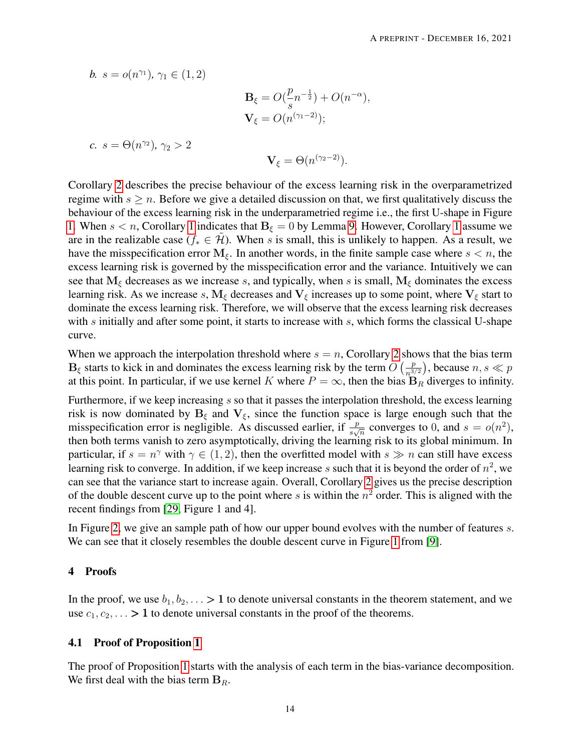*b.* $s = o(n^{\gamma_1})$, $\gamma_1 \in (1, 2)$

$$\mathbf{B}_\xi = O(\frac{p}{s}n^{-\frac{1}{2}}) + O(n^{-\alpha}),$$
$$\mathbf{V}_\xi = O(n^{(\gamma_1 - 2)});$$

*c.* $s = \Theta(n^{\gamma_2})$, $\gamma_2 > 2$

$$\mathbf{V}_\xi = \Theta(n^{(\gamma_2 - 2)}).$$

Corollary 2 describes the precise behaviour of the excess learning risk in the overparametrized regime with $s \geq n$. Before we give a detailed discussion on that, we first qualitatively discuss the behaviour of the excess learning risk in the underparametried regime i.e., the first U-shape in Figure 1. When $s < n$, Corollary 1 indicates that $\mathbf{B}_\xi = 0$ by Lemma 9. However, Corollary 1 assume we are in the realizable case ($f_* \in \widetilde{\mathcal{H}}$). When $s$ is small, this is unlikely to happen. As a result, we have the misspecification error $\mathbf{M}_\xi$. In another words, in the finite sample case where $s < n$, the excess learning risk is governed by the misspecification error and the variance. Intuitively we can see that $\mathbf{M}_\xi$ decreases as we increase $s$, and typically, when $s$ is small, $\mathbf{M}_\xi$ dominates the excess learning risk. As we increase $s$, $\mathbf{M}_\xi$ decreases and $\mathbf{V}_\xi$ increases up to some point, where $\mathbf{V}_\xi$ start to dominate the excess learning risk. Therefore, we will observe that the excess learning risk decreases with $s$ initially and after some point, it starts to increase with $s$, which forms the classical U-shape curve.

When we approach the interpolation threshold where $s = n$, Corollary 2 shows that the bias term $\mathbf{B}_\xi$ starts to kick in and dominates the excess learning risk by the term $O\left(\frac{p}{n^{3/2}}\right)$, because $n, s \ll p$ at this point. In particular, if we use kernel $K$ where $P = \infty$, then the bias $\mathbf{B}_R$ diverges to infinity.

Furthermore, if we keep increasing $s$ so that it passes the interpolation threshold, the excess learning risk is now dominated by $\mathbf{B}_\xi$ and $\mathbf{V}_\xi$, since the function space is large enough such that the misspecification error is negligible. As discussed earlier, if $\frac{p}{s\sqrt{n}}$ converges to 0, and $s = o(n^2)$, then both terms vanish to zero asymptotically, driving the learning risk to its global minimum. In particular, if $s = n^\gamma$ with $\gamma \in (1, 2)$, then the overfitted model with $s \gg n$ can still have excess learning risk to converge. In addition, if we keep increase $s$ such that it is beyond the order of $n^2$, we can see that the variance start to increase again. Overall, Corollary 2 gives us the precise description of the double descent curve up to the point where $s$ is within the $n^2$ order. This is aligned with the recent findings from [29, Figure 1 and 4].

In Figure 2, we give an sample path of how our upper bound evolves with the number of features $s$. We can see that it closely resembles the double descent curve in Figure 1 from [9].

## 4 Proofs

In the proof, we use $b_1, b_2, \ldots > 1$ to denote universal constants in the theorem statement, and we use $c_1, c_2, \ldots > 1$ to denote universal constants in the proof of the theorems.

### 4.1 Proof of Proposition 1

The proof of Proposition 1 starts with the analysis of each term in the bias-variance decomposition. We first deal with the bias term $\mathbf{B}_R$.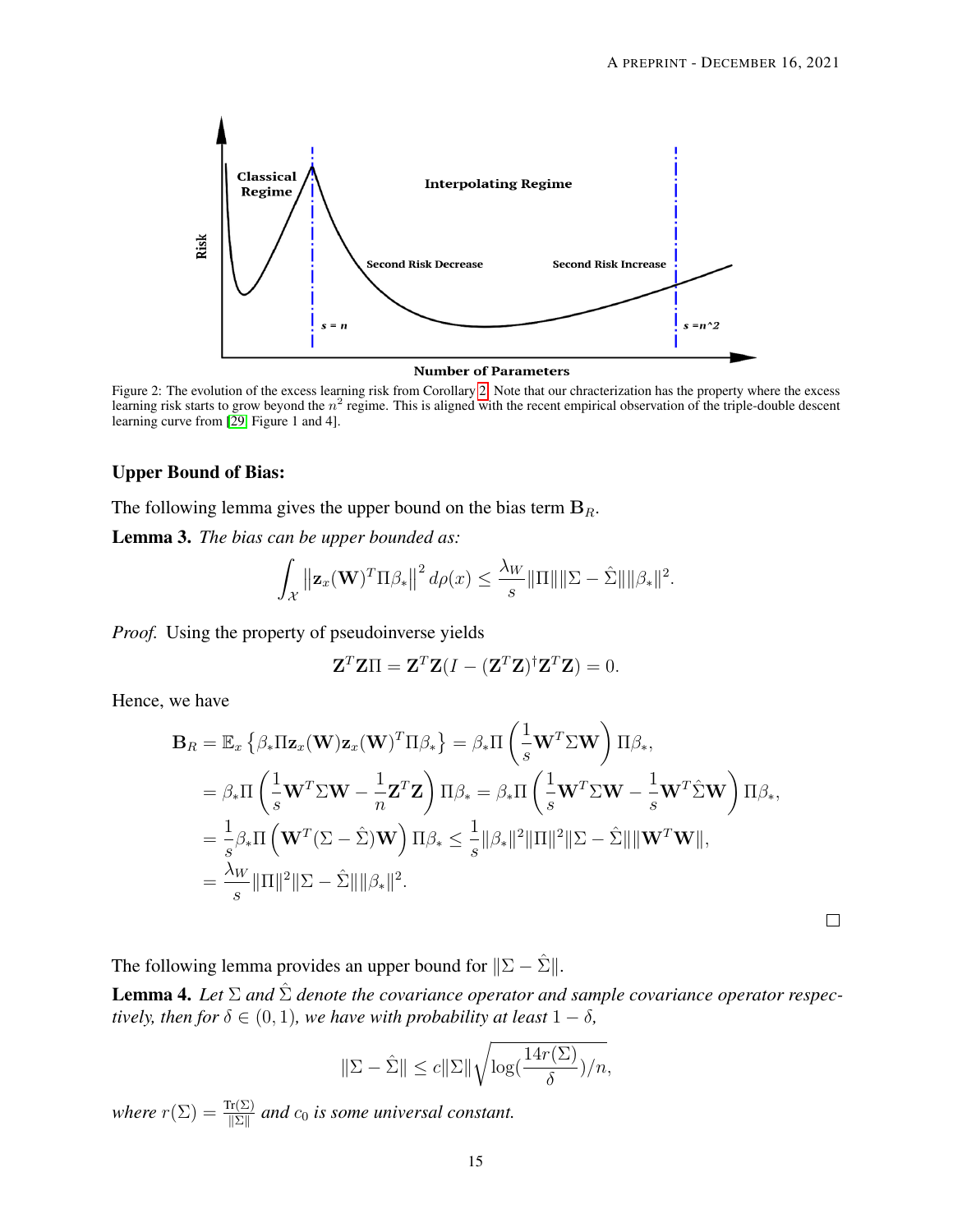Figure 2: The evolution of the excess learning risk from Corollary 2. Note that our chracterization has the property where the excess learning risk starts to grow beyond the $n^2$ regime. This is aligned with the recent empirical observation of the triple-double descent learning curve from [29, Figure 1 and 4].

### Upper Bound of Bias:

The following lemma gives the upper bound on the bias term $\mathbf{B}_R$.

**Lemma 3.** *The bias can be upper bounded as:*

$$\int_{\mathcal{X}} \left\| \mathbf{z}_x(\mathbf{W})^T \Pi \beta_* \right\|^2 d\rho(x) \leq \frac{\lambda_W}{s} \|\Pi\| \|\Sigma - \hat{\Sigma}\| \|\beta_*\|^2.$$

*Proof.* Using the property of pseudoinverse yields

$$\mathbf{Z}^T \mathbf{Z} \Pi = \mathbf{Z}^T \mathbf{Z} (I - (\mathbf{Z}^T \mathbf{Z})^\dagger \mathbf{Z}^T \mathbf{Z}) = 0.$$

Hence, we have

$$\begin{aligned}
\mathbf{B}_R &= \mathbb{E}_x \left\{ \beta_* \Pi \mathbf{z}_x(\mathbf{W}) \mathbf{z}_x(\mathbf{W})^T \Pi \beta_* \right\} = \beta_* \Pi \left( \frac{1}{s} \mathbf{W}^T \Sigma \mathbf{W} \right) \Pi \beta_*, \\
&= \beta_* \Pi \left( \frac{1}{s} \mathbf{W}^T \Sigma \mathbf{W} - \frac{1}{n} \mathbf{Z}^T \mathbf{Z} \right) \Pi \beta_* = \beta_* \Pi \left( \frac{1}{s} \mathbf{W}^T \Sigma \mathbf{W} - \frac{1}{s} \mathbf{W}^T \hat{\Sigma} \mathbf{W} \right) \Pi \beta_*, \\
&= \frac{1}{s} \beta_* \Pi \left( \mathbf{W}^T (\Sigma - \hat{\Sigma}) \mathbf{W} \right) \Pi \beta_* \leq \frac{1}{s} \|\beta_*\|^2 \|\Pi\|^2 \|\Sigma - \hat{\Sigma}\| \|\mathbf{W}^T \mathbf{W}\|, \\
&= \frac{\lambda_W}{s} \|\Pi\|^2 \|\Sigma - \hat{\Sigma}\| \|\beta_*\|^2.
\end{aligned}$$

$\square$

The following lemma provides an upper bound for $\|\Sigma - \hat{\Sigma}\|$.

**Lemma 4.** *Let $\Sigma$ and $\hat{\Sigma}$ denote the covariance operator and sample covariance operator respectively, then for $\delta \in (0, 1)$, we have with probability at least $1 - \delta$,*

$$\|\Sigma - \hat{\Sigma}\| \leq c \|\Sigma\| \sqrt{\log(\frac{14 r(\Sigma)}{\delta})/n},$$

*where $r(\Sigma) = \frac{\mathrm{Tr}(\Sigma)}{\|\Sigma\|}$ and $c_0$ is some universal constant.*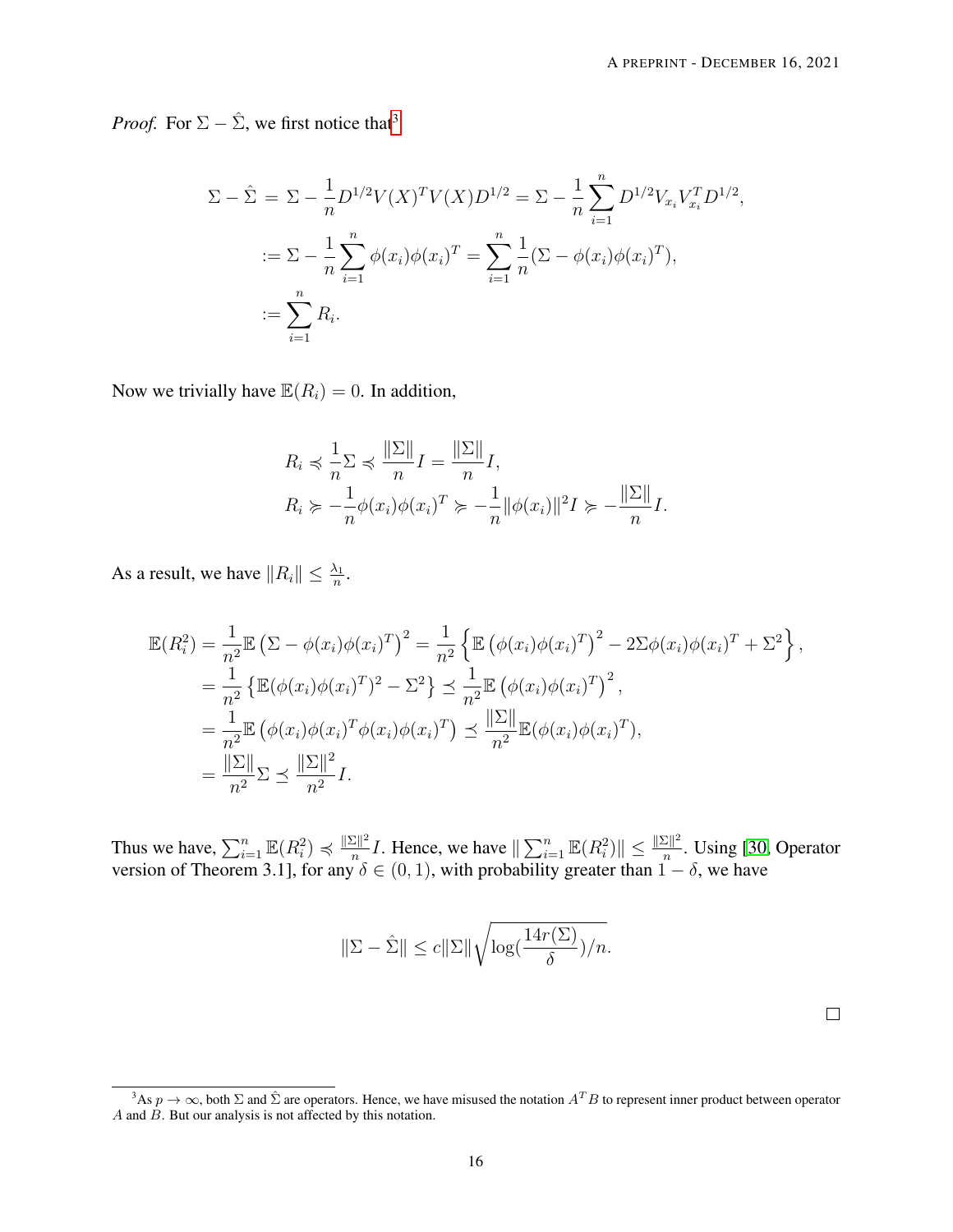*Proof.* For $\Sigma - \hat{\Sigma}$, we first notice that[3]

$$
\begin{aligned}
\Sigma - \hat{\Sigma} &= \Sigma - \frac{1}{n} D^{1/2} V(X)^T V(X) D^{1/2} = \Sigma - \frac{1}{n}\sum_{i=1}^{n} D^{1/2} V_{x_i} V_{x_i}^T D^{1/2}, \\
&:= \Sigma - \frac{1}{n}\sum_{i=1}^{n} \phi(x_i)\phi(x_i)^T = \sum_{i=1}^{n} \frac{1}{n}(\Sigma - \phi(x_i)\phi(x_i)^T), \\
&:= \sum_{i=1}^{n} R_i.
\end{aligned}
$$

Now we trivially have $\mathbb{E}(R_i) = 0$. In addition,

$$
\begin{aligned}
& R_i \preccurlyeq \frac{1}{n}\Sigma \preccurlyeq \frac{\|\Sigma\|}{n} I = \frac{\|\Sigma\|}{n} I, \\
& R_i \succcurlyeq -\frac{1}{n}\phi(x_i)\phi(x_i)^T \succcurlyeq -\frac{1}{n}\|\phi(x_i)\|^2 I \succcurlyeq -\frac{\|\Sigma\|}{n} I.
\end{aligned}
$$

As a result, we have $\|R_i\| \le \frac{\lambda_1}{n}$.

$$
\begin{aligned}
\mathbb{E}(R_i^2) &= \frac{1}{n^2}\mathbb{E}\left(\Sigma - \phi(x_i)\phi(x_i)^T\right)^2 = \frac{1}{n^2}\left\{\mathbb{E}\left(\phi(x_i)\phi(x_i)^T\right)^2 - 2\Sigma\phi(x_i)\phi(x_i)^T + \Sigma^2\right\}, \\
&= \frac{1}{n^2}\left\{\mathbb{E}(\phi(x_i)\phi(x_i)^T)^2 - \Sigma^2\right\} \preceq \frac{1}{n^2}\mathbb{E}\left(\phi(x_i)\phi(x_i)^T\right)^2, \\
&= \frac{1}{n^2}\mathbb{E}\left(\phi(x_i)\phi(x_i)^T\phi(x_i)\phi(x_i)^T\right) \preceq \frac{\|\Sigma\|}{n^2}\mathbb{E}(\phi(x_i)\phi(x_i)^T), \\
&= \frac{\|\Sigma\|}{n^2}\Sigma \preceq \frac{\|\Sigma\|^2}{n^2} I.
\end{aligned}
$$

Thus we have, $\sum_{i=1}^{n}\mathbb{E}(R_i^2) \preccurlyeq \frac{\|\Sigma\|^2}{n} I$. Hence, we have $\|\sum_{i=1}^{n}\mathbb{E}(R_i^2)\| \le \frac{\|\Sigma\|^2}{n}$. Using [30, Operator version of Theorem 3.1], for any $\delta \in (0,1)$, with probability greater than $1-\delta$, we have

$$
\|\Sigma - \hat{\Sigma}\| \le c\|\Sigma\|\sqrt{\log(\frac{14r(\Sigma)}{\delta})/n}.
$$

□

[3] As $p \to \infty$, both $\Sigma$ and $\hat{\Sigma}$ are operators. Hence, we have misused the notation $A^T B$ to represent inner product between operator $A$ and $B$. But our analysis is not affected by this notation.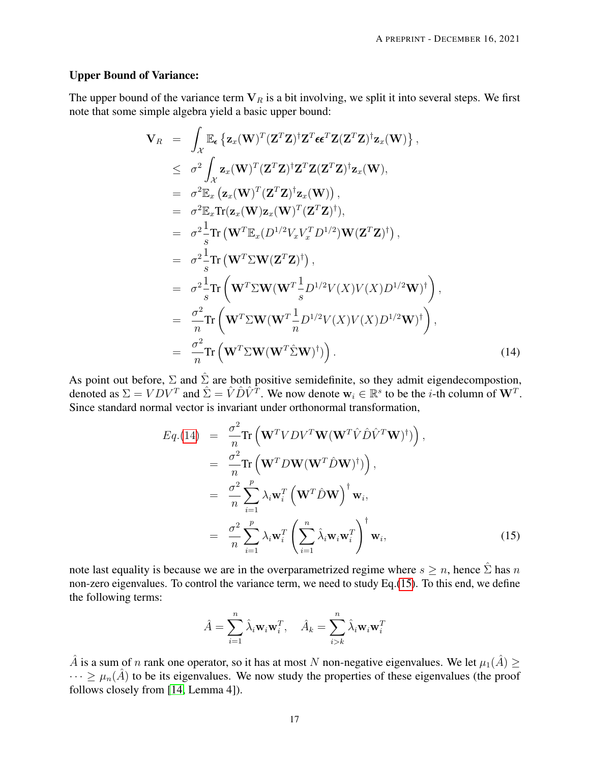**Upper Bound of Variance:**

The upper bound of the variance term $\mathbf{V}_R$ is a bit involving, we split it into several steps. We first note that some simple algebra yield a basic upper bound:

$$
\begin{aligned}
\mathbf{V}_R &= \int_{\mathcal{X}} \mathbb{E}_{\boldsymbol{\epsilon}} \left\{ \mathbf{z}_x(\mathbf{W})^T (\mathbf{Z}^T\mathbf{Z})^\dagger \mathbf{Z}^T \boldsymbol{\epsilon}\boldsymbol{\epsilon}^T \mathbf{Z} (\mathbf{Z}^T\mathbf{Z})^\dagger \mathbf{z}_x(\mathbf{W}) \right\}, \\
&\leq \sigma^2 \int_{\mathcal{X}} \mathbf{z}_x(\mathbf{W})^T (\mathbf{Z}^T\mathbf{Z})^\dagger \mathbf{Z}^T \mathbf{Z} (\mathbf{Z}^T\mathbf{Z})^\dagger \mathbf{z}_x(\mathbf{W}), \\
&= \sigma^2 \mathbb{E}_x \left( \mathbf{z}_x(\mathbf{W})^T (\mathbf{Z}^T\mathbf{Z})^\dagger \mathbf{z}_x(\mathbf{W}) \right), \\
&= \sigma^2 \mathbb{E}_x \mathrm{Tr}(\mathbf{z}_x(\mathbf{W}) \mathbf{z}_x(\mathbf{W})^T (\mathbf{Z}^T\mathbf{Z})^\dagger), \\
&= \sigma^2 \frac{1}{s} \mathrm{Tr}\left( \mathbf{W}^T \mathbb{E}_x (D^{1/2} V_x V_x^T D^{1/2}) \mathbf{W} (\mathbf{Z}^T\mathbf{Z})^\dagger \right), \\
&= \sigma^2 \frac{1}{s} \mathrm{Tr}\left( \mathbf{W}^T \Sigma \mathbf{W} (\mathbf{Z}^T\mathbf{Z})^\dagger \right), \\
&= \sigma^2 \frac{1}{s} \mathrm{Tr}\left( \mathbf{W}^T \Sigma \mathbf{W} (\mathbf{W}^T \frac{1}{s} D^{1/2} V(X) V(X) D^{1/2} \mathbf{W})^\dagger \right), \\
&= \frac{\sigma^2}{n} \mathrm{Tr}\left( \mathbf{W}^T \Sigma \mathbf{W} (\mathbf{W}^T \frac{1}{n} D^{1/2} V(X) V(X) D^{1/2} \mathbf{W})^\dagger \right), \\
&= \frac{\sigma^2}{n} \mathrm{Tr}\left( \mathbf{W}^T \Sigma \mathbf{W} (\mathbf{W}^T \hat{\Sigma} \mathbf{W})^\dagger \right).
\end{aligned}
\tag{14}
$$

As point out before, $\Sigma$ and $\hat{\Sigma}$ are both positive semidefinite, so they admit eigendecompostion, denoted as $\Sigma = VDV^T$ and $\hat{\Sigma} = \hat{V}\hat{D}\hat{V}^T$. We now denote $\mathbf{w}_i \in \mathbb{R}^s$ to be the $i$-th column of $\mathbf{W}^T$. Since standard normal vector is invariant under orthonormal transformation,

$$
\begin{aligned}
Eq.(14) &= \frac{\sigma^2}{n} \mathrm{Tr}\left( \mathbf{W}^T VDV^T \mathbf{W} (\mathbf{W}^T \hat{V}\hat{D}\hat{V}^T \mathbf{W})^\dagger \right), \\
&= \frac{\sigma^2}{n} \mathrm{Tr}\left( \mathbf{W}^T D \mathbf{W} (\mathbf{W}^T \hat{D} \mathbf{W})^\dagger \right), \\
&= \frac{\sigma^2}{n} \sum_{i=1}^{p} \lambda_i \mathbf{w}_i^T \left( \mathbf{W}^T \hat{D} \mathbf{W} \right)^\dagger \mathbf{w}_i, \\
&= \frac{\sigma^2}{n} \sum_{i=1}^{p} \lambda_i \mathbf{w}_i^T \left( \sum_{i=1}^{n} \hat{\lambda}_i \mathbf{w}_i \mathbf{w}_i^T \right)^\dagger \mathbf{w}_i,
\end{aligned}
\tag{15}
$$

note last equality is because we are in the overparametrized regime where $s \geq n$, hence $\hat{\Sigma}$ has $n$ non-zero eigenvalues. To control the variance term, we need to study Eq.(15). To this end, we define the following terms:

$$
\hat{A} = \sum_{i=1}^{n} \hat{\lambda}_i \mathbf{w}_i \mathbf{w}_i^T, \quad \hat{A}_k = \sum_{i>k}^{n} \hat{\lambda}_i \mathbf{w}_i \mathbf{w}_i^T
$$

$\hat{A}$ is a sum of $n$ rank one operator, so it has at most $N$ non-negative eigenvalues. We let $\mu_1(\hat{A}) \geq \cdots \geq \mu_n(\hat{A})$ to be its eigenvalues. We now study the properties of these eigenvalues (the proof follows closely from [14, Lemma 4]).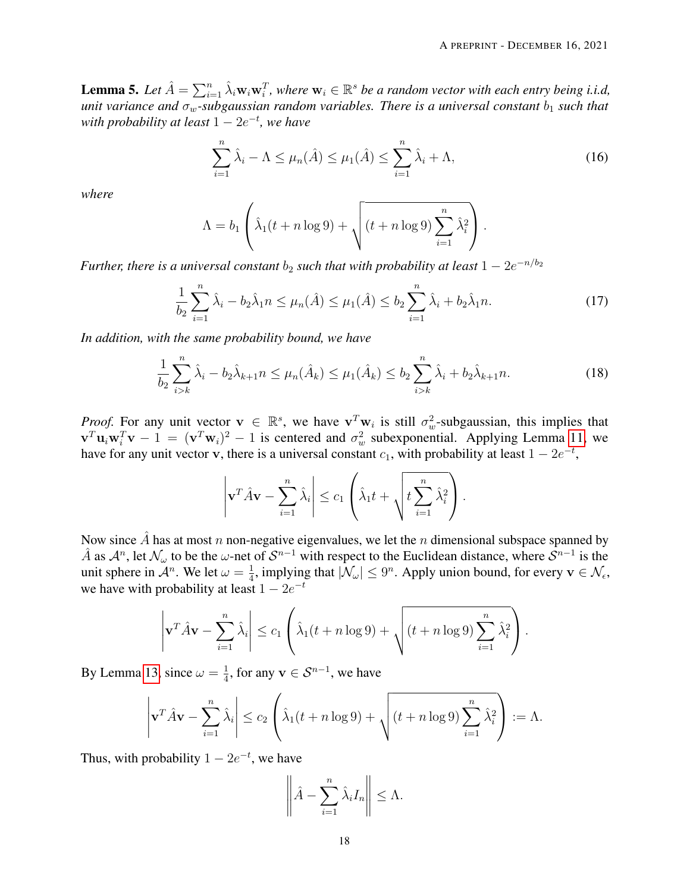**Lemma 5.** *Let $\hat{A} = \sum_{i=1}^n \hat{\lambda}_i \mathbf{w}_i \mathbf{w}_i^T$, where $\mathbf{w}_i \in \mathbb{R}^s$ be a random vector with each entry being i.i.d, unit variance and $\sigma_w$-subgaussian random variables. There is a universal constant $b_1$ such that with probability at least $1 - 2e^{-t}$, we have*

$$\sum_{i=1}^n \hat{\lambda}_i - \Lambda \leq \mu_n(\hat{A}) \leq \mu_1(\hat{A}) \leq \sum_{i=1}^n \hat{\lambda}_i + \Lambda, \tag{16}$$

*where*

$$\Lambda = b_1 \left( \hat{\lambda}_1 (t + n \log 9) + \sqrt{(t + n \log 9) \sum_{i=1}^n \hat{\lambda}_i^2} \right).$$

*Further, there is a universal constant $b_2$ such that with probability at least $1 - 2e^{-n/b_2}$*

$$\frac{1}{b_2} \sum_{i=1}^n \hat{\lambda}_i - b_2 \hat{\lambda}_1 n \leq \mu_n(\hat{A}) \leq \mu_1(\hat{A}) \leq b_2 \sum_{i=1}^n \hat{\lambda}_i + b_2 \hat{\lambda}_1 n. \tag{17}$$

*In addition, with the same probability bound, we have*

$$\frac{1}{b_2} \sum_{i>k}^n \hat{\lambda}_i - b_2 \hat{\lambda}_{k+1} n \leq \mu_n(\hat{A}_k) \leq \mu_1(\hat{A}_k) \leq b_2 \sum_{i>k}^n \hat{\lambda}_i + b_2 \hat{\lambda}_{k+1} n. \tag{18}$$

*Proof.* For any unit vector $\mathbf{v} \in \mathbb{R}^s$, we have $\mathbf{v}^T \mathbf{w}_i$ is still $\sigma_w^2$-subgaussian, this implies that $\mathbf{v}^T \mathbf{u}_i \mathbf{w}_i^T \mathbf{v} - 1 = (\mathbf{v}^T \mathbf{w}_i)^2 - 1$ is centered and $\sigma_w^2$ subexponential. Applying Lemma 11, we have for any unit vector $\mathbf{v}$, there is a universal constant $c_1$, with probability at least $1 - 2e^{-t}$,

$$\left| \mathbf{v}^T \hat{A} \mathbf{v} - \sum_{i=1}^n \hat{\lambda}_i \right| \leq c_1 \left( \hat{\lambda}_1 t + \sqrt{t \sum_{i=1}^n \hat{\lambda}_i^2} \right).$$

Now since $\hat{A}$ has at most $n$ non-negative eigenvalues, we let the $n$ dimensional subspace spanned by $\hat{A}$ as $\mathcal{A}^n$, let $\mathcal{N}_\omega$ to be the $\omega$-net of $\mathcal{S}^{n-1}$ with respect to the Euclidean distance, where $\mathcal{S}^{n-1}$ is the unit sphere in $\mathcal{A}^n$. We let $\omega = \frac{1}{4}$, implying that $|\mathcal{N}_\omega| \leq 9^n$. Apply union bound, for every $\mathbf{v} \in \mathcal{N}_\epsilon$, we have with probability at least $1 - 2e^{-t}$

$$\left| \mathbf{v}^T \hat{A} \mathbf{v} - \sum_{i=1}^n \hat{\lambda}_i \right| \leq c_1 \left( \hat{\lambda}_1 (t + n \log 9) + \sqrt{(t + n \log 9) \sum_{i=1}^n \hat{\lambda}_i^2} \right).$$

By Lemma 13, since $\omega = \frac{1}{4}$, for any $\mathbf{v} \in \mathcal{S}^{n-1}$, we have

$$\left| \mathbf{v}^T \hat{A} \mathbf{v} - \sum_{i=1}^n \hat{\lambda}_i \right| \leq c_2 \left( \hat{\lambda}_1 (t + n \log 9) + \sqrt{(t + n \log 9) \sum_{i=1}^n \hat{\lambda}_i^2} \right) := \Lambda.$$

Thus, with probability $1 - 2e^{-t}$, we have

$$\left\| \hat{A} - \sum_{i=1}^n \hat{\lambda}_i I_n \right\| \leq \Lambda.$$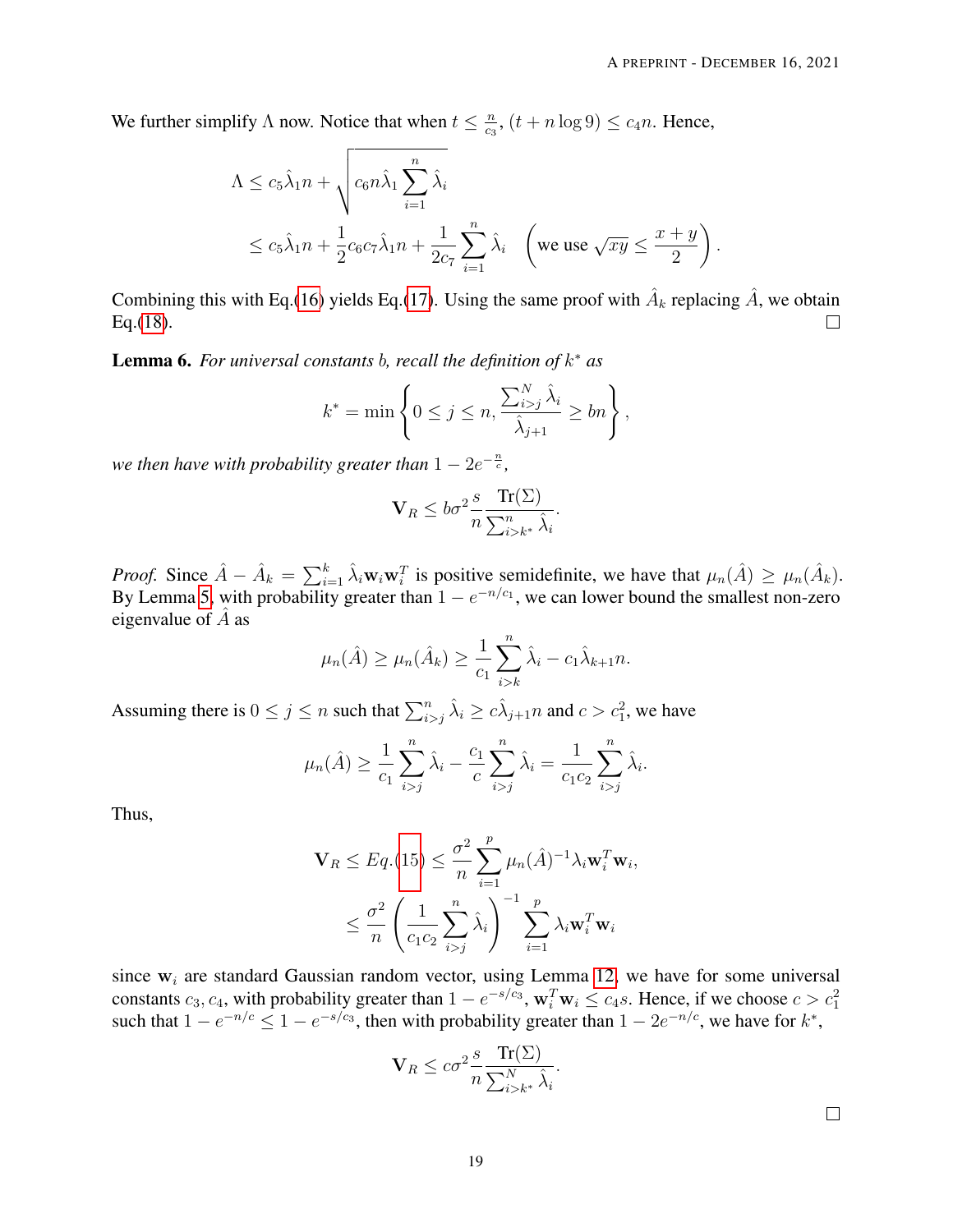We further simplify $\Lambda$ now. Notice that when $t \leq \frac{n}{c_3}$, $(t + n \log 9) \leq c_4 n$. Hence,

$$
\begin{aligned}
\Lambda &\leq c_5 \hat{\lambda}_1 n + \sqrt{c_6 n \hat{\lambda}_1 \sum_{i=1}^{n} \hat{\lambda}_i} \\
&\leq c_5 \hat{\lambda}_1 n + \frac{1}{2} c_6 c_7 \hat{\lambda}_1 n + \frac{1}{2c_7} \sum_{i=1}^{n} \hat{\lambda}_i \quad \left( \text{we use } \sqrt{xy} \leq \frac{x+y}{2} \right).
\end{aligned}
$$

Combining this with Eq.(16) yields Eq.(17). Using the same proof with $\hat{A}_k$ replacing $\hat{A}$, we obtain Eq.(18). ◻

**Lemma 6.** *For universal constants* $b$*, recall the definition of* $k^*$ *as*

$$
k^* = \min \left\{ 0 \leq j \leq n, \frac{\sum_{i>j}^{N} \hat{\lambda}_i}{\hat{\lambda}_{j+1}} \geq bn \right\},
$$

*we then have with probability greater than* $1 - 2e^{-\frac{n}{c}}$*,*

$$
\mathbf{V}_R \leq b\sigma^2 \frac{s}{n} \frac{\text{Tr}(\Sigma)}{\sum_{i>k^*}^{n} \hat{\lambda}_i}.
$$

*Proof.* Since $\hat{A} - \hat{A}_k = \sum_{i=1}^{k} \hat{\lambda}_i \mathbf{w}_i \mathbf{w}_i^T$ is positive semidefinite, we have that $\mu_n(\hat{A}) \geq \mu_n(\hat{A}_k)$. By Lemma 5, with probability greater than $1 - e^{-n/c_1}$, we can lower bound the smallest non-zero eigenvalue of $\hat{A}$ as

$$
\mu_n(\hat{A}) \geq \mu_n(\hat{A}_k) \geq \frac{1}{c_1} \sum_{i>k}^{n} \hat{\lambda}_i - c_1 \hat{\lambda}_{k+1} n.
$$

Assuming there is $0 \leq j \leq n$ such that $\sum_{i>j}^{n} \hat{\lambda}_i \geq c \hat{\lambda}_{j+1} n$ and $c > c_1^2$, we have

$$
\mu_n(\hat{A}) \geq \frac{1}{c_1} \sum_{i>j}^{n} \hat{\lambda}_i - \frac{c_1}{c} \sum_{i>j}^{n} \hat{\lambda}_i = \frac{1}{c_1 c_2} \sum_{i>j}^{n} \hat{\lambda}_i.
$$

Thus,

$$
\begin{aligned}
\mathbf{V}_R \leq Eq.(15) &\leq \frac{\sigma^2}{n} \sum_{i=1}^{p} \mu_n(\hat{A})^{-1} \lambda_i \mathbf{w}_i^T \mathbf{w}_i, \\
&\leq \frac{\sigma^2}{n} \left( \frac{1}{c_1 c_2} \sum_{i>j}^{n} \hat{\lambda}_i \right)^{-1} \sum_{i=1}^{p} \lambda_i \mathbf{w}_i^T \mathbf{w}_i
\end{aligned}
$$

since $\mathbf{w}_i$ are standard Gaussian random vector, using Lemma 12, we have for some universal constants $c_3, c_4$, with probability greater than $1 - e^{-s/c_3}$, $\mathbf{w}_i^T \mathbf{w}_i \leq c_4 s$. Hence, if we choose $c > c_1^2$ such that $1 - e^{-n/c} \leq 1 - e^{-s/c_3}$, then with probability greater than $1 - 2e^{-n/c}$, we have for $k^*$,

$$
\mathbf{V}_R \leq c\sigma^2 \frac{s}{n} \frac{\text{Tr}(\Sigma)}{\sum_{i>k^*}^{N} \hat{\lambda}_i}.
$$

◻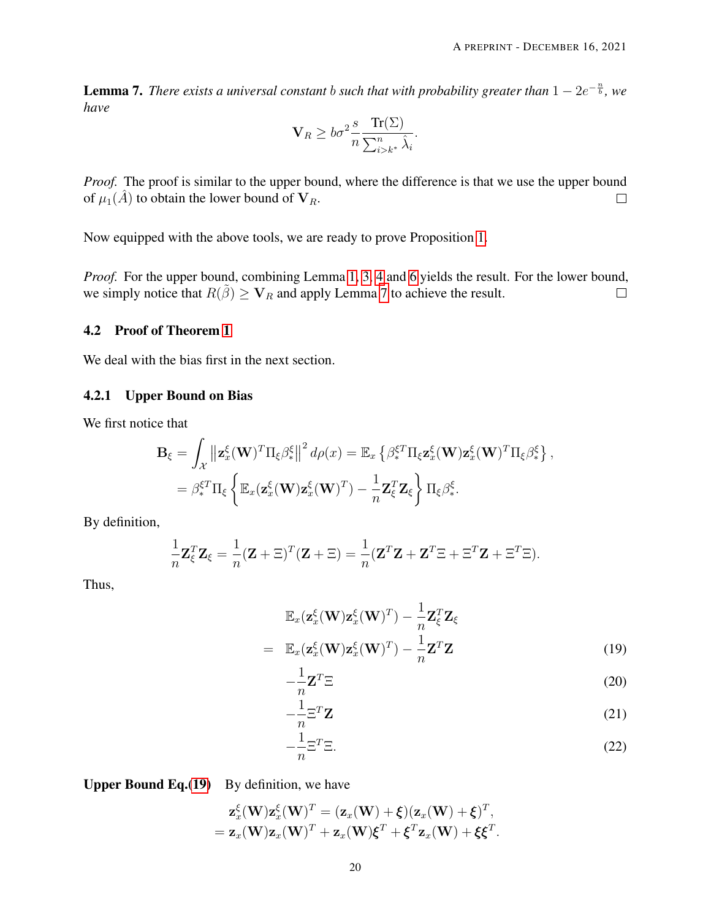**Lemma 7.** *There exists a universal constant $b$ such that with probability greater than $1 - 2e^{-\frac{n}{b}}$, we have*

$$\mathbf{V}_R \geq b\sigma^2 \frac{s}{n} \frac{\text{Tr}(\Sigma)}{\sum_{i>k^*}^n \hat{\lambda}_i}.$$

*Proof.* The proof is similar to the upper bound, where the difference is that we use the upper bound of $\mu_1(\hat{A})$ to obtain the lower bound of $\mathbf{V}_R$. □

Now equipped with the above tools, we are ready to prove Proposition 1.

*Proof.* For the upper bound, combining Lemma 1, 3, 4 and 6 yields the result. For the lower bound, we simply notice that $R(\tilde{\beta}) \geq \mathbf{V}_R$ and apply Lemma 7 to achieve the result. □

## 4.2 Proof of Theorem 1

We deal with the bias first in the next section.

### 4.2.1 Upper Bound on Bias

We first notice that

$$\begin{aligned}
\mathbf{B}_\xi = \int_{\mathcal{X}} \left\| \mathbf{z}_x^\xi(\mathbf{W})^T \Pi_\xi \beta_*^\xi \right\|^2 d\rho(x) &= \mathbb{E}_x \left\{ \beta_*^{\xi T} \Pi_\xi \mathbf{z}_x^\xi(\mathbf{W}) \mathbf{z}_x^\xi(\mathbf{W})^T \Pi_\xi \beta_*^\xi \right\}, \\
&= \beta_*^{\xi T} \Pi_\xi \left\{ \mathbb{E}_x(\mathbf{z}_x^\xi(\mathbf{W}) \mathbf{z}_x^\xi(\mathbf{W})^T) - \frac{1}{n} \mathbf{Z}_\xi^T \mathbf{Z}_\xi \right\} \Pi_\xi \beta_*^\xi.
\end{aligned}$$

By definition,

$$\frac{1}{n} \mathbf{Z}_\xi^T \mathbf{Z}_\xi = \frac{1}{n} (\mathbf{Z} + \Xi)^T (\mathbf{Z} + \Xi) = \frac{1}{n} (\mathbf{Z}^T \mathbf{Z} + \mathbf{Z}^T \Xi + \Xi^T \mathbf{Z} + \Xi^T \Xi).$$

Thus,

$$\begin{aligned}
& \mathbb{E}_x(\mathbf{z}_x^\xi(\mathbf{W}) \mathbf{z}_x^\xi(\mathbf{W})^T) - \frac{1}{n} \mathbf{Z}_\xi^T \mathbf{Z}_\xi \\
= \; & \mathbb{E}_x(\mathbf{z}_x^\xi(\mathbf{W}) \mathbf{z}_x^\xi(\mathbf{W})^T) - \frac{1}{n} \mathbf{Z}^T \mathbf{Z} \qquad (19) \\
& - \frac{1}{n} \mathbf{Z}^T \Xi \qquad (20) \\
& - \frac{1}{n} \Xi^T \mathbf{Z} \qquad (21) \\
& - \frac{1}{n} \Xi^T \Xi. \qquad (22)
\end{aligned}$$

**Upper Bound Eq.(19)** By definition, we have

$$\begin{aligned}
\mathbf{z}_x^\xi(\mathbf{W}) \mathbf{z}_x^\xi(\mathbf{W})^T &= (\mathbf{z}_x(\mathbf{W}) + \boldsymbol{\xi})(\mathbf{z}_x(\mathbf{W}) + \boldsymbol{\xi})^T, \\
&= \mathbf{z}_x(\mathbf{W}) \mathbf{z}_x(\mathbf{W})^T + \mathbf{z}_x(\mathbf{W}) \boldsymbol{\xi}^T + \boldsymbol{\xi}^T \mathbf{z}_x(\mathbf{W}) + \boldsymbol{\xi} \boldsymbol{\xi}^T.
\end{aligned}$$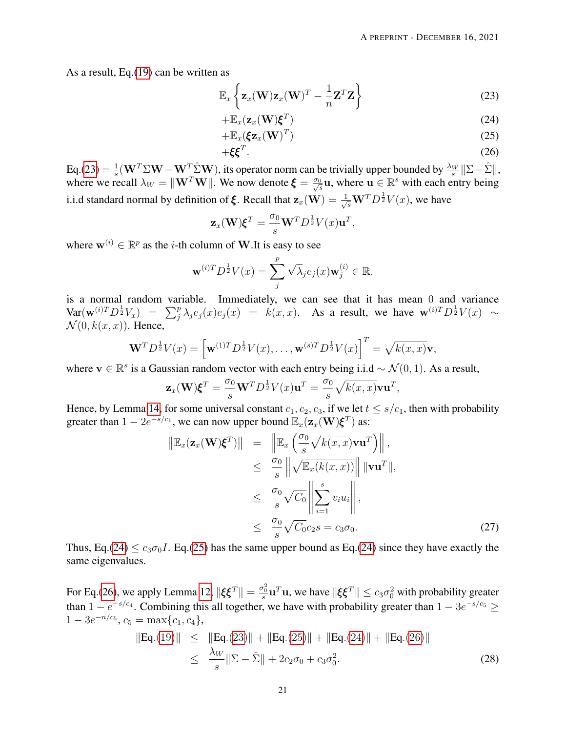As a result, Eq.(19) can be written as

$$
\mathbb{E}_x\left\{\mathbf{z}_x(\mathbf{W})\mathbf{z}_x(\mathbf{W})^T - \frac{1}{n}\mathbf{Z}^T\mathbf{Z}\right\} \tag{23}
$$

$$
+\mathbb{E}_x(\mathbf{z}_x(\mathbf{W})\boldsymbol{\xi}^T) \tag{24}
$$

$$
+\mathbb{E}_x(\boldsymbol{\xi}\mathbf{z}_x(\mathbf{W})^T) \tag{25}
$$

$$
+\boldsymbol{\xi}\boldsymbol{\xi}^T. \tag{26}
$$

Eq.(23) $= \frac{1}{s}(\mathbf{W}^T\Sigma\mathbf{W} - \mathbf{W}^T\hat{\Sigma}\mathbf{W})$, its operator norm can be trivially upper bounded by $\frac{\lambda_W}{s}\|\Sigma - \hat{\Sigma}\|$, where we recall $\lambda_W = \|\mathbf{W}^T\mathbf{W}\|$. We now denote $\boldsymbol{\xi} = \frac{\sigma_0}{\sqrt{s}}\mathbf{u}$, where $\mathbf{u} \in \mathbb{R}^s$ with each entry being i.i.d standard normal by definition of $\boldsymbol{\xi}$. Recall that $\mathbf{z}_x(\mathbf{W}) = \frac{1}{\sqrt{s}}\mathbf{W}^T D^{\frac{1}{2}} V(x)$, we have

$$
\mathbf{z}_x(\mathbf{W})\boldsymbol{\xi}^T = \frac{\sigma_0}{s}\mathbf{W}^T D^{\frac{1}{2}} V(x)\mathbf{u}^T,
$$

where $\mathbf{w}^{(i)} \in \mathbb{R}^p$ as the $i$-th column of $\mathbf{W}$.It is easy to see

$$
\mathbf{w}^{(i)T} D^{\frac{1}{2}} V(x) = \sum_j^p \sqrt{\lambda_j} e_j(x)\mathbf{w}_j^{(i)} \in \mathbb{R}.
$$

is a normal random variable. Immediately, we can see that it has mean 0 and variance $\mathrm{Var}(\mathbf{w}^{(i)T} D^{\frac{1}{2}} V_x) = \sum_j^p \lambda_j e_j(x) e_j(x) = k(x,x)$. As a result, we have $\mathbf{w}^{(i)T} D^{\frac{1}{2}} V(x) \sim \mathcal{N}(0, k(x,x))$. Hence,

$$
\mathbf{W}^T D^{\frac{1}{2}} V(x) = \left[\mathbf{w}^{(1)T} D^{\frac{1}{2}} V(x), \ldots, \mathbf{w}^{(s)T} D^{\frac{1}{2}} V(x)\right]^T = \sqrt{k(x,x)}\mathbf{v},
$$

where $\mathbf{v} \in \mathbb{R}^s$ is a Gaussian random vector with each entry being i.i.d $\sim \mathcal{N}(0,1)$. As a result,

$$
\mathbf{z}_x(\mathbf{W})\boldsymbol{\xi}^T = \frac{\sigma_0}{s}\mathbf{W}^T D^{\frac{1}{2}} V(x)\mathbf{u}^T = \frac{\sigma_0}{s}\sqrt{k(x,x)}\mathbf{v}\mathbf{u}^T,
$$

Hence, by Lemma 14, for some universal constant $c_1, c_2, c_3$, if we let $t \leq s/c_1$, then with probability greater than $1 - 2e^{-s/c_1}$, we can now upper bound $\mathbb{E}_x(\mathbf{z}_x(\mathbf{W})\boldsymbol{\xi}^T)$ as:

$$
\begin{aligned}
\left\|\mathbb{E}_x(\mathbf{z}_x(\mathbf{W})\boldsymbol{\xi}^T)\right\| &= \left\|\mathbb{E}_x\left(\frac{\sigma_0}{s}\sqrt{k(x,x)}\mathbf{v}\mathbf{u}^T\right)\right\|, \\
&\leq \frac{\sigma_0}{s}\left\|\sqrt{\mathbb{E}_x(k(x,x))}\right\| \|\mathbf{v}\mathbf{u}^T\|, \\
&\leq \frac{\sigma_0}{s}\sqrt{C_0}\left\|\sum_{i=1}^s v_i u_i\right\|, \\
&\leq \frac{\sigma_0}{s}\sqrt{C_0}c_2 s = c_3\sigma_0.
\end{aligned} \tag{27}
$$

Thus, Eq.(24) $\leq c_3\sigma_0 I$. Eq.(25) has the same upper bound as Eq.(24) since they have exactly the same eigenvalues.

For Eq.(26), we apply Lemma 12, $\|\boldsymbol{\xi}\boldsymbol{\xi}^T\| = \frac{\sigma_0^2}{s}\mathbf{u}^T\mathbf{u}$, we have $\|\boldsymbol{\xi}\boldsymbol{\xi}^T\| \leq c_3\sigma_0^2$ with probability greater than $1 - e^{-s/c_4}$. Combining this all together, we have with probability greater than $1 - 3e^{-s/c_5} \geq 1 - 3e^{-n/c_5}$, $c_5 = \max\{c_1, c_4\}$,

$$
\begin{aligned}
\|\text{Eq.}(19)\| &\leq \|\text{Eq.}(23)\| + \|\text{Eq.}(25)\| + \|\text{Eq.}(24)\| + \|\text{Eq.}(26)\| \\
&\leq \frac{\lambda_W}{s}\|\Sigma - \hat{\Sigma}\| + 2c_2\sigma_0 + c_3\sigma_0^2.
\end{aligned} \tag{28}
$$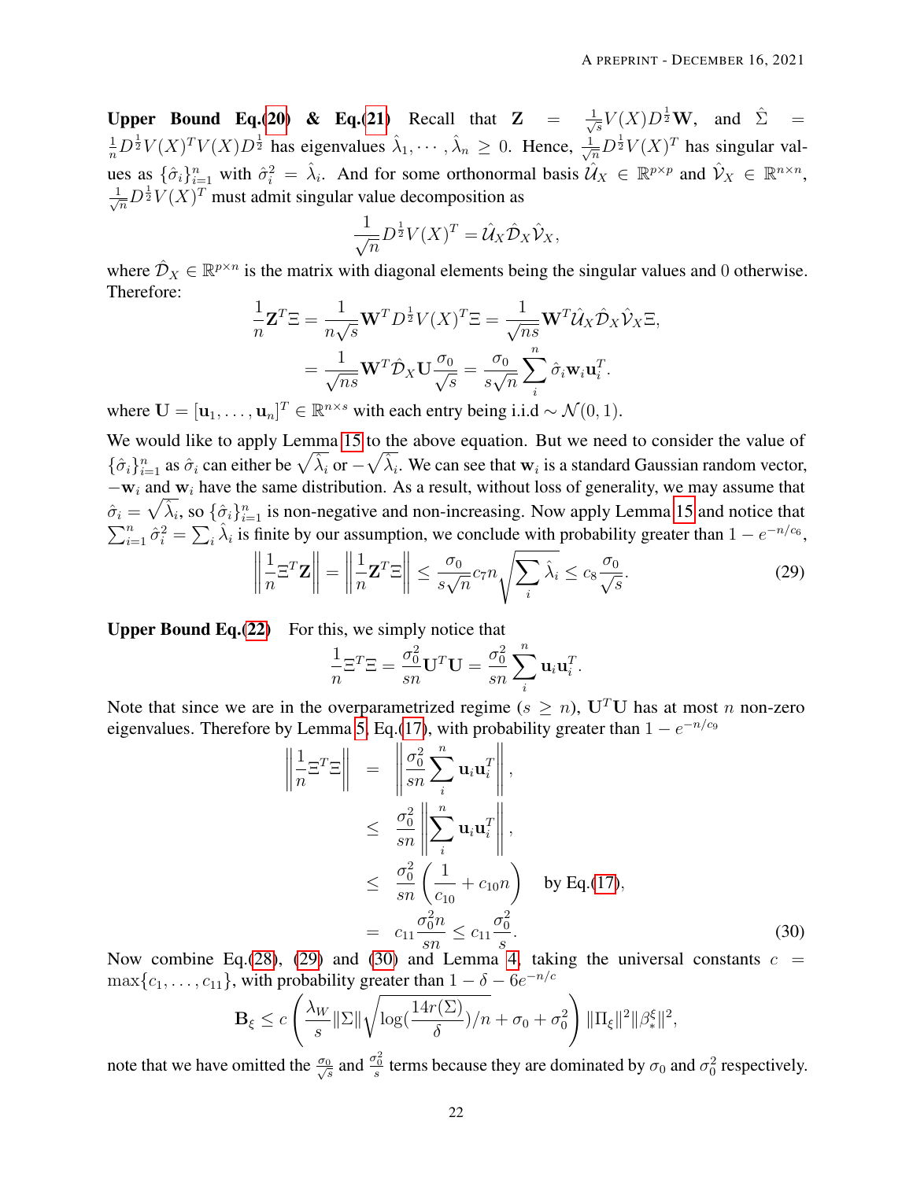**Upper Bound Eq.(20) & Eq.(21)** Recall that $\mathbf{Z} = \frac{1}{\sqrt{s}} V(X) D^{\frac{1}{2}} \mathbf{W}$, and $\hat{\Sigma} = \frac{1}{n} D^{\frac{1}{2}} V(X)^T V(X) D^{\frac{1}{2}}$ has eigenvalues $\hat{\lambda}_1, \cdots, \hat{\lambda}_n \geq 0$. Hence, $\frac{1}{\sqrt{n}} D^{\frac{1}{2}} V(X)^T$ has singular values as $\{\hat{\sigma}_i\}_{i=1}^n$ with $\hat{\sigma}_i^2 = \hat{\lambda}_i$. And for some orthonormal basis $\hat{\mathcal{U}}_X \in \mathbb{R}^{p \times p}$ and $\hat{\mathcal{V}}_X \in \mathbb{R}^{n \times n}$, $\frac{1}{\sqrt{n}} D^{\frac{1}{2}} V(X)^T$ must admit singular value decomposition as

$$\frac{1}{\sqrt{n}} D^{\frac{1}{2}} V(X)^T = \hat{\mathcal{U}}_X \hat{\mathcal{D}}_X \hat{\mathcal{V}}_X,$$

where $\hat{\mathcal{D}}_X \in \mathbb{R}^{p \times n}$ is the matrix with diagonal elements being the singular values and $0$ otherwise. Therefore:

$$\begin{aligned}
\frac{1}{n} \mathbf{Z}^T \Xi &= \frac{1}{n\sqrt{s}} \mathbf{W}^T D^{\frac{1}{2}} V(X)^T \Xi = \frac{1}{\sqrt{ns}} \mathbf{W}^T \hat{\mathcal{U}}_X \hat{\mathcal{D}}_X \hat{\mathcal{V}}_X \Xi, \\
&= \frac{1}{\sqrt{ns}} \mathbf{W}^T \hat{\mathcal{D}}_X \mathbf{U} \frac{\sigma_0}{\sqrt{s}} = \frac{\sigma_0}{s\sqrt{n}} \sum_i^n \hat{\sigma}_i \mathbf{w}_i \mathbf{u}_i^T.
\end{aligned}$$

where $\mathbf{U} = [\mathbf{u}_1, \ldots, \mathbf{u}_n]^T \in \mathbb{R}^{n \times s}$ with each entry being i.i.d $\sim \mathcal{N}(0, 1)$.

We would like to apply Lemma 15 to the above equation. But we need to consider the value of $\{\hat{\sigma}_i\}_{i=1}^n$ as $\hat{\sigma}_i$ can either be $\sqrt{\hat{\lambda}_i}$ or $-\sqrt{\hat{\lambda}_i}$. We can see that $\mathbf{w}_i$ is a standard Gaussian random vector, $-\mathbf{w}_i$ and $\mathbf{w}_i$ have the same distribution. As a result, without loss of generality, we may assume that $\hat{\sigma}_i = \sqrt{\hat{\lambda}_i}$, so $\{\hat{\sigma}_i\}_{i=1}^n$ is non-negative and non-increasing. Now apply Lemma 15 and notice that $\sum_{i=1}^n \hat{\sigma}_i^2 = \sum_i \hat{\lambda}_i$ is finite by our assumption, we conclude with probability greater than $1 - e^{-n/c_6}$,

$$\left\| \frac{1}{n} \Xi^T \mathbf{Z} \right\| = \left\| \frac{1}{n} \mathbf{Z}^T \Xi \right\| \leq \frac{\sigma_0}{s\sqrt{n}} c_7 n \sqrt{\sum_i \hat{\lambda}_i} \leq c_8 \frac{\sigma_0}{\sqrt{s}}. \tag{29}$$

**Upper Bound Eq.(22)** For this, we simply notice that

$$\frac{1}{n} \Xi^T \Xi = \frac{\sigma_0^2}{sn} \mathbf{U}^T \mathbf{U} = \frac{\sigma_0^2}{sn} \sum_i^n \mathbf{u}_i \mathbf{u}_i^T.$$

Note that since we are in the overparametrized regime ($s \geq n$), $\mathbf{U}^T \mathbf{U}$ has at most $n$ non-zero eigenvalues. Therefore by Lemma 5, Eq.(17), with probability greater than $1 - e^{-n/c_9}$

$$\begin{aligned}
\left\| \frac{1}{n} \Xi^T \Xi \right\| &= \left\| \frac{\sigma_0^2}{sn} \sum_i^n \mathbf{u}_i \mathbf{u}_i^T \right\|, \\
&\leq \frac{\sigma_0^2}{sn} \left\| \sum_i^n \mathbf{u}_i \mathbf{u}_i^T \right\|, \\
&\leq \frac{\sigma_0^2}{sn} \left( \frac{1}{c_{10}} + c_{10} n \right) \quad \text{by Eq.(17)}, \\
&= c_{11} \frac{\sigma_0^2 n}{sn} \leq c_{11} \frac{\sigma_0^2}{s}.
\end{aligned} \tag{30}$$

Now combine Eq.(28), (29) and (30) and Lemma 4, taking the universal constants $c = \max\{c_1, \ldots, c_{11}\}$, with probability greater than $1 - \delta - 6e^{-n/c}$

$$\mathbf{B}_\xi \leq c \left( \frac{\lambda_W}{s} \|\Sigma\| \sqrt{\log(\frac{14r(\Sigma)}{\delta})/n} + \sigma_0 + \sigma_0^2 \right) \|\Pi_\xi\|^2 \|\beta_*^\xi\|^2,$$

note that we have omitted the $\frac{\sigma_0}{\sqrt{s}}$ and $\frac{\sigma_0^2}{s}$ terms because they are dominated by $\sigma_0$ and $\sigma_0^2$ respectively.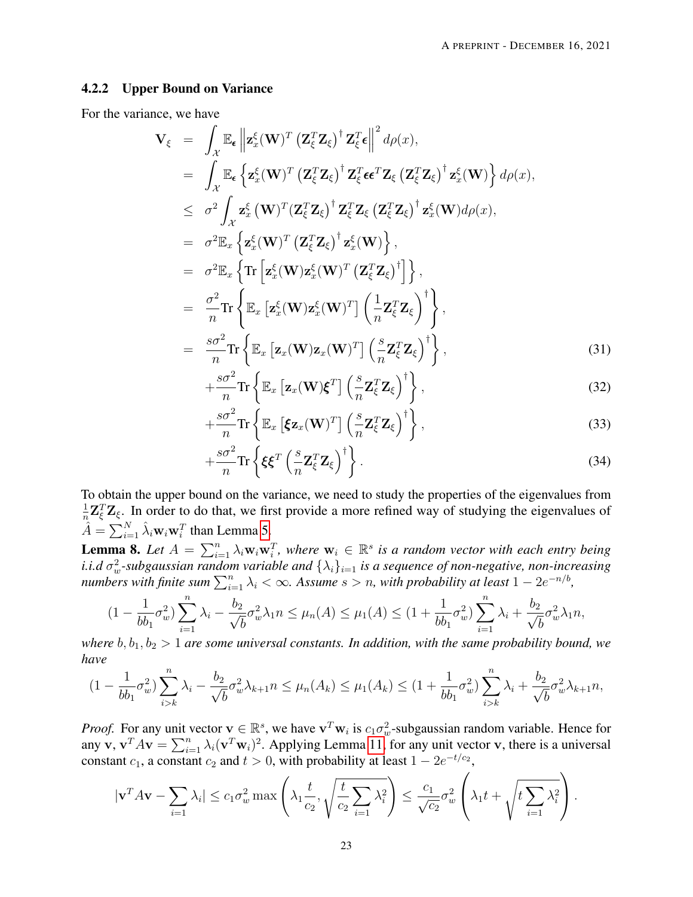#### 4.2.2 Upper Bound on Variance

For the variance, we have

$$
\begin{aligned}
\mathbf{V}_\xi &= \int_{\mathcal{X}} \mathbb{E}_{\boldsymbol{\epsilon}} \left\| \mathbf{z}_x^\xi(\mathbf{W})^T \left(\mathbf{Z}_\xi^T \mathbf{Z}_\xi\right)^\dagger \mathbf{Z}_\xi^T \boldsymbol{\epsilon} \right\|^2 d\rho(x), \\
&= \int_{\mathcal{X}} \mathbb{E}_{\boldsymbol{\epsilon}} \left\{ \mathbf{z}_x^\xi(\mathbf{W})^T \left(\mathbf{Z}_\xi^T \mathbf{Z}_\xi\right)^\dagger \mathbf{Z}_\xi^T \boldsymbol{\epsilon}\boldsymbol{\epsilon}^T \mathbf{Z}_\xi \left(\mathbf{Z}_\xi^T \mathbf{Z}_\xi\right)^\dagger \mathbf{z}_x^\xi(\mathbf{W}) \right\} d\rho(x), \\
&\le \sigma^2 \int_{\mathcal{X}} \mathbf{z}_x^\xi\left(\mathbf{W}\right)^T (\mathbf{Z}_\xi^T \mathbf{Z}_\xi)^\dagger \mathbf{Z}_\xi^T \mathbf{Z}_\xi \left(\mathbf{Z}_\xi^T \mathbf{Z}_\xi\right)^\dagger \mathbf{z}_x^\xi(\mathbf{W}) d\rho(x), \\
&= \sigma^2 \mathbb{E}_x \left\{ \mathbf{z}_x^\xi(\mathbf{W})^T \left(\mathbf{Z}_\xi^T \mathbf{Z}_\xi\right)^\dagger \mathbf{z}_x^\xi(\mathbf{W}) \right\}, \\
&= \sigma^2 \mathbb{E}_x \left\{ \mathrm{Tr}\left[ \mathbf{z}_x^\xi(\mathbf{W}) \mathbf{z}_x^\xi(\mathbf{W})^T \left(\mathbf{Z}_\xi^T \mathbf{Z}_\xi\right)^\dagger \right] \right\}, \\
&= \frac{\sigma^2}{n} \mathrm{Tr}\left\{ \mathbb{E}_x\left[ \mathbf{z}_x^\xi(\mathbf{W}) \mathbf{z}_x^\xi(\mathbf{W})^T \right] \left( \frac{1}{n} \mathbf{Z}_\xi^T \mathbf{Z}_\xi \right)^\dagger \right\}, \\
&= \frac{s\sigma^2}{n} \mathrm{Tr}\left\{ \mathbb{E}_x\left[ \mathbf{z}_x(\mathbf{W}) \mathbf{z}_x(\mathbf{W})^T \right] \left( \frac{s}{n} \mathbf{Z}_\xi^T \mathbf{Z}_\xi \right)^\dagger \right\}, \qquad (31)\\
&\quad + \frac{s\sigma^2}{n} \mathrm{Tr}\left\{ \mathbb{E}_x\left[ \mathbf{z}_x(\mathbf{W}) \boldsymbol{\xi}^T \right] \left( \frac{s}{n} \mathbf{Z}_\xi^T \mathbf{Z}_\xi \right)^\dagger \right\}, \qquad (32)\\
&\quad + \frac{s\sigma^2}{n} \mathrm{Tr}\left\{ \mathbb{E}_x\left[ \boldsymbol{\xi} \mathbf{z}_x(\mathbf{W})^T \right] \left( \frac{s}{n} \mathbf{Z}_\xi^T \mathbf{Z}_\xi \right)^\dagger \right\}, \qquad (33)\\
&\quad + \frac{s\sigma^2}{n} \mathrm{Tr}\left\{ \boldsymbol{\xi}\boldsymbol{\xi}^T \left( \frac{s}{n} \mathbf{Z}_\xi^T \mathbf{Z}_\xi \right)^\dagger \right\}. \qquad (34)
\end{aligned}
$$

To obtain the upper bound on the variance, we need to study the properties of the eigenvalues from $\frac{1}{n}\mathbf{Z}_\xi^T \mathbf{Z}_\xi$. In order to do that, we first provide a more refined way of studying the eigenvalues of $\hat{A} = \sum_{i=1}^N \hat{\lambda}_i \mathbf{w}_i \mathbf{w}_i^T$ than Lemma 5.

**Lemma 8.** *Let $A = \sum_{i=1}^n \lambda_i \mathbf{w}_i \mathbf{w}_i^T$, where $\mathbf{w}_i \in \mathbb{R}^s$ is a random vector with each entry being i.i.d $\sigma_w^2$-subgaussian random variable and $\{\lambda_i\}_{i=1}$ is a sequence of non-negative, non-increasing numbers with finite sum $\sum_{i=1}^n \lambda_i < \infty$. Assume $s > n$, with probability at least $1 - 2e^{-n/b}$,*

$$
(1 - \frac{1}{bb_1}\sigma_w^2)\sum_{i=1}^n \lambda_i - \frac{b_2}{\sqrt{b}}\sigma_w^2 \lambda_1 n \le \mu_n(A) \le \mu_1(A) \le (1 + \frac{1}{bb_1}\sigma_w^2)\sum_{i=1}^n \lambda_i + \frac{b_2}{\sqrt{b}}\sigma_w^2 \lambda_1 n,
$$

*where $b, b_1, b_2 > 1$ are some universal constants. In addition, with the same probability bound, we have*

$$
(1 - \frac{1}{bb_1}\sigma_w^2)\sum_{i>k}^n \lambda_i - \frac{b_2}{\sqrt{b}}\sigma_w^2 \lambda_{k+1} n \le \mu_n(A_k) \le \mu_1(A_k) \le (1 + \frac{1}{bb_1}\sigma_w^2)\sum_{i>k}^n \lambda_i + \frac{b_2}{\sqrt{b}}\sigma_w^2 \lambda_{k+1} n,
$$

*Proof.* For any unit vector $\mathbf{v} \in \mathbb{R}^s$, we have $\mathbf{v}^T \mathbf{w}_i$ is $c_1\sigma_w^2$-subgaussian random variable. Hence for any $\mathbf{v}$, $\mathbf{v}^T A \mathbf{v} = \sum_{i=1}^n \lambda_i (\mathbf{v}^T \mathbf{w}_i)^2$. Applying Lemma 11, for any unit vector $\mathbf{v}$, there is a universal constant $c_1$, a constant $c_2$ and $t > 0$, with probability at least $1 - 2e^{-t/c_2}$,

$$
|\mathbf{v}^T A \mathbf{v} - \sum_{i=1} \lambda_i| \le c_1 \sigma_w^2 \max\left( \lambda_1 \frac{t}{c_2}, \sqrt{\frac{t}{c_2}\sum_{i=1} \lambda_i^2} \right) \le \frac{c_1}{\sqrt{c_2}} \sigma_w^2 \left( \lambda_1 t + \sqrt{t \sum_{i=1} \lambda_i^2} \right).
$$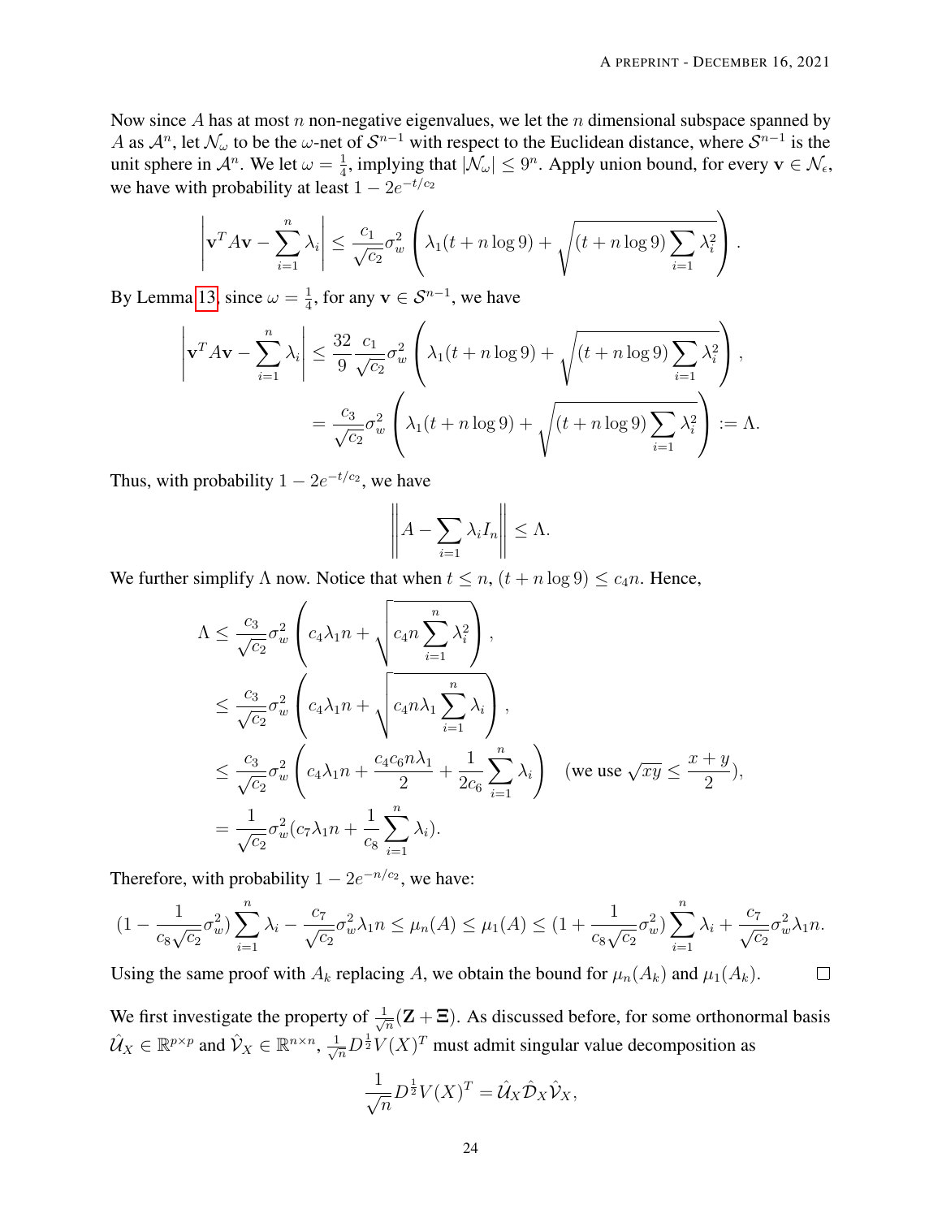Now since $A$ has at most $n$ non-negative eigenvalues, we let the $n$ dimensional subspace spanned by $A$ as $\mathcal{A}^n$, let $\mathcal{N}_\omega$ to be the $\omega$-net of $\mathcal{S}^{n-1}$ with respect to the Euclidean distance, where $\mathcal{S}^{n-1}$ is the unit sphere in $\mathcal{A}^n$. We let $\omega = \frac{1}{4}$, implying that $|\mathcal{N}_\omega| \leq 9^n$. Apply union bound, for every $\mathbf{v} \in \mathcal{N}_\epsilon$, we have with probability at least $1 - 2e^{-t/c_2}$

$$\left| \mathbf{v}^T A \mathbf{v} - \sum_{i=1}^n \lambda_i \right| \leq \frac{c_1}{\sqrt{c_2}} \sigma_w^2 \left( \lambda_1 (t + n \log 9) + \sqrt{(t + n \log 9) \sum_{i=1} \lambda_i^2} \right).$$

By Lemma 13, since $\omega = \frac{1}{4}$, for any $\mathbf{v} \in \mathcal{S}^{n-1}$, we have

$$\begin{aligned}
\left| \mathbf{v}^T A \mathbf{v} - \sum_{i=1}^n \lambda_i \right| &\leq \frac{32}{9} \frac{c_1}{\sqrt{c_2}} \sigma_w^2 \left( \lambda_1 (t + n \log 9) + \sqrt{(t + n \log 9) \sum_{i=1} \lambda_i^2} \right), \\
&= \frac{c_3}{\sqrt{c_2}} \sigma_w^2 \left( \lambda_1 (t + n \log 9) + \sqrt{(t + n \log 9) \sum_{i=1} \lambda_i^2} \right) := \Lambda.
\end{aligned}$$

Thus, with probability $1 - 2e^{-t/c_2}$, we have

$$\left\| A - \sum_{i=1} \lambda_i I_n \right\| \leq \Lambda.$$

We further simplify $\Lambda$ now. Notice that when $t \leq n$, $(t + n \log 9) \leq c_4 n$. Hence,

$$\begin{aligned}
\Lambda &\leq \frac{c_3}{\sqrt{c_2}} \sigma_w^2 \left( c_4 \lambda_1 n + \sqrt{c_4 n \sum_{i=1}^n \lambda_i^2} \right), \\
&\leq \frac{c_3}{\sqrt{c_2}} \sigma_w^2 \left( c_4 \lambda_1 n + \sqrt{c_4 n \lambda_1 \sum_{i=1}^n \lambda_i} \right), \\
&\leq \frac{c_3}{\sqrt{c_2}} \sigma_w^2 \left( c_4 \lambda_1 n + \frac{c_4 c_6 n \lambda_1}{2} + \frac{1}{2c_6} \sum_{i=1}^n \lambda_i \right) \quad (\text{we use } \sqrt{xy} \leq \frac{x+y}{2}), \\
&= \frac{1}{\sqrt{c_2}} \sigma_w^2 (c_7 \lambda_1 n + \frac{1}{c_8} \sum_{i=1}^n \lambda_i).
\end{aligned}$$

Therefore, with probability $1 - 2e^{-n/c_2}$, we have:

$$(1 - \frac{1}{c_8 \sqrt{c_2}} \sigma_w^2) \sum_{i=1}^n \lambda_i - \frac{c_7}{\sqrt{c_2}} \sigma_w^2 \lambda_1 n \leq \mu_n(A) \leq \mu_1(A) \leq (1 + \frac{1}{c_8 \sqrt{c_2}} \sigma_w^2) \sum_{i=1}^n \lambda_i + \frac{c_7}{\sqrt{c_2}} \sigma_w^2 \lambda_1 n.$$

Using the same proof with $A_k$ replacing $A$, we obtain the bound for $\mu_n(A_k)$ and $\mu_1(A_k)$. $\square$

We first investigate the property of $\frac{1}{\sqrt{n}}(\mathbf{Z} + \mathbf{\Xi})$. As discussed before, for some orthonormal basis $\hat{\mathcal{U}}_X \in \mathbb{R}^{p \times p}$ and $\hat{\mathcal{V}}_X \in \mathbb{R}^{n \times n}$, $\frac{1}{\sqrt{n}} D^{\frac{1}{2}} V(X)^T$ must admit singular value decomposition as

$$\frac{1}{\sqrt{n}} D^{\frac{1}{2}} V(X)^T = \hat{\mathcal{U}}_X \hat{\mathcal{D}}_X \hat{\mathcal{V}}_X,$$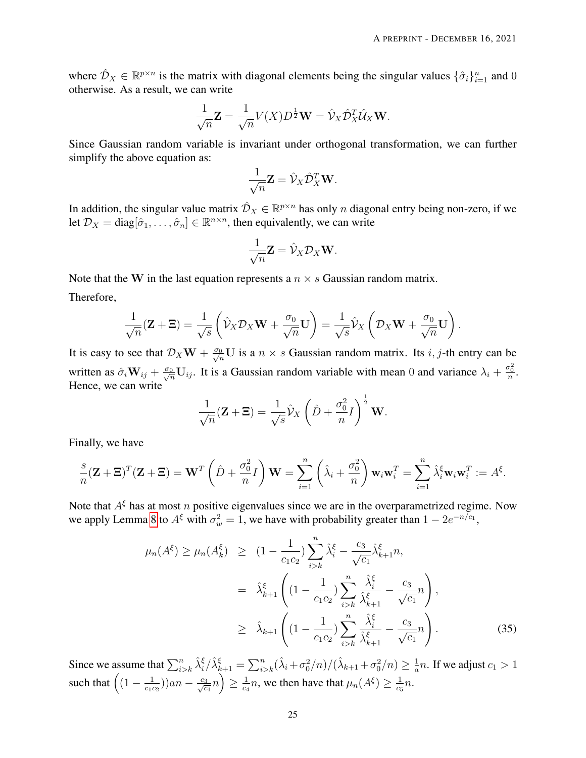where $\hat{\mathcal{D}}_X \in \mathbb{R}^{p \times n}$ is the matrix with diagonal elements being the singular values $\{\hat{\sigma}_i\}_{i=1}^n$ and 0 otherwise. As a result, we can write

$$\frac{1}{\sqrt{n}}\mathbf{Z} = \frac{1}{\sqrt{n}}V(X)D^{\frac{1}{2}}\mathbf{W} = \hat{\mathcal{V}}_X\hat{\mathcal{D}}_X^T\hat{\mathcal{U}}_X\mathbf{W}.$$

Since Gaussian random variable is invariant under orthogonal transformation, we can further simplify the above equation as:

$$\frac{1}{\sqrt{n}}\mathbf{Z} = \hat{\mathcal{V}}_X\hat{\mathcal{D}}_X^T\mathbf{W}.$$

In addition, the singular value matrix $\hat{\mathcal{D}}_X \in \mathbb{R}^{p \times n}$ has only $n$ diagonal entry being non-zero, if we let $\mathcal{D}_X = \text{diag}[\hat{\sigma}_1, \ldots, \hat{\sigma}_n] \in \mathbb{R}^{n \times n}$, then equivalently, we can write

$$\frac{1}{\sqrt{n}}\mathbf{Z} = \hat{\mathcal{V}}_X\mathcal{D}_X\mathbf{W}.$$

Note that the $\mathbf{W}$ in the last equation represents a $n \times s$ Gaussian random matrix.

Therefore,

$$\frac{1}{\sqrt{n}}(\mathbf{Z} + \mathbf{\Xi}) = \frac{1}{\sqrt{s}}\left(\hat{\mathcal{V}}_X\mathcal{D}_X\mathbf{W} + \frac{\sigma_0}{\sqrt{n}}\mathbf{U}\right) = \frac{1}{\sqrt{s}}\hat{\mathcal{V}}_X\left(\mathcal{D}_X\mathbf{W} + \frac{\sigma_0}{\sqrt{n}}\mathbf{U}\right).$$

It is easy to see that $\mathcal{D}_X\mathbf{W} + \frac{\sigma_0}{\sqrt{n}}\mathbf{U}$ is a $n \times s$ Gaussian random matrix. Its $i, j$-th entry can be written as $\hat{\sigma}_i\mathbf{W}_{ij} + \frac{\sigma_0}{\sqrt{n}}\mathbf{U}_{ij}$. It is a Gaussian random variable with mean 0 and variance $\lambda_i + \frac{\sigma_0^2}{n}$. Hence, we can write

$$\frac{1}{\sqrt{n}}(\mathbf{Z} + \mathbf{\Xi}) = \frac{1}{\sqrt{s}}\hat{\mathcal{V}}_X\left(\hat{D} + \frac{\sigma_0^2}{n}I\right)^{\frac{1}{2}}\mathbf{W}.$$

Finally, we have

$$\frac{s}{n}(\mathbf{Z} + \mathbf{\Xi})^T(\mathbf{Z} + \mathbf{\Xi}) = \mathbf{W}^T\left(\hat{D} + \frac{\sigma_0^2}{n}I\right)\mathbf{W} = \sum_{i=1}^n\left(\hat{\lambda}_i + \frac{\sigma_0^2}{n}\right)\mathbf{w}_i\mathbf{w}_i^T = \sum_{i=1}^n\hat{\lambda}_i^\xi\mathbf{w}_i\mathbf{w}_i^T := A^\xi.$$

Note that $A^\xi$ has at most $n$ positive eigenvalues since we are in the overparametrized regime. Now we apply Lemma 8 to $A^\xi$ with $\sigma_w^2 = 1$, we have with probability greater than $1 - 2e^{-n/c_1}$,

$$\begin{aligned}
\mu_n(A^\xi) \geq \mu_n(A_k^\xi) &\geq (1 - \frac{1}{c_1c_2})\sum_{i>k}^n\hat{\lambda}_i^\xi - \frac{c_3}{\sqrt{c_1}}\hat{\lambda}_{k+1}^\xi n, \\
&= \hat{\lambda}_{k+1}^\xi\left((1 - \frac{1}{c_1c_2})\sum_{i>k}^n\frac{\hat{\lambda}_i^\xi}{\hat{\lambda}_{k+1}^\xi} - \frac{c_3}{\sqrt{c_1}}n\right), \\
&\geq \hat{\lambda}_{k+1}\left((1 - \frac{1}{c_1c_2})\sum_{i>k}^n\frac{\hat{\lambda}_i^\xi}{\hat{\lambda}_{k+1}^\xi} - \frac{c_3}{\sqrt{c_1}}n\right).
\end{aligned} \tag{35}$$

Since we assume that $\sum_{i>k}^n\hat{\lambda}_i^\xi/\hat{\lambda}_{k+1}^\xi = \sum_{i>k}^n(\hat{\lambda}_i + \sigma_0^2/n)/(\hat{\lambda}_{k+1} + \sigma_0^2/n) \geq \frac{1}{a}n$. If we adjust $c_1 > 1$ such that $\left((1 - \frac{1}{c_1c_2}))an - \frac{c_3}{\sqrt{c_1}}n\right) \geq \frac{1}{c_4}n$, we then have that $\mu_n(A^\xi) \geq \frac{1}{c_5}n$.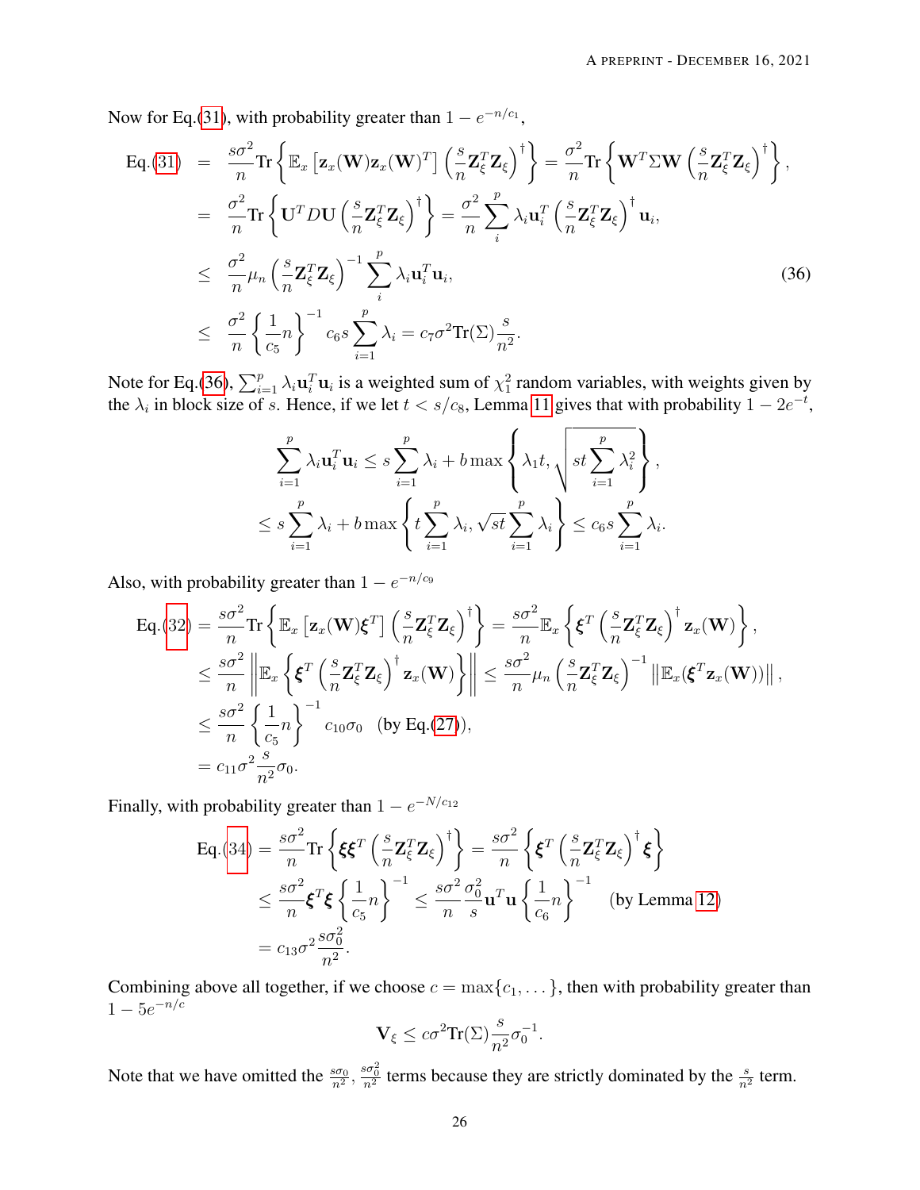Now for Eq.(31), with probability greater than $1 - e^{-n/c_1}$,

$$
\begin{aligned}
\text{Eq.}(31) &= \frac{s\sigma^2}{n}\mathrm{Tr}\left\{\mathbb{E}_x\left[\mathbf{z}_x(\mathbf{W})\mathbf{z}_x(\mathbf{W})^T\right]\left(\frac{s}{n}\mathbf{Z}_\xi^T\mathbf{Z}_\xi\right)^\dagger\right\} = \frac{\sigma^2}{n}\mathrm{Tr}\left\{\mathbf{W}^T\Sigma\mathbf{W}\left(\frac{s}{n}\mathbf{Z}_\xi^T\mathbf{Z}_\xi\right)^\dagger\right\}, \\
&= \frac{\sigma^2}{n}\mathrm{Tr}\left\{\mathbf{U}^T D\mathbf{U}\left(\frac{s}{n}\mathbf{Z}_\xi^T\mathbf{Z}_\xi\right)^\dagger\right\} = \frac{\sigma^2}{n}\sum_i^p \lambda_i \mathbf{u}_i^T\left(\frac{s}{n}\mathbf{Z}_\xi^T\mathbf{Z}_\xi\right)^\dagger\mathbf{u}_i, \\
&\leq \frac{\sigma^2}{n}\mu_n\left(\frac{s}{n}\mathbf{Z}_\xi^T\mathbf{Z}_\xi\right)^{-1}\sum_i^p \lambda_i\mathbf{u}_i^T\mathbf{u}_i, \qquad (36)\\
&\leq \frac{\sigma^2}{n}\left\{\frac{1}{c_5}n\right\}^{-1} c_6 s\sum_{i=1}^p \lambda_i = c_7\sigma^2\mathrm{Tr}(\Sigma)\frac{s}{n^2}.
\end{aligned}
$$

Note for Eq.(36), $\sum_{i=1}^p \lambda_i\mathbf{u}_i^T\mathbf{u}_i$ is a weighted sum of $\chi_1^2$ random variables, with weights given by the $\lambda_i$ in block size of $s$. Hence, if we let $t < s/c_8$, Lemma 11 gives that with probability $1 - 2e^{-t}$,

$$
\begin{aligned}
&\sum_{i=1}^p \lambda_i\mathbf{u}_i^T\mathbf{u}_i \leq s\sum_{i=1}^p\lambda_i + b\max\left\{\lambda_1 t, \sqrt{st\sum_{i=1}^p\lambda_i^2}\right\}, \\
&\leq s\sum_{i=1}^p\lambda_i + b\max\left\{t\sum_{i=1}^p\lambda_i, \sqrt{st}\sum_{i=1}^p\lambda_i\right\} \leq c_6 s\sum_{i=1}^p\lambda_i.
\end{aligned}
$$

Also, with probability greater than $1 - e^{-n/c_9}$

$$
\begin{aligned}
\text{Eq.}(32) &= \frac{s\sigma^2}{n}\mathrm{Tr}\left\{\mathbb{E}_x\left[\mathbf{z}_x(\mathbf{W})\boldsymbol{\xi}^T\right]\left(\frac{s}{n}\mathbf{Z}_\xi^T\mathbf{Z}_\xi\right)^\dagger\right\} = \frac{s\sigma^2}{n}\mathbb{E}_x\left\{\boldsymbol{\xi}^T\left(\frac{s}{n}\mathbf{Z}_\xi^T\mathbf{Z}_\xi\right)^\dagger\mathbf{z}_x(\mathbf{W})\right\}, \\
&\leq \frac{s\sigma^2}{n}\left\|\mathbb{E}_x\left\{\boldsymbol{\xi}^T\left(\frac{s}{n}\mathbf{Z}_\xi^T\mathbf{Z}_\xi\right)^\dagger\mathbf{z}_x(\mathbf{W})\right\}\right\| \leq \frac{s\sigma^2}{n}\mu_n\left(\frac{s}{n}\mathbf{Z}_\xi^T\mathbf{Z}_\xi\right)^{-1}\left\|\mathbb{E}_x(\boldsymbol{\xi}^T\mathbf{z}_x(\mathbf{W}))\right\|, \\
&\leq \frac{s\sigma^2}{n}\left\{\frac{1}{c_5}n\right\}^{-1} c_{10}\sigma_0 \quad (\text{by Eq.}(27)), \\
&= c_{11}\sigma^2\frac{s}{n^2}\sigma_0.
\end{aligned}
$$

Finally, with probability greater than $1 - e^{-N/c_{12}}$

$$
\begin{aligned}
\text{Eq.}(34) &= \frac{s\sigma^2}{n}\mathrm{Tr}\left\{\boldsymbol{\xi}\boldsymbol{\xi}^T\left(\frac{s}{n}\mathbf{Z}_\xi^T\mathbf{Z}_\xi\right)^\dagger\right\} = \frac{s\sigma^2}{n}\left\{\boldsymbol{\xi}^T\left(\frac{s}{n}\mathbf{Z}_\xi^T\mathbf{Z}_\xi\right)^\dagger\boldsymbol{\xi}\right\} \\
&\leq \frac{s\sigma^2}{n}\boldsymbol{\xi}^T\boldsymbol{\xi}\left\{\frac{1}{c_5}n\right\}^{-1} \leq \frac{s\sigma^2}{n}\frac{\sigma_0^2}{s}\mathbf{u}^T\mathbf{u}\left\{\frac{1}{c_6}n\right\}^{-1} \quad (\text{by Lemma 12}) \\
&= c_{13}\sigma^2\frac{s\sigma_0^2}{n^2}.
\end{aligned}
$$

Combining above all together, if we choose $c = \max\{c_1, \dots\}$, then with probability greater than $1 - 5e^{-n/c}$

$$
\mathbf{V}_\xi \leq c\sigma^2\mathrm{Tr}(\Sigma)\frac{s}{n^2}\sigma_0^{-1}.
$$

Note that we have omitted the $\frac{s\sigma_0}{n^2}, \frac{s\sigma_0^2}{n^2}$ terms because they are strictly dominated by the $\frac{s}{n^2}$ term.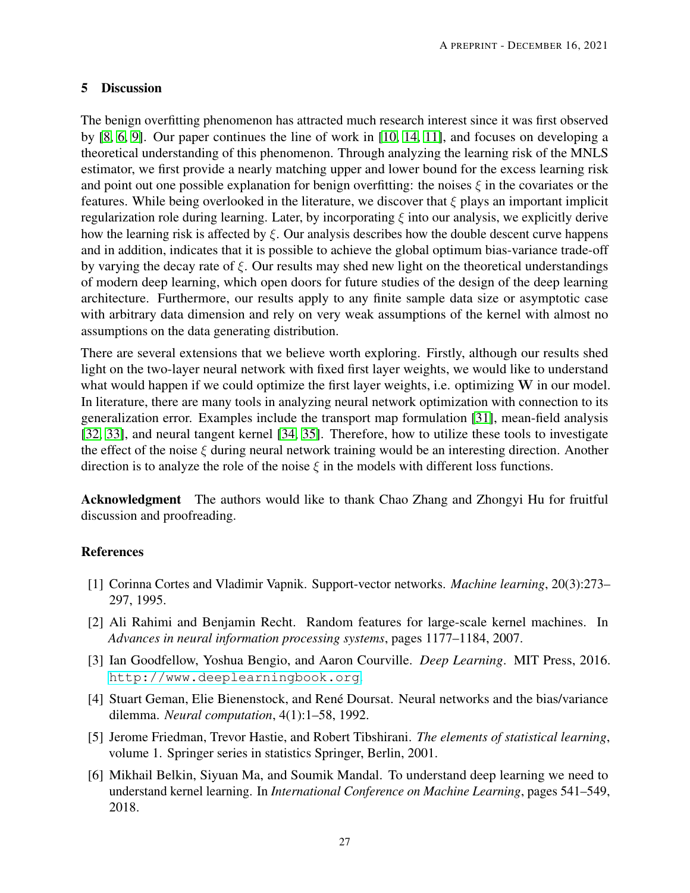## 5 Discussion

The benign overfitting phenomenon has attracted much research interest since it was first observed by [8, 6, 9]. Our paper continues the line of work in [10, 14, 11], and focuses on developing a theoretical understanding of this phenomenon. Through analyzing the learning risk of the MNLS estimator, we first provide a nearly matching upper and lower bound for the excess learning risk and point out one possible explanation for benign overfitting: the noises $\xi$ in the covariates or the features. While being overlooked in the literature, we discover that $\xi$ plays an important implicit regularization role during learning. Later, by incorporating $\xi$ into our analysis, we explicitly derive how the learning risk is affected by $\xi$. Our analysis describes how the double descent curve happens and in addition, indicates that it is possible to achieve the global optimum bias-variance trade-off by varying the decay rate of $\xi$. Our results may shed new light on the theoretical understandings of modern deep learning, which open doors for future studies of the design of the deep learning architecture. Furthermore, our results apply to any finite sample data size or asymptotic case with arbitrary data dimension and rely on very weak assumptions of the kernel with almost no assumptions on the data generating distribution.

There are several extensions that we believe worth exploring. Firstly, although our results shed light on the two-layer neural network with fixed first layer weights, we would like to understand what would happen if we could optimize the first layer weights, i.e. optimizing $\mathbf{W}$ in our model. In literature, there are many tools in analyzing neural network optimization with connection to its generalization error. Examples include the transport map formulation [31], mean-field analysis [32, 33], and neural tangent kernel [34, 35]. Therefore, how to utilize these tools to investigate the effect of the noise $\xi$ during neural network training would be an interesting direction. Another direction is to analyze the role of the noise $\xi$ in the models with different loss functions.

**Acknowledgment** The authors would like to thank Chao Zhang and Zhongyi Hu for fruitful discussion and proofreading.

## References

[1] Corinna Cortes and Vladimir Vapnik. Support-vector networks. *Machine learning*, 20(3):273–297, 1995.

[2] Ali Rahimi and Benjamin Recht. Random features for large-scale kernel machines. In *Advances in neural information processing systems*, pages 1177–1184, 2007.

[3] Ian Goodfellow, Yoshua Bengio, and Aaron Courville. *Deep Learning*. MIT Press, 2016. http://www.deeplearningbook.org.

[4] Stuart Geman, Elie Bienenstock, and René Doursat. Neural networks and the bias/variance dilemma. *Neural computation*, 4(1):1–58, 1992.

[5] Jerome Friedman, Trevor Hastie, and Robert Tibshirani. *The elements of statistical learning*, volume 1. Springer series in statistics Springer, Berlin, 2001.

[6] Mikhail Belkin, Siyuan Ma, and Soumik Mandal. To understand deep learning we need to understand kernel learning. In *International Conference on Machine Learning*, pages 541–549, 2018.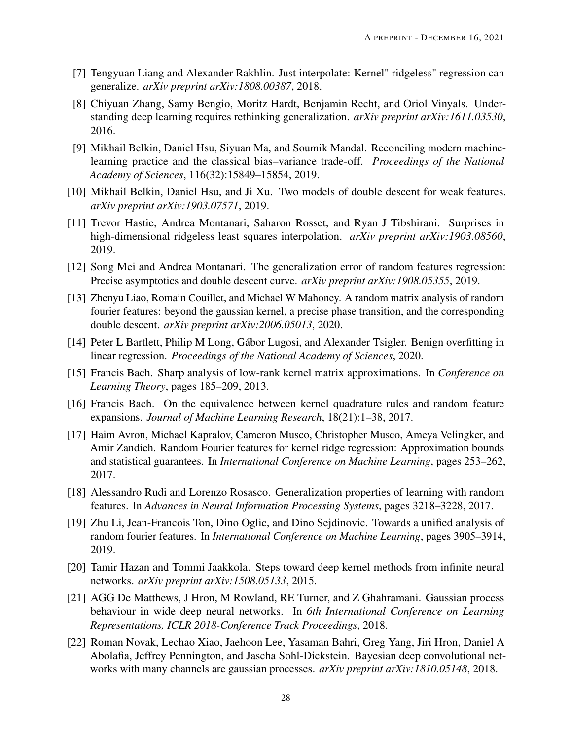[7] Tengyuan Liang and Alexander Rakhlin. Just interpolate: Kernel" ridgeless" regression can generalize. *arXiv preprint arXiv:1808.00387*, 2018.

[8] Chiyuan Zhang, Samy Bengio, Moritz Hardt, Benjamin Recht, and Oriol Vinyals. Understanding deep learning requires rethinking generalization. *arXiv preprint arXiv:1611.03530*, 2016.

[9] Mikhail Belkin, Daniel Hsu, Siyuan Ma, and Soumik Mandal. Reconciling modern machine-learning practice and the classical bias–variance trade-off. *Proceedings of the National Academy of Sciences*, 116(32):15849–15854, 2019.

[10] Mikhail Belkin, Daniel Hsu, and Ji Xu. Two models of double descent for weak features. *arXiv preprint arXiv:1903.07571*, 2019.

[11] Trevor Hastie, Andrea Montanari, Saharon Rosset, and Ryan J Tibshirani. Surprises in high-dimensional ridgeless least squares interpolation. *arXiv preprint arXiv:1903.08560*, 2019.

[12] Song Mei and Andrea Montanari. The generalization error of random features regression: Precise asymptotics and double descent curve. *arXiv preprint arXiv:1908.05355*, 2019.

[13] Zhenyu Liao, Romain Couillet, and Michael W Mahoney. A random matrix analysis of random fourier features: beyond the gaussian kernel, a precise phase transition, and the corresponding double descent. *arXiv preprint arXiv:2006.05013*, 2020.

[14] Peter L Bartlett, Philip M Long, Gábor Lugosi, and Alexander Tsigler. Benign overfitting in linear regression. *Proceedings of the National Academy of Sciences*, 2020.

[15] Francis Bach. Sharp analysis of low-rank kernel matrix approximations. In *Conference on Learning Theory*, pages 185–209, 2013.

[16] Francis Bach. On the equivalence between kernel quadrature rules and random feature expansions. *Journal of Machine Learning Research*, 18(21):1–38, 2017.

[17] Haim Avron, Michael Kapralov, Cameron Musco, Christopher Musco, Ameya Velingker, and Amir Zandieh. Random Fourier features for kernel ridge regression: Approximation bounds and statistical guarantees. In *International Conference on Machine Learning*, pages 253–262, 2017.

[18] Alessandro Rudi and Lorenzo Rosasco. Generalization properties of learning with random features. In *Advances in Neural Information Processing Systems*, pages 3218–3228, 2017.

[19] Zhu Li, Jean-Francois Ton, Dino Oglic, and Dino Sejdinovic. Towards a unified analysis of random fourier features. In *International Conference on Machine Learning*, pages 3905–3914, 2019.

[20] Tamir Hazan and Tommi Jaakkola. Steps toward deep kernel methods from infinite neural networks. *arXiv preprint arXiv:1508.05133*, 2015.

[21] AGG De Matthews, J Hron, M Rowland, RE Turner, and Z Ghahramani. Gaussian process behaviour in wide deep neural networks. In *6th International Conference on Learning Representations, ICLR 2018-Conference Track Proceedings*, 2018.

[22] Roman Novak, Lechao Xiao, Jaehoon Lee, Yasaman Bahri, Greg Yang, Jiri Hron, Daniel A Abolafia, Jeffrey Pennington, and Jascha Sohl-Dickstein. Bayesian deep convolutional networks with many channels are gaussian processes. *arXiv preprint arXiv:1810.05148*, 2018.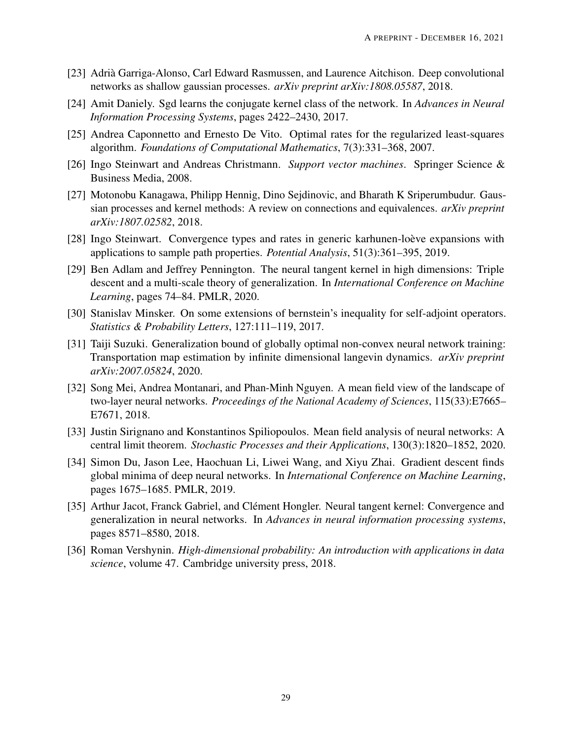[23] Adrià Garriga-Alonso, Carl Edward Rasmussen, and Laurence Aitchison. Deep convolutional networks as shallow gaussian processes. *arXiv preprint arXiv:1808.05587*, 2018.

[24] Amit Daniely. Sgd learns the conjugate kernel class of the network. In *Advances in Neural Information Processing Systems*, pages 2422–2430, 2017.

[25] Andrea Caponnetto and Ernesto De Vito. Optimal rates for the regularized least-squares algorithm. *Foundations of Computational Mathematics*, 7(3):331–368, 2007.

[26] Ingo Steinwart and Andreas Christmann. *Support vector machines*. Springer Science & Business Media, 2008.

[27] Motonobu Kanagawa, Philipp Hennig, Dino Sejdinovic, and Bharath K Sriperumbudur. Gaussian processes and kernel methods: A review on connections and equivalences. *arXiv preprint arXiv:1807.02582*, 2018.

[28] Ingo Steinwart. Convergence types and rates in generic karhunen-loève expansions with applications to sample path properties. *Potential Analysis*, 51(3):361–395, 2019.

[29] Ben Adlam and Jeffrey Pennington. The neural tangent kernel in high dimensions: Triple descent and a multi-scale theory of generalization. In *International Conference on Machine Learning*, pages 74–84. PMLR, 2020.

[30] Stanislav Minsker. On some extensions of bernstein's inequality for self-adjoint operators. *Statistics & Probability Letters*, 127:111–119, 2017.

[31] Taiji Suzuki. Generalization bound of globally optimal non-convex neural network training: Transportation map estimation by infinite dimensional langevin dynamics. *arXiv preprint arXiv:2007.05824*, 2020.

[32] Song Mei, Andrea Montanari, and Phan-Minh Nguyen. A mean field view of the landscape of two-layer neural networks. *Proceedings of the National Academy of Sciences*, 115(33):E7665–E7671, 2018.

[33] Justin Sirignano and Konstantinos Spiliopoulos. Mean field analysis of neural networks: A central limit theorem. *Stochastic Processes and their Applications*, 130(3):1820–1852, 2020.

[34] Simon Du, Jason Lee, Haochuan Li, Liwei Wang, and Xiyu Zhai. Gradient descent finds global minima of deep neural networks. In *International Conference on Machine Learning*, pages 1675–1685. PMLR, 2019.

[35] Arthur Jacot, Franck Gabriel, and Clément Hongler. Neural tangent kernel: Convergence and generalization in neural networks. In *Advances in neural information processing systems*, pages 8571–8580, 2018.

[36] Roman Vershynin. *High-dimensional probability: An introduction with applications in data science*, volume 47. Cambridge university press, 2018.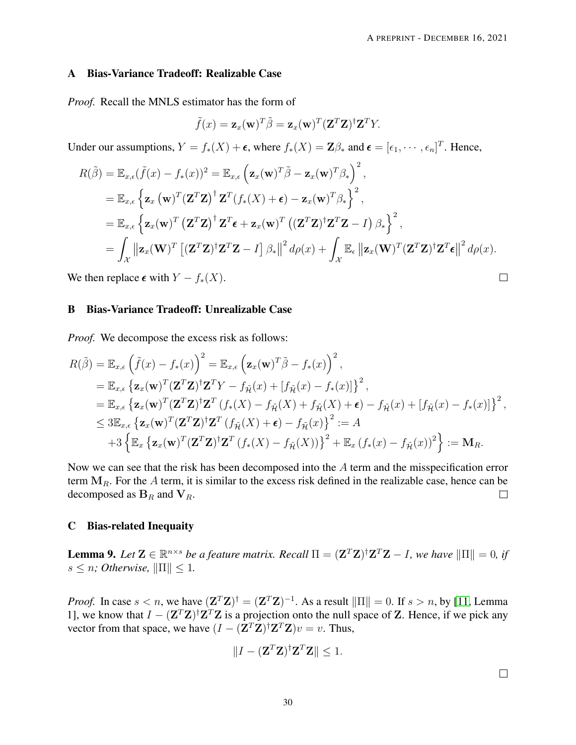## A Bias-Variance Tradeoff: Realizable Case

*Proof.* Recall the MNLS estimator has the form of

$$\tilde{f}(x) = \mathbf{z}_x(\mathbf{w})^T \tilde{\beta} = \mathbf{z}_x(\mathbf{w})^T (\mathbf{Z}^T\mathbf{Z})^{\dagger}\mathbf{Z}^T Y.$$

Under our assumptions, $Y = f_*(X) + \boldsymbol{\epsilon}$, where $f_*(X) = \mathbf{Z}\beta_*$ and $\boldsymbol{\epsilon} = [\epsilon_1, \cdots, \epsilon_n]^T$. Hence,

$$\begin{aligned}
R(\tilde{\beta}) &= \mathbb{E}_{x,\epsilon}(\tilde{f}(x) - f_*(x))^2 = \mathbb{E}_{x,\epsilon}\left(\mathbf{z}_x(\mathbf{w})^T\tilde{\beta} - \mathbf{z}_x(\mathbf{w})^T\beta_*\right)^2, \\
&= \mathbb{E}_{x,\epsilon}\left\{\mathbf{z}_x\left(\mathbf{w}\right)^T(\mathbf{Z}^T\mathbf{Z})^{\dagger}\mathbf{Z}^T(f_*(X) + \boldsymbol{\epsilon}) - \mathbf{z}_x(\mathbf{w})^T\beta_*\right\}^2, \\
&= \mathbb{E}_{x,\epsilon}\left\{\mathbf{z}_x(\mathbf{w})^T\left(\mathbf{Z}^T\mathbf{Z}\right)^{\dagger}\mathbf{Z}^T\boldsymbol{\epsilon} + \mathbf{z}_x(\mathbf{w})^T\left((\mathbf{Z}^T\mathbf{Z})^{\dagger}\mathbf{Z}^T\mathbf{Z} - I\right)\beta_*\right\}^2, \\
&= \int_{\mathcal{X}}\left\|\mathbf{z}_x(\mathbf{W})^T\left[(\mathbf{Z}^T\mathbf{Z})^{\dagger}\mathbf{Z}^T\mathbf{Z} - I\right]\beta_*\right\|^2 d\rho(x) + \int_{\mathcal{X}}\mathbb{E}_{\epsilon}\left\|\mathbf{z}_x(\mathbf{W})^T(\mathbf{Z}^T\mathbf{Z})^{\dagger}\mathbf{Z}^T\boldsymbol{\epsilon}\right\|^2 d\rho(x).
\end{aligned}$$

We then replace $\boldsymbol{\epsilon}$ with $Y - f_*(X)$. □

## B Bias-Variance Tradeoff: Unrealizable Case

*Proof.* We decompose the excess risk as follows:

$$\begin{aligned}
R(\tilde{\beta}) &= \mathbb{E}_{x,\epsilon}\left(\tilde{f}(x) - f_*(x)\right)^2 = \mathbb{E}_{x,\epsilon}\left(\mathbf{z}_x(\mathbf{w})^T\tilde{\beta} - f_*(x)\right)^2, \\
&= \mathbb{E}_{x,\epsilon}\left\{\mathbf{z}_x(\mathbf{w})^T(\mathbf{Z}^T\mathbf{Z})^{\dagger}\mathbf{Z}^T Y - f_{\tilde{\mathcal{H}}}(x) + [f_{\tilde{\mathcal{H}}}(x) - f_*(x)]\right\}^2, \\
&= \mathbb{E}_{x,\epsilon}\left\{\mathbf{z}_x(\mathbf{w})^T(\mathbf{Z}^T\mathbf{Z})^{\dagger}\mathbf{Z}^T\left(f_*(X) - f_{\tilde{\mathcal{H}}}(X) + f_{\tilde{\mathcal{H}}}(X) + \boldsymbol{\epsilon}\right) - f_{\tilde{\mathcal{H}}}(x) + [f_{\tilde{\mathcal{H}}}(x) - f_*(x)]\right\}^2, \\
&\leq 3\mathbb{E}_{x,\epsilon}\left\{\mathbf{z}_x(\mathbf{w})^T(\mathbf{Z}^T\mathbf{Z})^{\dagger}\mathbf{Z}^T\left(f_{\tilde{\mathcal{H}}}(X) + \boldsymbol{\epsilon}\right) - f_{\tilde{\mathcal{H}}}(x)\right\}^2 := A \\
&\quad + 3\left\{\mathbb{E}_x\left\{\mathbf{z}_x(\mathbf{w})^T(\mathbf{Z}^T\mathbf{Z})^{\dagger}\mathbf{Z}^T\left(f_*(X) - f_{\tilde{\mathcal{H}}}(X)\right)\right\}^2 + \mathbb{E}_x\left(f_*(x) - f_{\tilde{\mathcal{H}}}(x)\right)^2\right\} := \mathbf{M}_R.
\end{aligned}$$

Now we can see that the risk has been decomposed into the $A$ term and the misspecification error term $\mathbf{M}_R$. For the $A$ term, it is similar to the excess risk defined in the realizable case, hence can be decomposed as $\mathbf{B}_R$ and $\mathbf{V}_R$. □

## C Bias-related Inequaity

**Lemma 9.** *Let $\mathbf{Z} \in \mathbb{R}^{n\times s}$ be a feature matrix. Recall $\Pi = (\mathbf{Z}^T\mathbf{Z})^{\dagger}\mathbf{Z}^T\mathbf{Z} - I$, we have $\|\Pi\| = 0$, if $s \leq n$; Otherwise, $\|\Pi\| \leq 1$.*

*Proof.* In case $s < n$, we have $(\mathbf{Z}^T\mathbf{Z})^{\dagger} = (\mathbf{Z}^T\mathbf{Z})^{-1}$. As a result $\|\Pi\| = 0$. If $s > n$, by [11, Lemma 1], we know that $I - (\mathbf{Z}^T\mathbf{Z})^{\dagger}\mathbf{Z}^T\mathbf{Z}$ is a projection onto the null space of $\mathbf{Z}$. Hence, if we pick any vector from that space, we have $(I - (\mathbf{Z}^T\mathbf{Z})^{\dagger}\mathbf{Z}^T\mathbf{Z})v = v$. Thus,

$$\|I - (\mathbf{Z}^T\mathbf{Z})^{\dagger}\mathbf{Z}^T\mathbf{Z}\| \leq 1.$$

□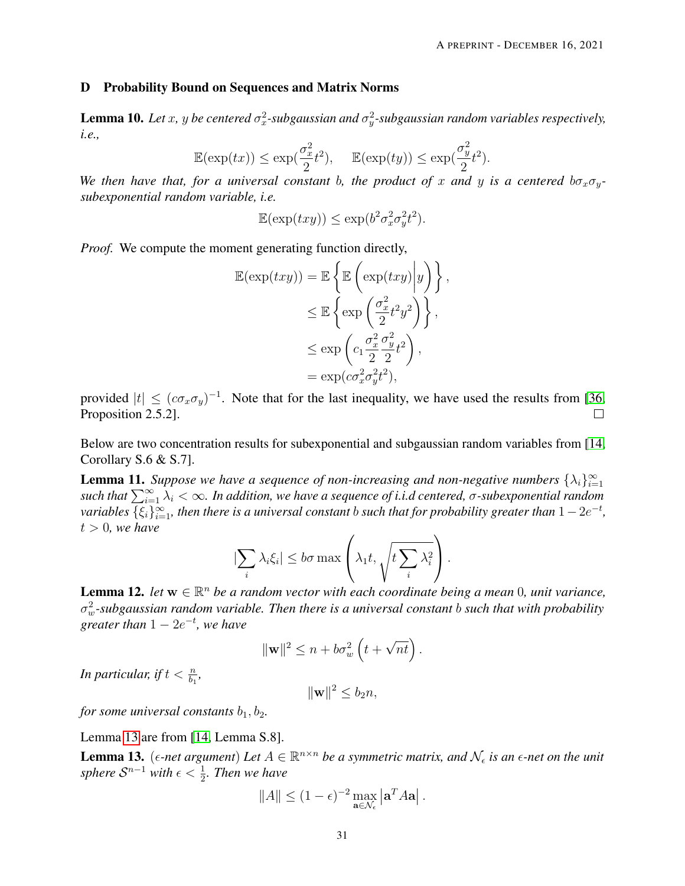## D Probability Bound on Sequences and Matrix Norms

**Lemma 10.** *Let $x$, $y$ be centered $\sigma_x^2$-subgaussian and $\sigma_y^2$-subgaussian random variables respectively, i.e.,*

$$\mathbb{E}(\exp(tx)) \leq \exp(\frac{\sigma_x^2}{2}t^2), \quad \mathbb{E}(\exp(ty)) \leq \exp(\frac{\sigma_y^2}{2}t^2).$$

*We then have that, for a universal constant $b$, the product of $x$ and $y$ is a centered $b\sigma_x\sigma_y$-subexponential random variable, i.e.*

$$\mathbb{E}(\exp(txy)) \leq \exp(b^2\sigma_x^2\sigma_y^2t^2).$$

*Proof.* We compute the moment generating function directly,

$$\begin{aligned}
\mathbb{E}(\exp(txy)) &= \mathbb{E}\left\{\mathbb{E}\left(\exp(txy)\middle| y\right)\right\}, \\
&\leq \mathbb{E}\left\{\exp\left(\frac{\sigma_x^2}{2}t^2y^2\right)\right\}, \\
&\leq \exp\left(c_1\frac{\sigma_x^2}{2}\frac{\sigma_y^2}{2}t^2\right), \\
&= \exp(c\sigma_x^2\sigma_y^2t^2),
\end{aligned}$$

provided $|t| \leq (c\sigma_x\sigma_y)^{-1}$. Note that for the last inequality, we have used the results from [36, Proposition 2.5.2]. □

Below are two concentration results for subexponential and subgaussian random variables from [14, Corollary S.6 & S.7].

**Lemma 11.** *Suppose we have a sequence of non-increasing and non-negative numbers $\{\lambda_i\}_{i=1}^\infty$ such that $\sum_{i=1}^\infty \lambda_i < \infty$. In addition, we have a sequence of i.i.d centered, $\sigma$-subexponential random variables $\{\xi_i\}_{i=1}^\infty$, then there is a universal constant $b$ such that for probability greater than $1-2e^{-t}$, $t > 0$, we have*

$$|\sum_i \lambda_i\xi_i| \leq b\sigma \max\left(\lambda_1 t, \sqrt{t\sum_i \lambda_i^2}\right).$$

**Lemma 12.** *let $\mathbf{w} \in \mathbb{R}^n$ be a random vector with each coordinate being a mean 0, unit variance, $\sigma_w^2$-subgaussian random variable. Then there is a universal constant $b$ such that with probability greater than $1-2e^{-t}$, we have*

$$\|\mathbf{w}\|^2 \leq n + b\sigma_w^2\left(t + \sqrt{nt}\right).$$

*In particular, if $t < \frac{n}{b_1}$,*

$$\|\mathbf{w}\|^2 \leq b_2 n,$$

*for some universal constants $b_1, b_2$.*

Lemma 13 are from [14, Lemma S.8].

**Lemma 13.** ($\epsilon$*-net argument*) *Let $A \in \mathbb{R}^{n\times n}$ be a symmetric matrix, and $\mathcal{N}_\epsilon$ is an $\epsilon$-net on the unit sphere $\mathcal{S}^{n-1}$ with $\epsilon < \frac{1}{2}$. Then we have*

$$\|A\| \leq (1-\epsilon)^{-2} \max_{\mathbf{a}\in\mathcal{N}_\epsilon} \left|\mathbf{a}^T A\mathbf{a}\right|.$$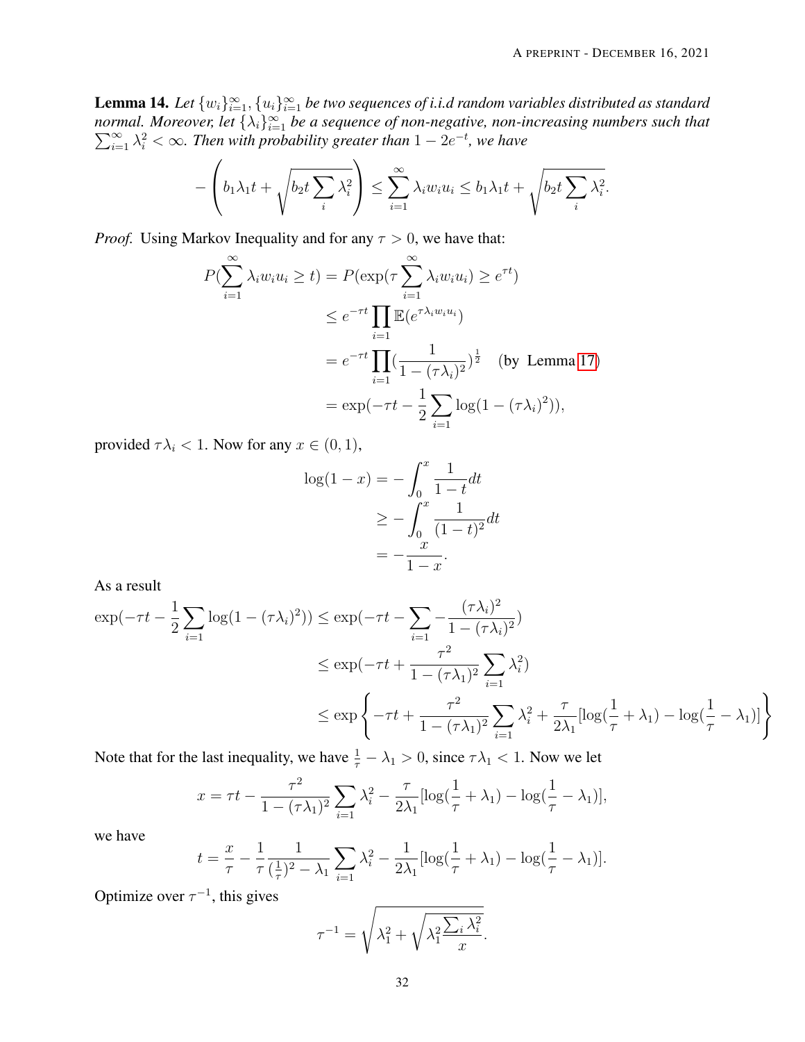**Lemma 14.** *Let $\{w_i\}_{i=1}^{\infty}, \{u_i\}_{i=1}^{\infty}$ be two sequences of i.i.d random variables distributed as standard normal. Moreover, let $\{\lambda_i\}_{i=1}^{\infty}$ be a sequence of non-negative, non-increasing numbers such that $\sum_{i=1}^{\infty} \lambda_i^2 < \infty$. Then with probability greater than $1 - 2e^{-t}$, we have*

$$-\left(b_1\lambda_1 t + \sqrt{b_2 t \sum_i \lambda_i^2}\right) \leq \sum_{i=1}^{\infty} \lambda_i w_i u_i \leq b_1 \lambda_1 t + \sqrt{b_2 t \sum_i \lambda_i^2}.$$

*Proof.* Using Markov Inequality and for any $\tau > 0$, we have that:

$$\begin{aligned}
P(\sum_{i=1}^{\infty} \lambda_i w_i u_i \geq t) &= P(\exp(\tau \sum_{i=1}^{\infty} \lambda_i w_i u_i) \geq e^{\tau t}) \\
&\leq e^{-\tau t} \prod_{i=1} \mathbb{E}(e^{\tau \lambda_i w_i u_i}) \\
&= e^{-\tau t} \prod_{i=1} (\frac{1}{1-(\tau\lambda_i)^2})^{\frac{1}{2}} \quad \text{(by Lemma 17)} \\
&= \exp(-\tau t - \frac{1}{2}\sum_{i=1} \log(1-(\tau\lambda_i)^2)),
\end{aligned}$$

provided $\tau\lambda_i < 1$. Now for any $x \in (0, 1)$,

$$\begin{aligned}
\log(1-x) &= -\int_0^x \frac{1}{1-t} dt \\
&\geq -\int_0^x \frac{1}{(1-t)^2} dt \\
&= -\frac{x}{1-x}.
\end{aligned}$$

As a result

$$\begin{aligned}
\exp(-\tau t - \frac{1}{2}\sum_{i=1} \log(1-(\tau\lambda_i)^2)) &\leq \exp(-\tau t - \sum_{i=1} -\frac{(\tau\lambda_i)^2}{1-(\tau\lambda_i)^2}) \\
&\leq \exp(-\tau t + \frac{\tau^2}{1-(\tau\lambda_1)^2}\sum_{i=1}\lambda_i^2) \\
&\leq \exp\left\{-\tau t + \frac{\tau^2}{1-(\tau\lambda_1)^2}\sum_{i=1}\lambda_i^2 + \frac{\tau}{2\lambda_1}[\log(\frac{1}{\tau}+\lambda_1) - \log(\frac{1}{\tau}-\lambda_1)]\right\}
\end{aligned}$$

Note that for the last inequality, we have $\frac{1}{\tau} - \lambda_1 > 0$, since $\tau\lambda_1 < 1$. Now we let

$$x = \tau t - \frac{\tau^2}{1-(\tau\lambda_1)^2}\sum_{i=1}\lambda_i^2 - \frac{\tau}{2\lambda_1}[\log(\frac{1}{\tau}+\lambda_1) - \log(\frac{1}{\tau}-\lambda_1)],$$

we have

$$t = \frac{x}{\tau} - \frac{1}{\tau}\frac{1}{(\frac{1}{\tau})^2 - \lambda_1}\sum_{i=1}\lambda_i^2 - \frac{1}{2\lambda_1}[\log(\frac{1}{\tau}+\lambda_1) - \log(\frac{1}{\tau}-\lambda_1)].$$

Optimize over $\tau^{-1}$, this gives

$$\tau^{-1} = \sqrt{\lambda_1^2 + \sqrt{\lambda_1^2 \frac{\sum_i \lambda_i^2}{x}}}.$$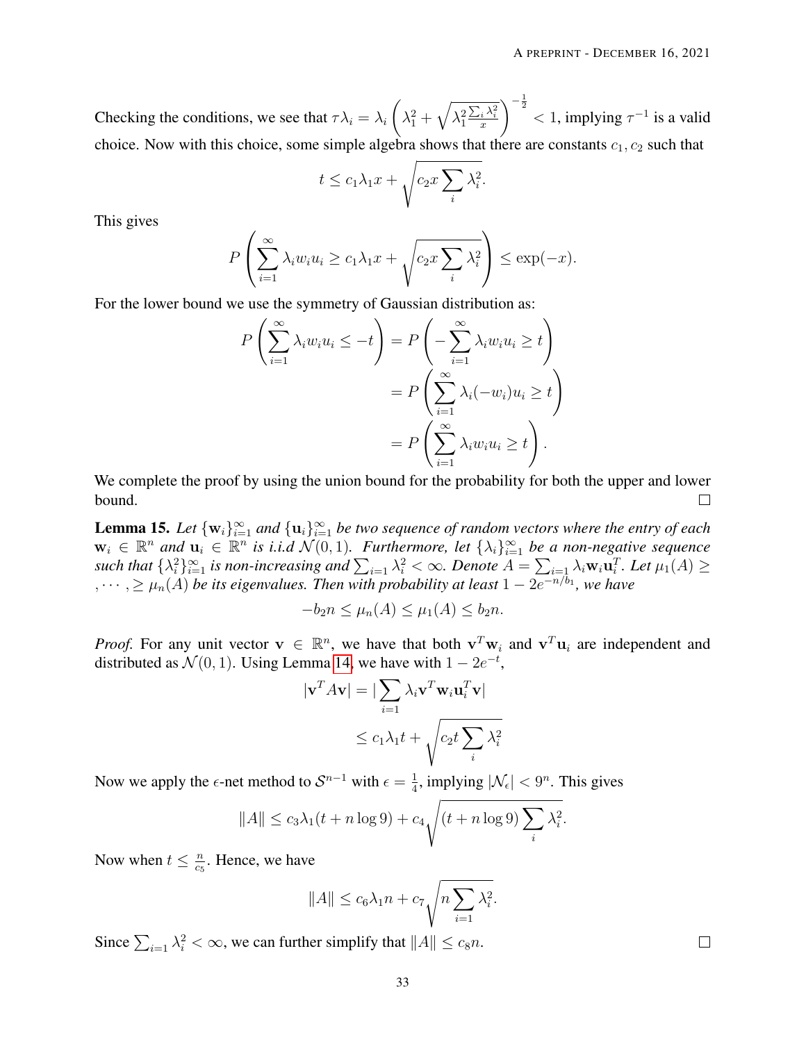Checking the conditions, we see that $\tau\lambda_i = \lambda_i \left(\lambda_1^2 + \sqrt{\lambda_1^2 \frac{\sum_i \lambda_i^2}{x}}\right)^{-\frac{1}{2}} < 1$, implying $\tau^{-1}$ is a valid choice. Now with this choice, some simple algebra shows that there are constants $c_1, c_2$ such that

$$t \leq c_1 \lambda_1 x + \sqrt{c_2 x \sum_i \lambda_i^2}.$$

This gives

$$P\left(\sum_{i=1}^{\infty} \lambda_i w_i u_i \geq c_1 \lambda_1 x + \sqrt{c_2 x \sum_i \lambda_i^2}\right) \leq \exp(-x).$$

For the lower bound we use the symmetry of Gaussian distribution as:

$$\begin{aligned}
P\left(\sum_{i=1}^{\infty} \lambda_i w_i u_i \leq -t\right) &= P\left(-\sum_{i=1}^{\infty} \lambda_i w_i u_i \geq t\right) \\
&= P\left(\sum_{i=1}^{\infty} \lambda_i (-w_i) u_i \geq t\right) \\
&= P\left(\sum_{i=1}^{\infty} \lambda_i w_i u_i \geq t\right).
\end{aligned}$$

We complete the proof by using the union bound for the probability for both the upper and lower bound. □

**Lemma 15.** *Let $\{\mathbf{w}_i\}_{i=1}^{\infty}$ and $\{\mathbf{u}_i\}_{i=1}^{\infty}$ be two sequence of random vectors where the entry of each $\mathbf{w}_i \in \mathbb{R}^n$ and $\mathbf{u}_i \in \mathbb{R}^n$ is i.i.d $\mathcal{N}(0,1)$. Furthermore, let $\{\lambda_i\}_{i=1}^{\infty}$ be a non-negative sequence such that $\{\lambda_i^2\}_{i=1}^{\infty}$ is non-increasing and $\sum_{i=1} \lambda_i^2 < \infty$. Denote $A = \sum_{i=1} \lambda_i \mathbf{w}_i \mathbf{u}_i^T$. Let $\mu_1(A) \geq, \cdots, \geq \mu_n(A)$ be its eigenvalues. Then with probability at least $1 - 2e^{-n/b_1}$, we have*

$$-b_2 n \leq \mu_n(A) \leq \mu_1(A) \leq b_2 n.$$

*Proof.* For any unit vector $\mathbf{v} \in \mathbb{R}^n$, we have that both $\mathbf{v}^T \mathbf{w}_i$ and $\mathbf{v}^T \mathbf{u}_i$ are independent and distributed as $\mathcal{N}(0,1)$. Using Lemma 14, we have with $1 - 2e^{-t}$,

$$\begin{aligned}
|\mathbf{v}^T A \mathbf{v}| &= |\sum_{i=1} \lambda_i \mathbf{v}^T \mathbf{w}_i \mathbf{u}_i^T \mathbf{v}| \\
&\leq c_1 \lambda_1 t + \sqrt{c_2 t \sum_i \lambda_i^2}
\end{aligned}$$

Now we apply the $\epsilon$-net method to $\mathcal{S}^{n-1}$ with $\epsilon = \frac{1}{4}$, implying $|\mathcal{N}_\epsilon| < 9^n$. This gives

$$\|A\| \leq c_3 \lambda_1 (t + n \log 9) + c_4 \sqrt{(t + n \log 9) \sum_i \lambda_i^2}.$$

Now when $t \leq \frac{n}{c_5}$. Hence, we have

$$\|A\| \leq c_6 \lambda_1 n + c_7 \sqrt{n \sum_{i=1} \lambda_i^2}.$$

Since $\sum_{i=1} \lambda_i^2 < \infty$, we can further simplify that $\|A\| \leq c_8 n$. □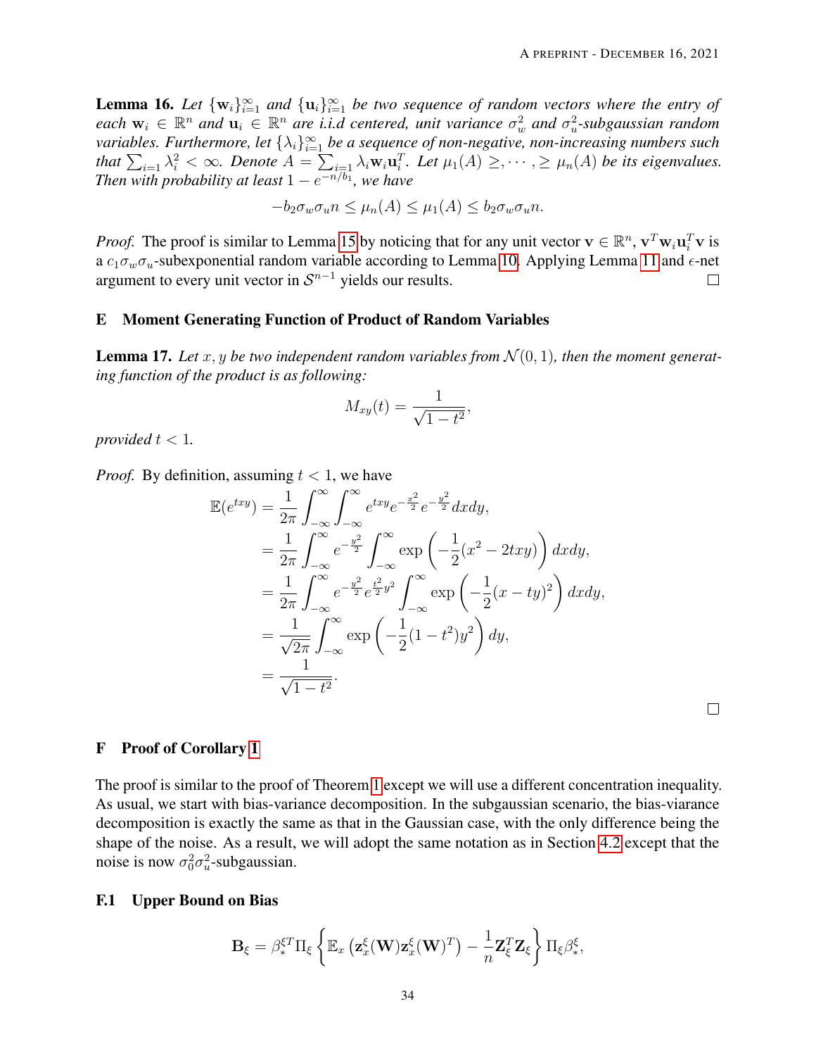**Lemma 16.** *Let $\{\mathbf{w}_i\}_{i=1}^{\infty}$ and $\{\mathbf{u}_i\}_{i=1}^{\infty}$ be two sequence of random vectors where the entry of each $\mathbf{w}_i \in \mathbb{R}^n$ and $\mathbf{u}_i \in \mathbb{R}^n$ are i.i.d centered, unit variance $\sigma_w^2$ and $\sigma_u^2$-subgaussian random variables. Furthermore, let $\{\lambda_i\}_{i=1}^{\infty}$ be a sequence of non-negative, non-increasing numbers such that $\sum_{i=1} \lambda_i^2 < \infty$. Denote $A = \sum_{i=1} \lambda_i \mathbf{w}_i \mathbf{u}_i^T$. Let $\mu_1(A) \geq, \cdots, \geq \mu_n(A)$ be its eigenvalues. Then with probability at least $1 - e^{-n/b_1}$, we have*

$$-b_2 \sigma_w \sigma_u n \leq \mu_n(A) \leq \mu_1(A) \leq b_2 \sigma_w \sigma_u n.$$

*Proof.* The proof is similar to Lemma 15 by noticing that for any unit vector $\mathbf{v} \in \mathbb{R}^n$, $\mathbf{v}^T \mathbf{w}_i \mathbf{u}_i^T \mathbf{v}$ is a $c_1 \sigma_w \sigma_u$-subexponential random variable according to Lemma 10. Applying Lemma 11 and $\epsilon$-net argument to every unit vector in $\mathcal{S}^{n-1}$ yields our results. □

## E Moment Generating Function of Product of Random Variables

**Lemma 17.** *Let $x, y$ be two independent random variables from $\mathcal{N}(0, 1)$, then the moment generating function of the product is as following:*

$$M_{xy}(t) = \frac{1}{\sqrt{1 - t^2}},$$

*provided $t < 1$.*

*Proof.* By definition, assuming $t < 1$, we have

$$\begin{aligned}
\mathbb{E}(e^{txy}) &= \frac{1}{2\pi} \int_{-\infty}^{\infty} \int_{-\infty}^{\infty} e^{txy} e^{-\frac{x^2}{2}} e^{-\frac{y^2}{2}} dx dy, \\
&= \frac{1}{2\pi} \int_{-\infty}^{\infty} e^{-\frac{y^2}{2}} \int_{-\infty}^{\infty} \exp\left(-\frac{1}{2}(x^2 - 2txy)\right) dx dy, \\
&= \frac{1}{2\pi} \int_{-\infty}^{\infty} e^{-\frac{y^2}{2}} e^{\frac{t^2}{2} y^2} \int_{-\infty}^{\infty} \exp\left(-\frac{1}{2}(x - ty)^2\right) dx dy, \\
&= \frac{1}{\sqrt{2\pi}} \int_{-\infty}^{\infty} \exp\left(-\frac{1}{2}(1 - t^2) y^2\right) dy, \\
&= \frac{1}{\sqrt{1 - t^2}}.
\end{aligned}$$

□

## F Proof of Corollary 1

The proof is similar to the proof of Theorem 1 except we will use a different concentration inequality. As usual, we start with bias-variance decomposition. In the subgaussian scenario, the bias-viarance decomposition is exactly the same as that in the Gaussian case, with the only difference being the shape of the noise. As a result, we will adopt the same notation as in Section 4.2 except that the noise is now $\sigma_0^2 \sigma_u^2$-subgaussian.

### F.1 Upper Bound on Bias

$$\mathbf{B}_{\xi} = \beta_*^{\xi T} \Pi_{\xi} \left\{ \mathbb{E}_x \left( \mathbf{z}_x^{\xi}(\mathbf{W}) \mathbf{z}_x^{\xi}(\mathbf{W})^T \right) - \frac{1}{n} \mathbf{Z}_{\xi}^T \mathbf{Z}_{\xi} \right\} \Pi_{\xi} \beta_*^{\xi},$$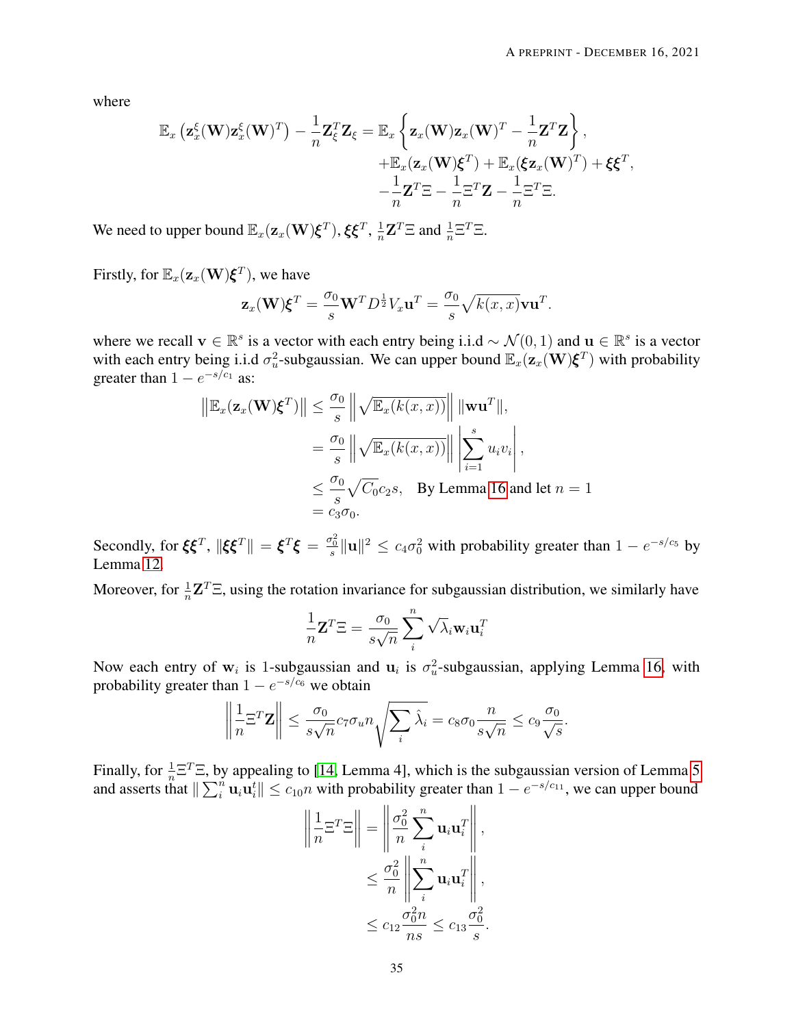where

$$
\begin{aligned}
\mathbb{E}_x\left(\mathbf{z}_x^{\xi}(\mathbf{W})\mathbf{z}_x^{\xi}(\mathbf{W})^T\right) - \frac{1}{n}\mathbf{Z}_\xi^T\mathbf{Z}_\xi = \mathbb{E}_x&\left\{\mathbf{z}_x(\mathbf{W})\mathbf{z}_x(\mathbf{W})^T - \frac{1}{n}\mathbf{Z}^T\mathbf{Z}\right\}, \\
&+\mathbb{E}_x(\mathbf{z}_x(\mathbf{W})\boldsymbol{\xi}^T) + \mathbb{E}_x(\boldsymbol{\xi}\mathbf{z}_x(\mathbf{W})^T) + \boldsymbol{\xi}\boldsymbol{\xi}^T, \\
&-\frac{1}{n}\mathbf{Z}^T\Xi - \frac{1}{n}\Xi^T\mathbf{Z} - \frac{1}{n}\Xi^T\Xi.
\end{aligned}
$$

We need to upper bound $\mathbb{E}_x(\mathbf{z}_x(\mathbf{W})\boldsymbol{\xi}^T)$, $\boldsymbol{\xi}\boldsymbol{\xi}^T$, $\frac{1}{n}\mathbf{Z}^T\Xi$ and $\frac{1}{n}\Xi^T\Xi$.

Firstly, for $\mathbb{E}_x(\mathbf{z}_x(\mathbf{W})\boldsymbol{\xi}^T)$, we have

$$
\mathbf{z}_x(\mathbf{W})\boldsymbol{\xi}^T = \frac{\sigma_0}{s}\mathbf{W}^T D^{\frac{1}{2}} V_x \mathbf{u}^T = \frac{\sigma_0}{s}\sqrt{k(x,x)}\mathbf{v}\mathbf{u}^T.
$$

where we recall $\mathbf{v} \in \mathbb{R}^s$ is a vector with each entry being i.i.d $\sim \mathcal{N}(0,1)$ and $\mathbf{u} \in \mathbb{R}^s$ is a vector with each entry being i.i.d $\sigma_u^2$-subgaussian. We can upper bound $\mathbb{E}_x(\mathbf{z}_x(\mathbf{W})\boldsymbol{\xi}^T)$ with probability greater than $1 - e^{-s/c_1}$ as:

$$
\begin{aligned}
\left\|\mathbb{E}_x(\mathbf{z}_x(\mathbf{W})\boldsymbol{\xi}^T)\right\| &\leq \frac{\sigma_0}{s}\left\|\sqrt{\mathbb{E}_x(k(x,x))}\right\| \|\mathbf{w}\mathbf{u}^T\|, \\
&= \frac{\sigma_0}{s}\left\|\sqrt{\mathbb{E}_x(k(x,x))}\right\| \left|\sum_{i=1}^{s} u_i v_i\right|, \\
&\leq \frac{\sigma_0}{s}\sqrt{C_0}c_2 s, \quad \text{By Lemma 16 and let } n=1 \\
&= c_3\sigma_0.
\end{aligned}
$$

Secondly, for $\boldsymbol{\xi}\boldsymbol{\xi}^T$, $\|\boldsymbol{\xi}\boldsymbol{\xi}^T\| = \boldsymbol{\xi}^T\boldsymbol{\xi} = \frac{\sigma_0^2}{s}\|\mathbf{u}\|^2 \leq c_4\sigma_0^2$ with probability greater than $1 - e^{-s/c_5}$ by Lemma 12.

Moreover, for $\frac{1}{n}\mathbf{Z}^T\Xi$, using the rotation invariance for subgaussian distribution, we similarly have

$$
\frac{1}{n}\mathbf{Z}^T\Xi = \frac{\sigma_0}{s\sqrt{n}}\sum_{i}^{n}\sqrt{\lambda}_i\mathbf{w}_i\mathbf{u}_i^T
$$

Now each entry of $\mathbf{w}_i$ is 1-subgaussian and $\mathbf{u}_i$ is $\sigma_u^2$-subgaussian, applying Lemma 16, with probability greater than $1 - e^{-s/c_6}$ we obtain

$$
\left\|\frac{1}{n}\Xi^T\mathbf{Z}\right\| \leq \frac{\sigma_0}{s\sqrt{n}}c_7\sigma_u n\sqrt{\sum_i \hat{\lambda}_i} = c_8\sigma_0\frac{n}{s\sqrt{n}} \leq c_9\frac{\sigma_0}{\sqrt{s}}.
$$

Finally, for $\frac{1}{n}\Xi^T\Xi$, by appealing to [14, Lemma 4], which is the subgaussian version of Lemma 5 and asserts that $\|\sum_i^n \mathbf{u}_i\mathbf{u}_i^t\| \leq c_{10}n$ with probability greater than $1 - e^{-s/c_{11}}$, we can upper bound

$$
\begin{aligned}
\left\|\frac{1}{n}\Xi^T\Xi\right\| &= \left\|\frac{\sigma_0^2}{n}\sum_{i}^{n}\mathbf{u}_i\mathbf{u}_i^T\right\|, \\
&\leq \frac{\sigma_0^2}{n}\left\|\sum_{i}^{n}\mathbf{u}_i\mathbf{u}_i^T\right\|, \\
&\leq c_{12}\frac{\sigma_0^2 n}{ns} \leq c_{13}\frac{\sigma_0^2}{s}.
\end{aligned}
$$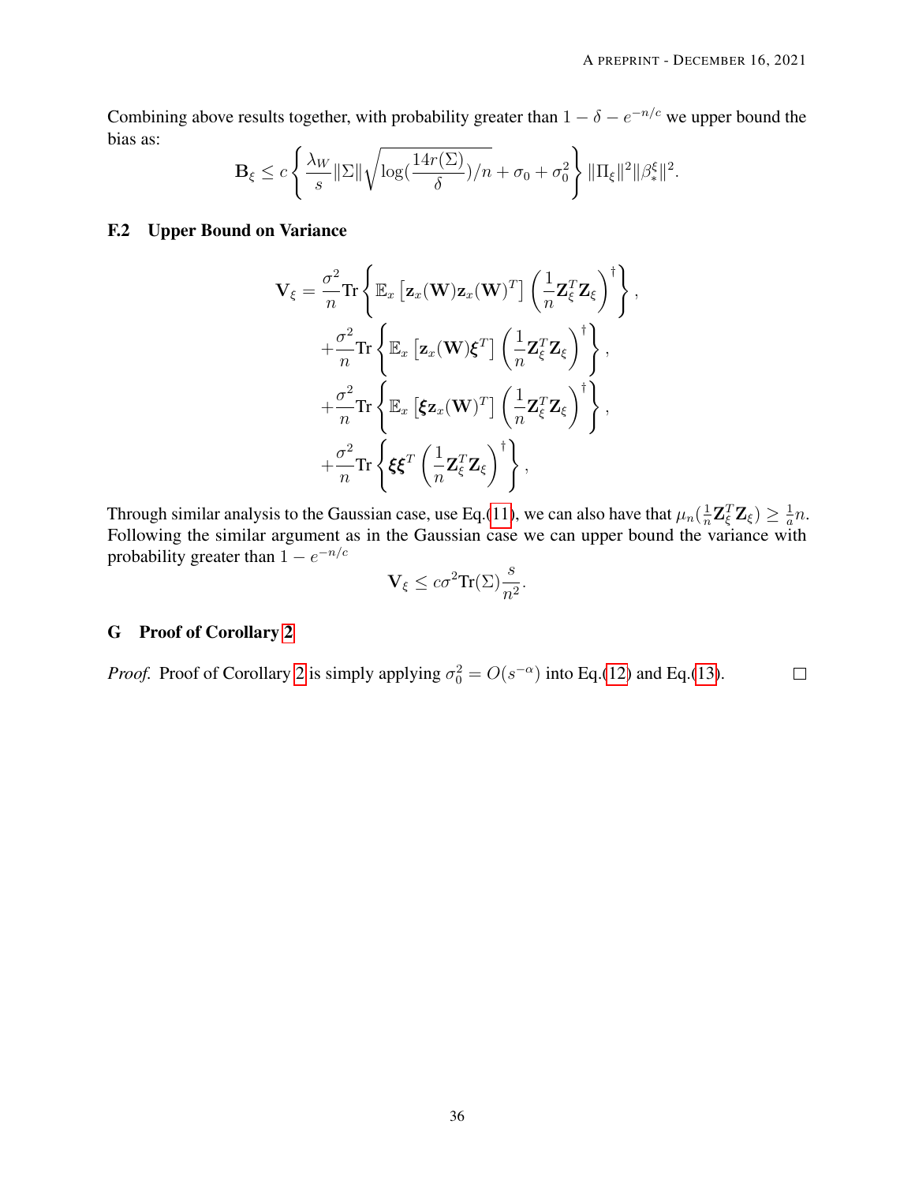Combining above results together, with probability greater than $1-\delta-e^{-n/c}$ we upper bound the bias as:

$$\mathbf{B}_\xi \leq c\left\{\frac{\lambda_W}{s}\|\Sigma\|\sqrt{\log(\frac{14r(\Sigma)}{\delta})/n}+\sigma_0+\sigma_0^2\right\}\|\Pi_\xi\|^2\|\beta_*^\xi\|^2.$$

### F.2 Upper Bound on Variance

$$\begin{aligned}
\mathbf{V}_\xi = & \frac{\sigma^2}{n}\mathrm{Tr}\left\{\mathbb{E}_x\left[\mathbf{z}_x(\mathbf{W})\mathbf{z}_x(\mathbf{W})^T\right]\left(\frac{1}{n}\mathbf{Z}_\xi^T\mathbf{Z}_\xi\right)^\dagger\right\}, \\
& +\frac{\sigma^2}{n}\mathrm{Tr}\left\{\mathbb{E}_x\left[\mathbf{z}_x(\mathbf{W})\boldsymbol{\xi}^T\right]\left(\frac{1}{n}\mathbf{Z}_\xi^T\mathbf{Z}_\xi\right)^\dagger\right\}, \\
& +\frac{\sigma^2}{n}\mathrm{Tr}\left\{\mathbb{E}_x\left[\boldsymbol{\xi}\mathbf{z}_x(\mathbf{W})^T\right]\left(\frac{1}{n}\mathbf{Z}_\xi^T\mathbf{Z}_\xi\right)^\dagger\right\}, \\
& +\frac{\sigma^2}{n}\mathrm{Tr}\left\{\boldsymbol{\xi}\boldsymbol{\xi}^T\left(\frac{1}{n}\mathbf{Z}_\xi^T\mathbf{Z}_\xi\right)^\dagger\right\},
\end{aligned}$$

Through similar analysis to the Gaussian case, use Eq.(11), we can also have that $\mu_n(\frac{1}{n}\mathbf{Z}_\xi^T\mathbf{Z}_\xi) \geq \frac{1}{a}n$. Following the similar argument as in the Gaussian case we can upper bound the variance with probability greater than $1-e^{-n/c}$

$$\mathbf{V}_\xi \leq c\sigma^2\mathrm{Tr}(\Sigma)\frac{s}{n^2}.$$

## G Proof of Corollary 2

*Proof.* Proof of Corollary 2 is simply applying $\sigma_0^2 = O(s^{-\alpha})$ into Eq.(12) and Eq.(13). □